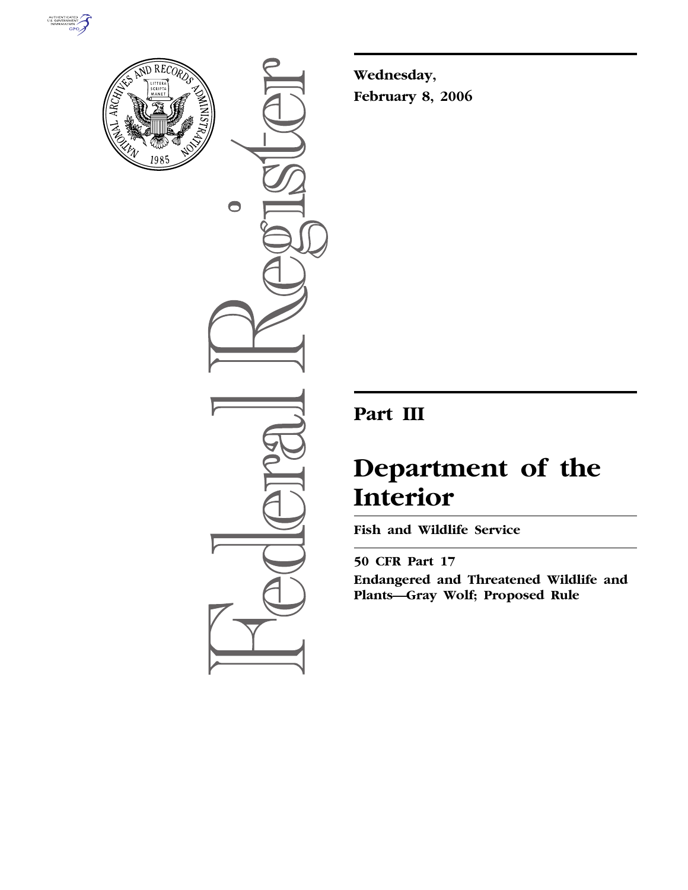**Wednesday,**
**February 8, 2006**

# Part III

# Department of the Interior

## Fish and Wildlife Service

### 50 CFR Part 17

### Endangered and Threatened Wildlife and Plants—Gray Wolf; Proposed Rule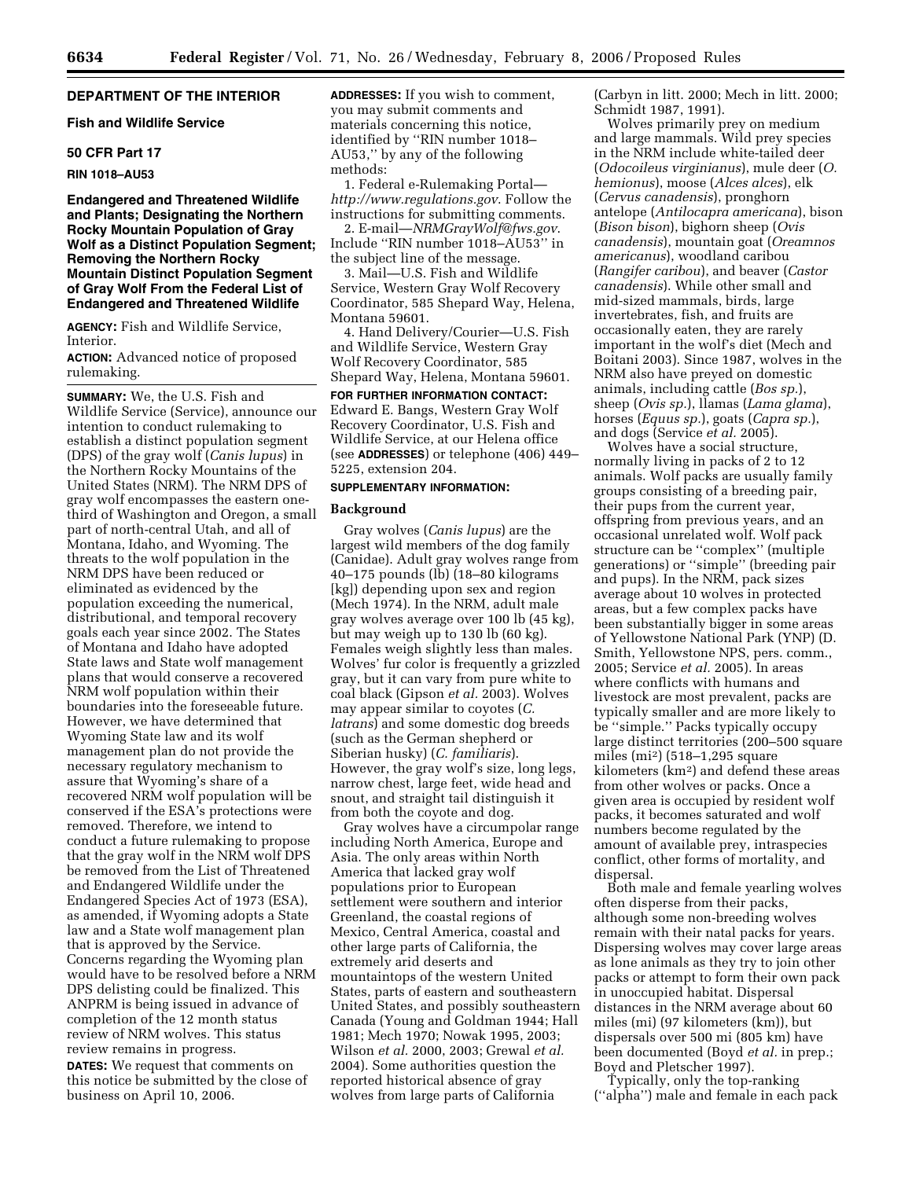**DEPARTMENT OF THE INTERIOR**

**Fish and Wildlife Service**

**50 CFR Part 17**

**RIN 1018–AU53**

# Endangered and Threatened Wildlife and Plants; Designating the Northern Rocky Mountain Population of Gray Wolf as a Distinct Population Segment; Removing the Northern Rocky Mountain Distinct Population Segment of Gray Wolf From the Federal List of Endangered and Threatened Wildlife

**AGENCY:** Fish and Wildlife Service, Interior.

**ACTION:** Advanced notice of proposed rulemaking.

**SUMMARY:** We, the U.S. Fish and Wildlife Service (Service), announce our intention to conduct rulemaking to establish a distinct population segment (DPS) of the gray wolf (*Canis lupus*) in the Northern Rocky Mountains of the United States (NRM). The NRM DPS of gray wolf encompasses the eastern one-third of Washington and Oregon, a small part of north-central Utah, and all of Montana, Idaho, and Wyoming. The threats to the wolf population in the NRM DPS have been reduced or eliminated as evidenced by the population exceeding the numerical, distributional, and temporal recovery goals each year since 2002. The States of Montana and Idaho have adopted State laws and State wolf management plans that would conserve a recovered NRM wolf population within their boundaries into the foreseeable future. However, we have determined that Wyoming State law and its wolf management plan do not provide the necessary regulatory mechanism to assure that Wyoming's share of a recovered NRM wolf population will be conserved if the ESA's protections were removed. Therefore, we intend to conduct a future rulemaking to propose that the gray wolf in the NRM wolf DPS be removed from the List of Threatened and Endangered Wildlife under the Endangered Species Act of 1973 (ESA), as amended, if Wyoming adopts a State law and a State wolf management plan that is approved by the Service. Concerns regarding the Wyoming plan would have to be resolved before a NRM DPS delisting could be finalized. This ANPRM is being issued in advance of completion of the 12 month status review of NRM wolves. This status review remains in progress.

**DATES:** We request that comments on this notice be submitted by the close of business on April 10, 2006.

**ADDRESSES:** If you wish to comment, you may submit comments and materials concerning this notice, identified by ''RIN number 1018–AU53,'' by any of the following methods:

1. Federal e-Rulemaking Portal—*http://www.regulations.gov*. Follow the instructions for submitting comments.
2. E-mail—*NRMGrayWolf@fws.gov*. Include ''RIN number 1018–AU53'' in the subject line of the message.
3. Mail—U.S. Fish and Wildlife Service, Western Gray Wolf Recovery Coordinator, 585 Shepard Way, Helena, Montana 59601.
4. Hand Delivery/Courier—U.S. Fish and Wildlife Service, Western Gray Wolf Recovery Coordinator, 585 Shepard Way, Helena, Montana 59601.

**FOR FURTHER INFORMATION CONTACT:** Edward E. Bangs, Western Gray Wolf Recovery Coordinator, U.S. Fish and Wildlife Service, at our Helena office (see **ADDRESSES**) or telephone (406) 449–5225, extension 204.

**SUPPLEMENTARY INFORMATION:**

## Background

Gray wolves (*Canis lupus*) are the largest wild members of the dog family (Canidae). Adult gray wolves range from 40–175 pounds (lb) (18–80 kilograms [kg]) depending upon sex and region (Mech 1974). In the NRM, adult male gray wolves average over 100 lb (45 kg), but may weigh up to 130 lb (60 kg). Females weigh slightly less than males. Wolves' fur color is frequently a grizzled gray, but it can vary from pure white to coal black (Gipson *et al.* 2003). Wolves may appear similar to coyotes (*C. latrans*) and some domestic dog breeds (such as the German shepherd or Siberian husky) (*C. familiaris*). However, the gray wolf's size, long legs, narrow chest, large feet, wide head and snout, and straight tail distinguish it from both the coyote and dog.

Gray wolves have a circumpolar range including North America, Europe and Asia. The only areas within North America that lacked gray wolf populations prior to European settlement were southern and interior Greenland, the coastal regions of Mexico, Central America, coastal and other large parts of California, the extremely arid deserts and mountaintops of the western United States, parts of eastern and southeastern United States, and possibly southeastern Canada (Young and Goldman 1944; Hall 1981; Mech 1970; Nowak 1995, 2003; Wilson *et al.* 2000, 2003; Grewal *et al.* 2004). Some authorities question the reported historical absence of gray wolves from large parts of California (Carbyn in litt. 2000; Mech in litt. 2000; Schmidt 1987, 1991).

Wolves primarily prey on medium and large mammals. Wild prey species in the NRM include white-tailed deer (*Odocoileus virginianus*), mule deer (*O. hemionus*), moose (*Alces alces*), elk (*Cervus canadensis*), pronghorn antelope (*Antilocapra americana*), bison (*Bison bison*), bighorn sheep (*Ovis canadensis*), mountain goat (*Oreamnos americanus*), woodland caribou (*Rangifer caribou*), and beaver (*Castor canadensis*). While other small and mid-sized mammals, birds, large invertebrates, fish, and fruits are occasionally eaten, they are rarely important in the wolf's diet (Mech and Boitani 2003). Since 1987, wolves in the NRM also have preyed on domestic animals, including cattle (*Bos sp.*), sheep (*Ovis sp.*), llamas (*Lama glama*), horses (*Equus sp.*), goats (*Capra sp.*), and dogs (Service *et al.* 2005).

Wolves have a social structure, normally living in packs of 2 to 12 animals. Wolf packs are usually family groups consisting of a breeding pair, their pups from the current year, offspring from previous years, and an occasional unrelated wolf. Wolf pack structure can be ''complex'' (multiple generations) or ''simple'' (breeding pair and pups). In the NRM, pack sizes average about 10 wolves in protected areas, but a few complex packs have been substantially bigger in some areas of Yellowstone National Park (YNP) (D. Smith, Yellowstone NPS, pers. comm., 2005; Service *et al.* 2005). In areas where conflicts with humans and livestock are most prevalent, packs are typically smaller and are more likely to be ''simple.'' Packs typically occupy large distinct territories (200–500 square miles ($mi^2$) (518–1,295 square kilometers ($km^2$) and defend these areas from other wolves or packs. Once a given area is occupied by resident wolf packs, it becomes saturated and wolf numbers become regulated by the amount of available prey, intraspecies conflict, other forms of mortality, and dispersal.

Both male and female yearling wolves often disperse from their packs, although some non-breeding wolves remain with their natal packs for years. Dispersing wolves may cover large areas as lone animals as they try to join other packs or attempt to form their own pack in unoccupied habitat. Dispersal distances in the NRM average about 60 miles (mi) (97 kilometers (km)), but dispersals over 500 mi (805 km) have been documented (Boyd *et al.* in prep.; Boyd and Pletscher 1997).

Typically, only the top-ranking (''alpha'') male and female in each pack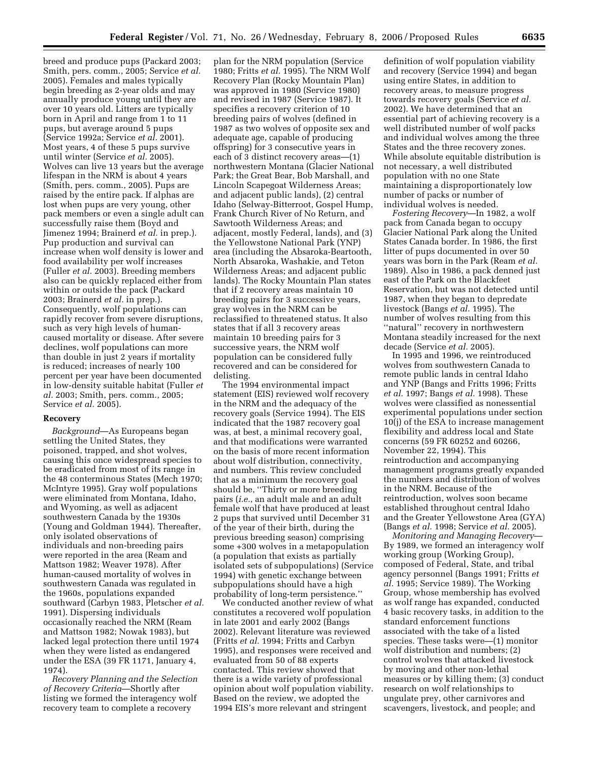breed and produce pups (Packard 2003; Smith, pers. comm., 2005; Service *et al.* 2005). Females and males typically begin breeding as 2-year olds and may annually produce young until they are over 10 years old. Litters are typically born in April and range from 1 to 11 pups, but average around 5 pups (Service 1992a; Service *et al.* 2001). Most years, 4 of these 5 pups survive until winter (Service *et al.* 2005). Wolves can live 13 years but the average lifespan in the NRM is about 4 years (Smith, pers. comm., 2005). Pups are raised by the entire pack. If alphas are lost when pups are very young, other pack members or even a single adult can successfully raise them (Boyd and Jimenez 1994; Brainerd *et al.* in prep.). Pup production and survival can increase when wolf density is lower and food availability per wolf increases (Fuller *et al.* 2003). Breeding members also can be quickly replaced either from within or outside the pack (Packard 2003; Brainerd *et al.* in prep.). Consequently, wolf populations can rapidly recover from severe disruptions, such as very high levels of human-caused mortality or disease. After severe declines, wolf populations can more than double in just 2 years if mortality is reduced; increases of nearly 100 percent per year have been documented in low-density suitable habitat (Fuller *et al.* 2003; Smith, pers. comm., 2005; Service *et al.* 2005).

## Recovery

*Background*—As Europeans began settling the United States, they poisoned, trapped, and shot wolves, causing this once widespread species to be eradicated from most of its range in the 48 conterminous States (Mech 1970; McIntyre 1995). Gray wolf populations were eliminated from Montana, Idaho, and Wyoming, as well as adjacent southwestern Canada by the 1930s (Young and Goldman 1944). Thereafter, only isolated observations of individuals and non-breeding pairs were reported in the area (Ream and Mattson 1982; Weaver 1978). After human-caused mortality of wolves in southwestern Canada was regulated in the 1960s, populations expanded southward (Carbyn 1983, Pletscher *et al.* 1991). Dispersing individuals occasionally reached the NRM (Ream and Mattson 1982; Nowak 1983), but lacked legal protection there until 1974 when they were listed as endangered under the ESA (39 FR 1171, January 4, 1974).

*Recovery Planning and the Selection of Recovery Criteria*—Shortly after listing we formed the interagency wolf recovery team to complete a recovery plan for the NRM population (Service 1980; Fritts *et al.* 1995). The NRM Wolf Recovery Plan (Rocky Mountain Plan) was approved in 1980 (Service 1980) and revised in 1987 (Service 1987). It specifies a recovery criterion of 10 breeding pairs of wolves (defined in 1987 as two wolves of opposite sex and adequate age, capable of producing offspring) for 3 consecutive years in each of 3 distinct recovery areas—(1) northwestern Montana (Glacier National Park; the Great Bear, Bob Marshall, and Lincoln Scapegoat Wilderness Areas; and adjacent public lands), (2) central Idaho (Selway-Bitterroot, Gospel Hump, Frank Church River of No Return, and Sawtooth Wilderness Areas; and adjacent, mostly Federal, lands), and (3) the Yellowstone National Park (YNP) area (including the Absaroka-Beartooth, North Absaroka, Washakie, and Teton Wilderness Areas; and adjacent public lands). The Rocky Mountain Plan states that if 2 recovery areas maintain 10 breeding pairs for 3 successive years, gray wolves in the NRM can be reclassified to threatened status. It also states that if all 3 recovery areas maintain 10 breeding pairs for 3 successive years, the NRM wolf population can be considered fully recovered and can be considered for delisting.

The 1994 environmental impact statement (EIS) reviewed wolf recovery in the NRM and the adequacy of the recovery goals (Service 1994). The EIS indicated that the 1987 recovery goal was, at best, a minimal recovery goal, and that modifications were warranted on the basis of more recent information about wolf distribution, connectivity, and numbers. This review concluded that as a minimum the recovery goal should be, ''Thirty or more breeding pairs (*i.e.*, an adult male and an adult female wolf that have produced at least 2 pups that survived until December 31 of the year of their birth, during the previous breeding season) comprising some +300 wolves in a metapopulation (a population that exists as partially isolated sets of subpopulations) (Service 1994) with genetic exchange between subpopulations should have a high probability of long-term persistence.''

We conducted another review of what constitutes a recovered wolf population in late 2001 and early 2002 (Bangs 2002). Relevant literature was reviewed (Fritts *et al.* 1994; Fritts and Carbyn 1995), and responses were received and evaluated from 50 of 88 experts contacted. This review showed that there is a wide variety of professional opinion about wolf population viability. Based on the review, we adopted the 1994 EIS's more relevant and stringent definition of wolf population viability and recovery (Service 1994) and began using entire States, in addition to recovery areas, to measure progress towards recovery goals (Service *et al.* 2002). We have determined that an essential part of achieving recovery is a well distributed number of wolf packs and individual wolves among the three States and the three recovery zones. While absolute equitable distribution is not necessary, a well distributed population with no one State maintaining a disproportionately low number of packs or number of individual wolves is needed.

*Fostering Recovery*—In 1982, a wolf pack from Canada began to occupy Glacier National Park along the United States Canada border. In 1986, the first litter of pups documented in over 50 years was born in the Park (Ream *et al.* 1989). Also in 1986, a pack denned just east of the Park on the Blackfeet Reservation, but was not detected until 1987, when they began to depredate livestock (Bangs *et al.* 1995). The number of wolves resulting from this ''natural'' recovery in northwestern Montana steadily increased for the next decade (Service *et al.* 2005).

In 1995 and 1996, we reintroduced wolves from southwestern Canada to remote public lands in central Idaho and YNP (Bangs and Fritts 1996; Fritts *et al.* 1997; Bangs *et al.* 1998). These wolves were classified as nonessential experimental populations under section 10(j) of the ESA to increase management flexibility and address local and State concerns (59 FR 60252 and 60266, November 22, 1994). This reintroduction and accompanying management programs greatly expanded the numbers and distribution of wolves in the NRM. Because of the reintroduction, wolves soon became established throughout central Idaho and the Greater Yellowstone Area (GYA) (Bangs *et al.* 1998; Service *et al.* 2005).

*Monitoring and Managing Recovery*—By 1989, we formed an interagency wolf working group (Working Group), composed of Federal, State, and tribal agency personnel (Bangs 1991; Fritts *et al.* 1995; Service 1989). The Working Group, whose membership has evolved as wolf range has expanded, conducted 4 basic recovery tasks, in addition to the standard enforcement functions associated with the take of a listed species. These tasks were—(1) monitor wolf distribution and numbers; (2) control wolves that attacked livestock by moving and other non-lethal measures or by killing them; (3) conduct research on wolf relationships to ungulate prey, other carnivores and scavengers, livestock, and people; and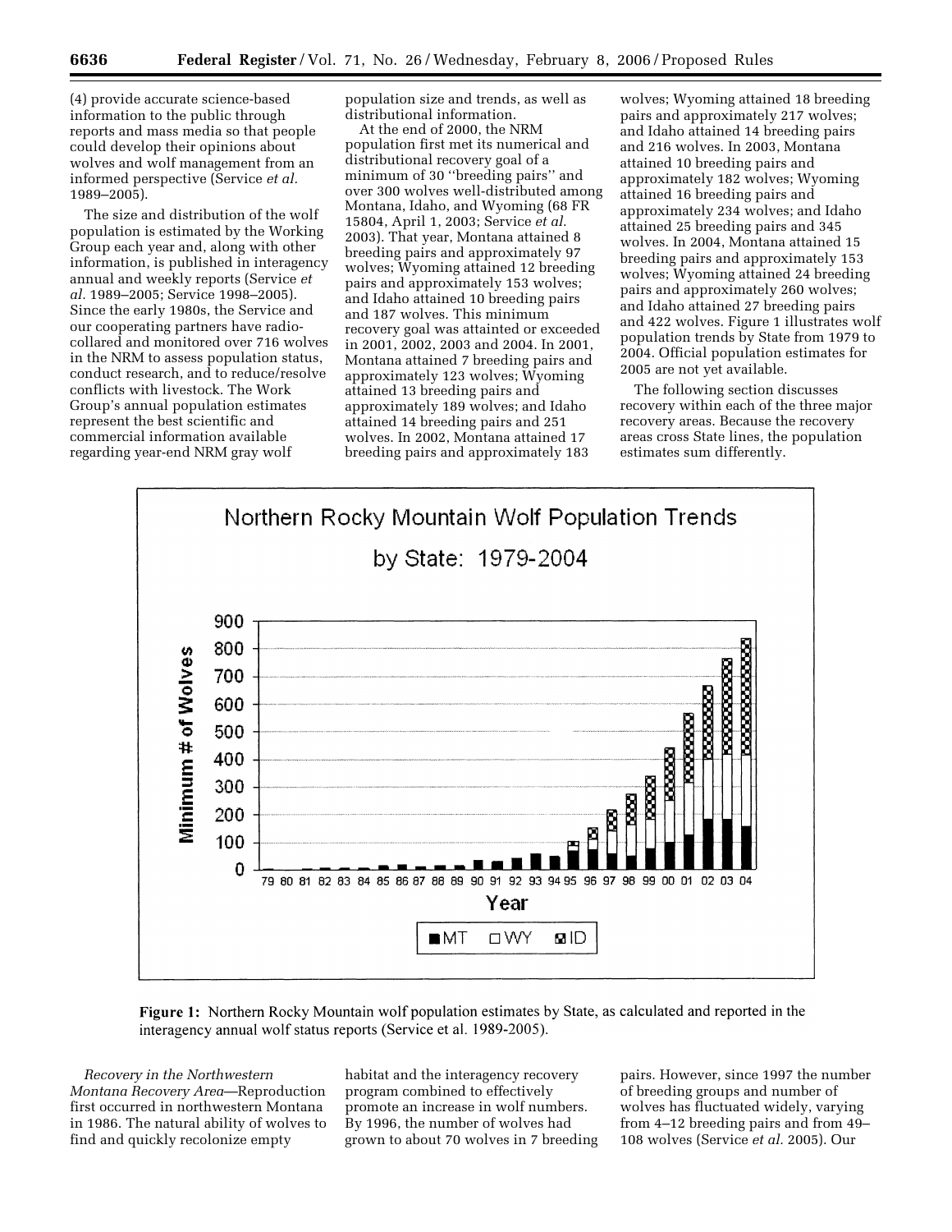(4) provide accurate science-based information to the public through reports and mass media so that people could develop their opinions about wolves and wolf management from an informed perspective (Service *et al.* 1989–2005).

The size and distribution of the wolf population is estimated by the Working Group each year and, along with other information, is published in interagency annual and weekly reports (Service *et al.* 1989–2005; Service 1998–2005). Since the early 1980s, the Service and our cooperating partners have radio-collared and monitored over 716 wolves in the NRM to assess population status, conduct research, and to reduce/resolve conflicts with livestock. The Work Group's annual population estimates represent the best scientific and commercial information available regarding year-end NRM gray wolf population size and trends, as well as distributional information.

At the end of 2000, the NRM population first met its numerical and distributional recovery goal of a minimum of 30 ''breeding pairs'' and over 300 wolves well-distributed among Montana, Idaho, and Wyoming (68 FR 15804, April 1, 2003; Service *et al.* 2003). That year, Montana attained 8 breeding pairs and approximately 97 wolves; Wyoming attained 12 breeding pairs and approximately 153 wolves; and Idaho attained 10 breeding pairs and 187 wolves. This minimum recovery goal was attainted or exceeded in 2001, 2002, 2003 and 2004. In 2001, Montana attained 7 breeding pairs and approximately 123 wolves; Wyoming attained 13 breeding pairs and approximately 189 wolves; and Idaho attained 14 breeding pairs and 251 wolves. In 2002, Montana attained 17 breeding pairs and approximately 183 wolves; Wyoming attained 18 breeding pairs and approximately 217 wolves; and Idaho attained 14 breeding pairs and 216 wolves. In 2003, Montana attained 10 breeding pairs and approximately 182 wolves; Wyoming attained 16 breeding pairs and approximately 234 wolves; and Idaho attained 25 breeding pairs and 345 wolves. In 2004, Montana attained 15 breeding pairs and approximately 153 wolves; Wyoming attained 24 breeding pairs and approximately 260 wolves; and Idaho attained 27 breeding pairs and 422 wolves. Figure 1 illustrates wolf population trends by State from 1979 to 2004. Official population estimates for 2005 are not yet available.

The following section discusses recovery within each of the three major recovery areas. Because the recovery areas cross State lines, the population estimates sum differently.

**Figure 1:** Northern Rocky Mountain wolf population estimates by State, as calculated and reported in the interagency annual wolf status reports (Service et al. 1989-2005).

*Recovery in the Northwestern Montana Recovery Area*—Reproduction first occurred in northwestern Montana in 1986. The natural ability of wolves to find and quickly recolonize empty habitat and the interagency recovery program combined to effectively promote an increase in wolf numbers. By 1996, the number of wolves had grown to about 70 wolves in 7 breeding pairs. However, since 1997 the number of breeding groups and number of wolves has fluctuated widely, varying from 4–12 breeding pairs and from 49–108 wolves (Service *et al.* 2005). Our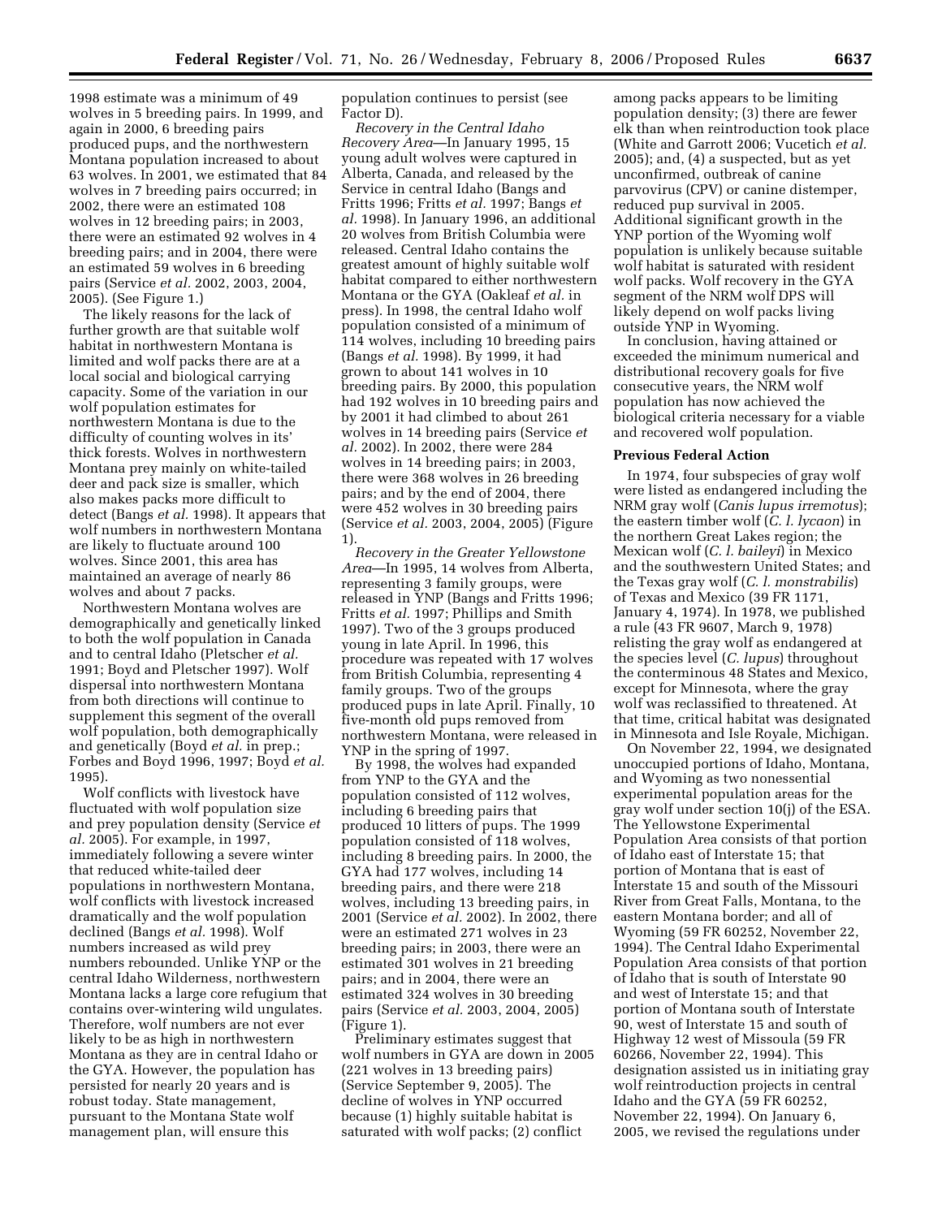1998 estimate was a minimum of 49 wolves in 5 breeding pairs. In 1999, and again in 2000, 6 breeding pairs produced pups, and the northwestern Montana population increased to about 63 wolves. In 2001, we estimated that 84 wolves in 7 breeding pairs occurred; in 2002, there were an estimated 108 wolves in 12 breeding pairs; in 2003, there were an estimated 92 wolves in 4 breeding pairs; and in 2004, there were an estimated 59 wolves in 6 breeding pairs (Service *et al.* 2002, 2003, 2004, 2005). (See Figure 1.)

The likely reasons for the lack of further growth are that suitable wolf habitat in northwestern Montana is limited and wolf packs there are at a local social and biological carrying capacity. Some of the variation in our wolf population estimates for northwestern Montana is due to the difficulty of counting wolves in its' thick forests. Wolves in northwestern Montana prey mainly on white-tailed deer and pack size is smaller, which also makes packs more difficult to detect (Bangs *et al.* 1998). It appears that wolf numbers in northwestern Montana are likely to fluctuate around 100 wolves. Since 2001, this area has maintained an average of nearly 86 wolves and about 7 packs.

Northwestern Montana wolves are demographically and genetically linked to both the wolf population in Canada and to central Idaho (Pletscher *et al.* 1991; Boyd and Pletscher 1997). Wolf dispersal into northwestern Montana from both directions will continue to supplement this segment of the overall wolf population, both demographically and genetically (Boyd *et al.* in prep.; Forbes and Boyd 1996, 1997; Boyd *et al.* 1995).

Wolf conflicts with livestock have fluctuated with wolf population size and prey population density (Service *et al.* 2005). For example, in 1997, immediately following a severe winter that reduced white-tailed deer populations in northwestern Montana, wolf conflicts with livestock increased dramatically and the wolf population declined (Bangs *et al.* 1998). Wolf numbers increased as wild prey numbers rebounded. Unlike YNP or the central Idaho Wilderness, northwestern Montana lacks a large core refugium that contains over-wintering wild ungulates. Therefore, wolf numbers are not ever likely to be as high in northwestern Montana as they are in central Idaho or the GYA. However, the population has persisted for nearly 20 years and is robust today. State management, pursuant to the Montana State wolf management plan, will ensure this population continues to persist (see Factor D).

*Recovery in the Central Idaho Recovery Area*—In January 1995, 15 young adult wolves were captured in Alberta, Canada, and released by the Service in central Idaho (Bangs and Fritts 1996; Fritts *et al.* 1997; Bangs *et al.* 1998). In January 1996, an additional 20 wolves from British Columbia were released. Central Idaho contains the greatest amount of highly suitable wolf habitat compared to either northwestern Montana or the GYA (Oakleaf *et al.* in press). In 1998, the central Idaho wolf population consisted of a minimum of 114 wolves, including 10 breeding pairs (Bangs *et al.* 1998). By 1999, it had grown to about 141 wolves in 10 breeding pairs. By 2000, this population had 192 wolves in 10 breeding pairs and by 2001 it had climbed to about 261 wolves in 14 breeding pairs (Service *et al.* 2002). In 2002, there were 284 wolves in 14 breeding pairs; in 2003, there were 368 wolves in 26 breeding pairs; and by the end of 2004, there were 452 wolves in 30 breeding pairs (Service *et al.* 2003, 2004, 2005) (Figure 1).

*Recovery in the Greater Yellowstone Area*—In 1995, 14 wolves from Alberta, representing 3 family groups, were released in YNP (Bangs and Fritts 1996; Fritts *et al.* 1997; Phillips and Smith 1997). Two of the 3 groups produced young in late April. In 1996, this procedure was repeated with 17 wolves from British Columbia, representing 4 family groups. Two of the groups produced pups in late April. Finally, 10 five-month old pups removed from northwestern Montana, were released in YNP in the spring of 1997.

By 1998, the wolves had expanded from YNP to the GYA and the population consisted of 112 wolves, including 6 breeding pairs that produced 10 litters of pups. The 1999 population consisted of 118 wolves, including 8 breeding pairs. In 2000, the GYA had 177 wolves, including 14 breeding pairs, and there were 218 wolves, including 13 breeding pairs, in 2001 (Service *et al.* 2002). In 2002, there were an estimated 271 wolves in 23 breeding pairs; in 2003, there were an estimated 301 wolves in 21 breeding pairs; and in 2004, there were an estimated 324 wolves in 30 breeding pairs (Service *et al.* 2003, 2004, 2005) (Figure 1).

Preliminary estimates suggest that wolf numbers in GYA are down in 2005 (221 wolves in 13 breeding pairs) (Service September 9, 2005). The decline of wolves in YNP occurred because (1) highly suitable habitat is saturated with wolf packs; (2) conflict among packs appears to be limiting population density; (3) there are fewer elk than when reintroduction took place (White and Garrott 2006; Vucetich *et al.* 2005); and, (4) a suspected, but as yet unconfirmed, outbreak of canine parvovirus (CPV) or canine distemper, reduced pup survival in 2005. Additional significant growth in the YNP portion of the Wyoming wolf population is unlikely because suitable wolf habitat is saturated with resident wolf packs. Wolf recovery in the GYA segment of the NRM wolf DPS will likely depend on wolf packs living outside YNP in Wyoming.

In conclusion, having attained or exceeded the minimum numerical and distributional recovery goals for five consecutive years, the NRM wolf population has now achieved the biological criteria necessary for a viable and recovered wolf population.

## Previous Federal Action

In 1974, four subspecies of gray wolf were listed as endangered including the NRM gray wolf (*Canis lupus irremotus*); the eastern timber wolf (*C. l. lycaon*) in the northern Great Lakes region; the Mexican wolf (*C. l. baileyi*) in Mexico and the southwestern United States; and the Texas gray wolf (*C. l. monstrabilis*) of Texas and Mexico (39 FR 1171, January 4, 1974). In 1978, we published a rule (43 FR 9607, March 9, 1978) relisting the gray wolf as endangered at the species level (*C. lupus*) throughout the conterminous 48 States and Mexico, except for Minnesota, where the gray wolf was reclassified to threatened. At that time, critical habitat was designated in Minnesota and Isle Royale, Michigan.

On November 22, 1994, we designated unoccupied portions of Idaho, Montana, and Wyoming as two nonessential experimental population areas for the gray wolf under section 10(j) of the ESA. The Yellowstone Experimental Population Area consists of that portion of Idaho east of Interstate 15; that portion of Montana that is east of Interstate 15 and south of the Missouri River from Great Falls, Montana, to the eastern Montana border; and all of Wyoming (59 FR 60252, November 22, 1994). The Central Idaho Experimental Population Area consists of that portion of Idaho that is south of Interstate 90 and west of Interstate 15; and that portion of Montana south of Interstate 90, west of Interstate 15 and south of Highway 12 west of Missoula (59 FR 60266, November 22, 1994). This designation assisted us in initiating gray wolf reintroduction projects in central Idaho and the GYA (59 FR 60252, November 22, 1994). On January 6, 2005, we revised the regulations under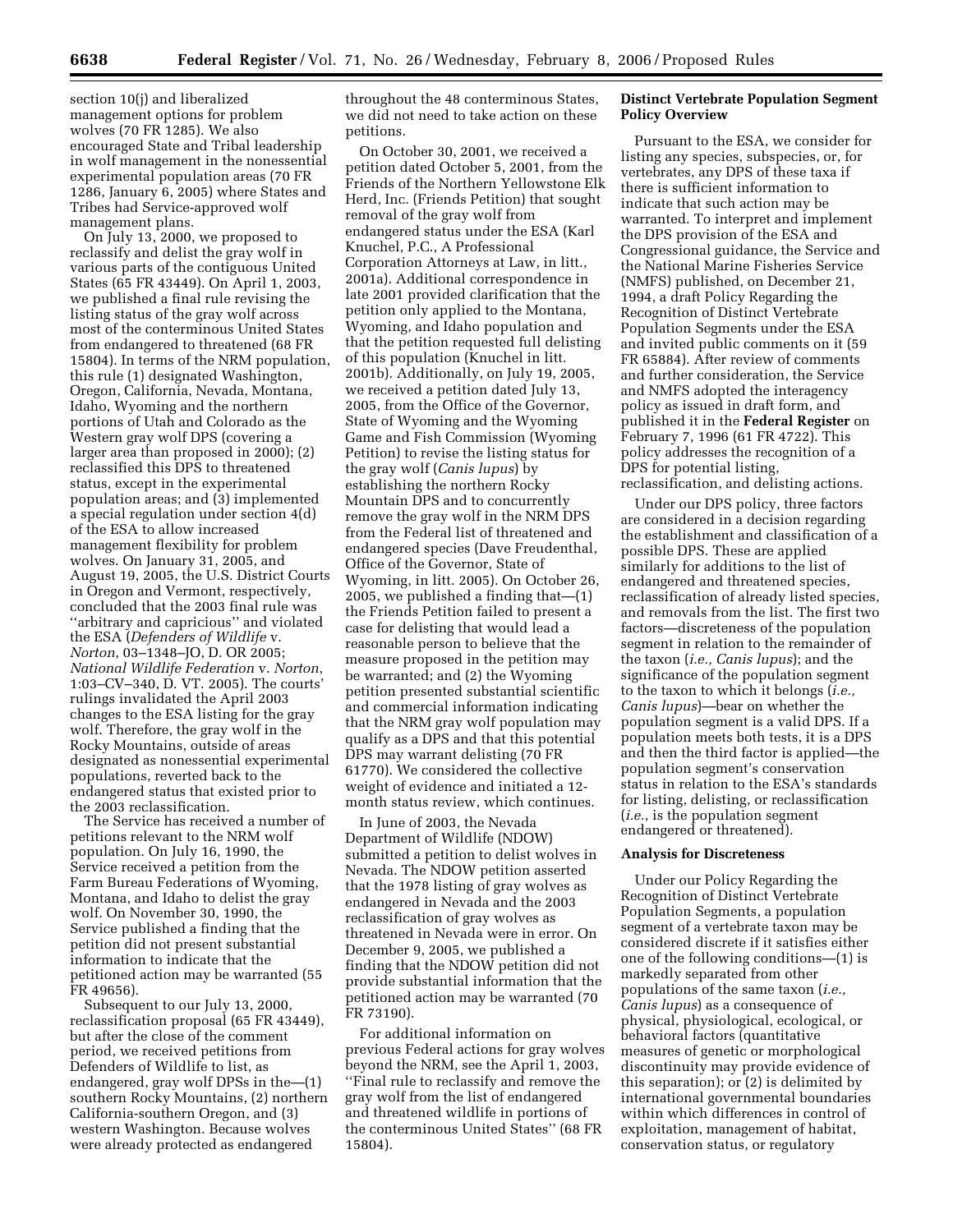section 10(j) and liberalized management options for problem wolves (70 FR 1285). We also encouraged State and Tribal leadership in wolf management in the nonessential experimental population areas (70 FR 1286, January 6, 2005) where States and Tribes had Service-approved wolf management plans.

On July 13, 2000, we proposed to reclassify and delist the gray wolf in various parts of the contiguous United States (65 FR 43449). On April 1, 2003, we published a final rule revising the listing status of the gray wolf across most of the conterminous United States from endangered to threatened (68 FR 15804). In terms of the NRM population, this rule (1) designated Washington, Oregon, California, Nevada, Montana, Idaho, Wyoming and the northern portions of Utah and Colorado as the Western gray wolf DPS (covering a larger area than proposed in 2000); (2) reclassified this DPS to threatened status, except in the experimental population areas; and (3) implemented a special regulation under section 4(d) of the ESA to allow increased management flexibility for problem wolves. On January 31, 2005, and August 19, 2005, the U.S. District Courts in Oregon and Vermont, respectively, concluded that the 2003 final rule was ''arbitrary and capricious'' and violated the ESA (*Defenders of Wildlife* v. *Norton*, 03–1348–JO, D. OR 2005; *National Wildlife Federation* v. *Norton*, 1:03–CV–340, D. VT. 2005). The courts' rulings invalidated the April 2003 changes to the ESA listing for the gray wolf. Therefore, the gray wolf in the Rocky Mountains, outside of areas designated as nonessential experimental populations, reverted back to the endangered status that existed prior to the 2003 reclassification.

The Service has received a number of petitions relevant to the NRM wolf population. On July 16, 1990, the Service received a petition from the Farm Bureau Federations of Wyoming, Montana, and Idaho to delist the gray wolf. On November 30, 1990, the Service published a finding that the petition did not present substantial information to indicate that the petitioned action may be warranted (55 FR 49656).

Subsequent to our July 13, 2000, reclassification proposal (65 FR 43449), but after the close of the comment period, we received petitions from Defenders of Wildlife to list, as endangered, gray wolf DPSs in the—(1) southern Rocky Mountains, (2) northern California-southern Oregon, and (3) western Washington. Because wolves were already protected as endangered throughout the 48 conterminous States, we did not need to take action on these petitions.

On October 30, 2001, we received a petition dated October 5, 2001, from the Friends of the Northern Yellowstone Elk Herd, Inc. (Friends Petition) that sought removal of the gray wolf from endangered status under the ESA (Karl Knuchel, P.C., A Professional Corporation Attorneys at Law, in litt., 2001a). Additional correspondence in late 2001 provided clarification that the petition only applied to the Montana, Wyoming, and Idaho population and that the petition requested full delisting of this population (Knuchel in litt. 2001b). Additionally, on July 19, 2005, we received a petition dated July 13, 2005, from the Office of the Governor, State of Wyoming and the Wyoming Game and Fish Commission (Wyoming Petition) to revise the listing status for the gray wolf (*Canis lupus*) by establishing the northern Rocky Mountain DPS and to concurrently remove the gray wolf in the NRM DPS from the Federal list of threatened and endangered species (Dave Freudenthal, Office of the Governor, State of Wyoming, in litt. 2005). On October 26, 2005, we published a finding that—(1) the Friends Petition failed to present a case for delisting that would lead a reasonable person to believe that the measure proposed in the petition may be warranted; and (2) the Wyoming petition presented substantial scientific and commercial information indicating that the NRM gray wolf population may qualify as a DPS and that this potential DPS may warrant delisting (70 FR 61770). We considered the collective weight of evidence and initiated a 12-month status review, which continues.

In June of 2003, the Nevada Department of Wildlife (NDOW) submitted a petition to delist wolves in Nevada. The NDOW petition asserted that the 1978 listing of gray wolves as endangered in Nevada and the 2003 reclassification of gray wolves as threatened in Nevada were in error. On December 9, 2005, we published a finding that the NDOW petition did not provide substantial information that the petitioned action may be warranted (70 FR 73190).

For additional information on previous Federal actions for gray wolves beyond the NRM, see the April 1, 2003, ''Final rule to reclassify and remove the gray wolf from the list of endangered and threatened wildlife in portions of the conterminous United States'' (68 FR 15804).

**Distinct Vertebrate Population Segment Policy Overview**

Pursuant to the ESA, we consider for listing any species, subspecies, or, for vertebrates, any DPS of these taxa if there is sufficient information to indicate that such action may be warranted. To interpret and implement the DPS provision of the ESA and Congressional guidance, the Service and the National Marine Fisheries Service (NMFS) published, on December 21, 1994, a draft Policy Regarding the Recognition of Distinct Vertebrate Population Segments under the ESA and invited public comments on it (59 FR 65884). After review of comments and further consideration, the Service and NMFS adopted the interagency policy as issued in draft form, and published it in the **Federal Register** on February 7, 1996 (61 FR 4722). This policy addresses the recognition of a DPS for potential listing, reclassification, and delisting actions.

Under our DPS policy, three factors are considered in a decision regarding the establishment and classification of a possible DPS. These are applied similarly for additions to the list of endangered and threatened species, reclassification of already listed species, and removals from the list. The first two factors—discreteness of the population segment in relation to the remainder of the taxon (*i.e., Canis lupus*); and the significance of the population segment to the taxon to which it belongs (*i.e., Canis lupus*)—bear on whether the population segment is a valid DPS. If a population meets both tests, it is a DPS and then the third factor is applied—the population segment's conservation status in relation to the ESA's standards for listing, delisting, or reclassification (*i.e.*, is the population segment endangered or threatened).

**Analysis for Discreteness**

Under our Policy Regarding the Recognition of Distinct Vertebrate Population Segments, a population segment of a vertebrate taxon may be considered discrete if it satisfies either one of the following conditions—(1) is markedly separated from other populations of the same taxon (*i.e., Canis lupus*) as a consequence of physical, physiological, ecological, or behavioral factors (quantitative measures of genetic or morphological discontinuity may provide evidence of this separation); or (2) is delimited by international governmental boundaries within which differences in control of exploitation, management of habitat, conservation status, or regulatory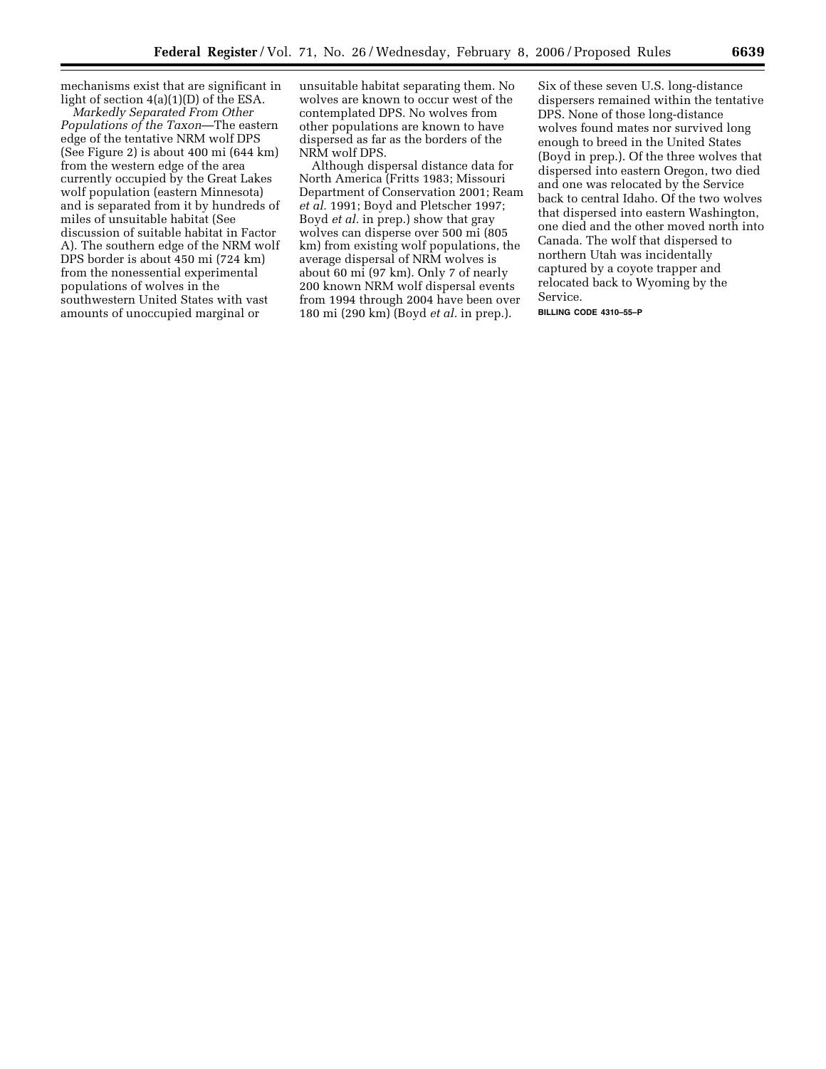mechanisms exist that are significant in light of section 4(a)(1)(D) of the ESA.

*Markedly Separated From Other Populations of the Taxon*—The eastern edge of the tentative NRM wolf DPS (See Figure 2) is about 400 mi (644 km) from the western edge of the area currently occupied by the Great Lakes wolf population (eastern Minnesota) and is separated from it by hundreds of miles of unsuitable habitat (See discussion of suitable habitat in Factor A). The southern edge of the NRM wolf DPS border is about 450 mi (724 km) from the nonessential experimental populations of wolves in the southwestern United States with vast amounts of unoccupied marginal or unsuitable habitat separating them. No wolves are known to occur west of the contemplated DPS. No wolves from other populations are known to have dispersed as far as the borders of the NRM wolf DPS.

Although dispersal distance data for North America (Fritts 1983; Missouri Department of Conservation 2001; Ream *et al.* 1991; Boyd and Pletscher 1997; Boyd *et al.* in prep.) show that gray wolves can disperse over 500 mi (805 km) from existing wolf populations, the average dispersal of NRM wolves is about 60 mi (97 km). Only 7 of nearly 200 known NRM wolf dispersal events from 1994 through 2004 have been over 180 mi (290 km) (Boyd *et al.* in prep.). Six of these seven U.S. long-distance dispersers remained within the tentative DPS. None of those long-distance wolves found mates nor survived long enough to breed in the United States (Boyd in prep.). Of the three wolves that dispersed into eastern Oregon, two died and one was relocated by the Service back to central Idaho. Of the two wolves that dispersed into eastern Washington, one died and the other moved north into Canada. The wolf that dispersed to northern Utah was incidentally captured by a coyote trapper and relocated back to Wyoming by the Service.

BILLING CODE 4310–55–P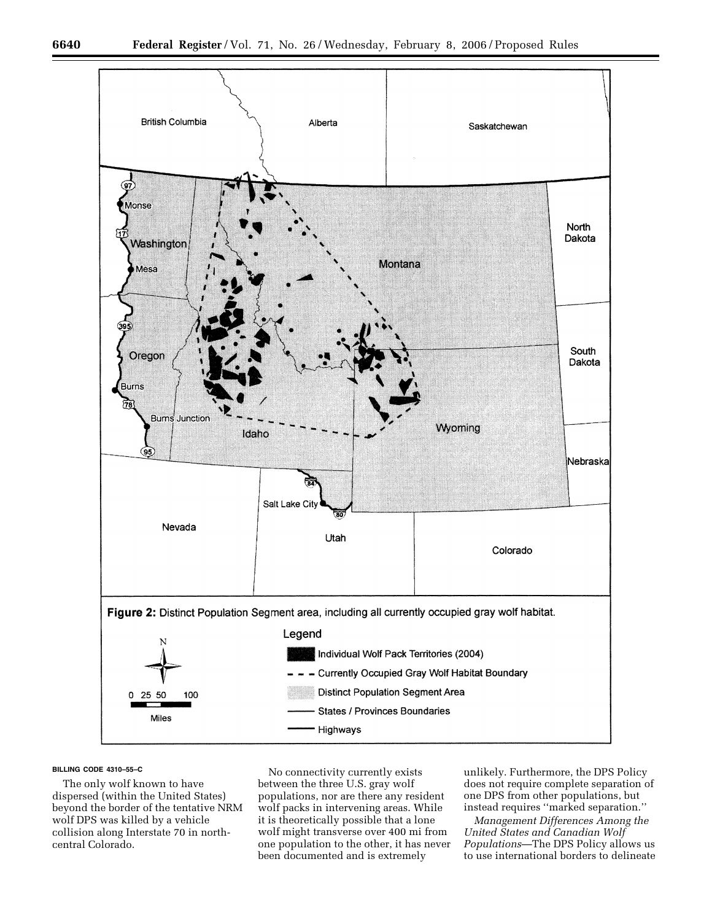**Figure 2:** Distinct Population Segment area, including all currently occupied gray wolf habitat.

BILLING CODE 4310–55–C

The only wolf known to have dispersed (within the United States) beyond the border of the tentative NRM wolf DPS was killed by a vehicle collision along Interstate 70 in north-central Colorado.

No connectivity currently exists between the three U.S. gray wolf populations, nor are there any resident wolf packs in intervening areas. While it is theoretically possible that a lone wolf might transverse over 400 mi from one population to the other, it has never been documented and is extremely unlikely. Furthermore, the DPS Policy does not require complete separation of one DPS from other populations, but instead requires ''marked separation.''

*Management Differences Among the United States and Canadian Wolf Populations*—The DPS Policy allows us to use international borders to delineate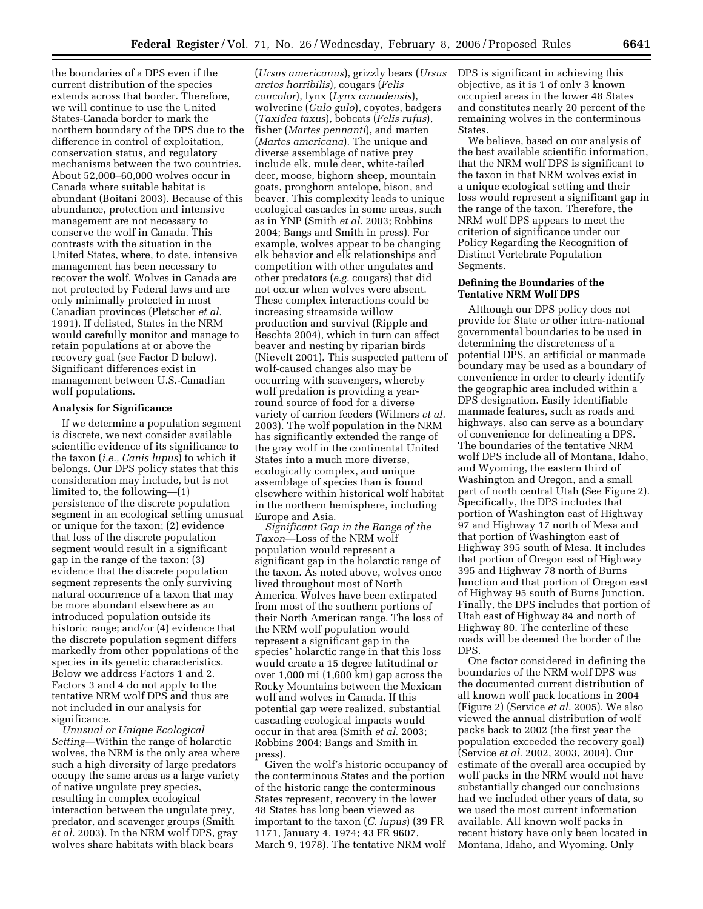the boundaries of a DPS even if the current distribution of the species extends across that border. Therefore, we will continue to use the United States-Canada border to mark the northern boundary of the DPS due to the difference in control of exploitation, conservation status, and regulatory mechanisms between the two countries. About 52,000–60,000 wolves occur in Canada where suitable habitat is abundant (Boitani 2003). Because of this abundance, protection and intensive management are not necessary to conserve the wolf in Canada. This contrasts with the situation in the United States, where, to date, intensive management has been necessary to recover the wolf. Wolves in Canada are not protected by Federal laws and are only minimally protected in most Canadian provinces (Pletscher *et al.* 1991). If delisted, States in the NRM would carefully monitor and manage to retain populations at or above the recovery goal (see Factor D below). Significant differences exist in management between U.S.-Canadian wolf populations.

**Analysis for Significance**

If we determine a population segment is discrete, we next consider available scientific evidence of its significance to the taxon (*i.e., Canis lupus*) to which it belongs. Our DPS policy states that this consideration may include, but is not limited to, the following—(1) persistence of the discrete population segment in an ecological setting unusual or unique for the taxon; (2) evidence that loss of the discrete population segment would result in a significant gap in the range of the taxon; (3) evidence that the discrete population segment represents the only surviving natural occurrence of a taxon that may be more abundant elsewhere as an introduced population outside its historic range; and/or (4) evidence that the discrete population segment differs markedly from other populations of the species in its genetic characteristics. Below we address Factors 1 and 2. Factors 3 and 4 do not apply to the tentative NRM wolf DPS and thus are not included in our analysis for significance.

*Unusual or Unique Ecological Setting*—Within the range of holarctic wolves, the NRM is the only area where such a high diversity of large predators occupy the same areas as a large variety of native ungulate prey species, resulting in complex ecological interaction between the ungulate prey, predator, and scavenger groups (Smith *et al.* 2003). In the NRM wolf DPS, gray wolves share habitats with black bears (*Ursus americanus*), grizzly bears (*Ursus arctos horribilis*), cougars (*Felis concolor*), lynx (*Lynx canadensis*), wolverine (*Gulo gulo*), coyotes, badgers (*Taxidea taxus*), bobcats (*Felis rufus*), fisher (*Martes pennanti*), and marten (*Martes americana*). The unique and diverse assemblage of native prey include elk, mule deer, white-tailed deer, moose, bighorn sheep, mountain goats, pronghorn antelope, bison, and beaver. This complexity leads to unique ecological cascades in some areas, such as in YNP (Smith *et al.* 2003; Robbins 2004; Bangs and Smith in press). For example, wolves appear to be changing elk behavior and elk relationships and competition with other ungulates and other predators (*e.g.* cougars) that did not occur when wolves were absent. These complex interactions could be increasing streamside willow production and survival (Ripple and Beschta 2004), which in turn can affect beaver and nesting by riparian birds (Nievelt 2001). This suspected pattern of wolf-caused changes also may be occurring with scavengers, whereby wolf predation is providing a year-round source of food for a diverse variety of carrion feeders (Wilmers *et al.* 2003). The wolf population in the NRM has significantly extended the range of the gray wolf in the continental United States into a much more diverse, ecologically complex, and unique assemblage of species than is found elsewhere within historical wolf habitat in the northern hemisphere, including Europe and Asia.

*Significant Gap in the Range of the Taxon*—Loss of the NRM wolf population would represent a significant gap in the holarctic range of the taxon. As noted above, wolves once lived throughout most of North America. Wolves have been extirpated from most of the southern portions of their North American range. The loss of the NRM wolf population would represent a significant gap in the species' holarctic range in that this loss would create a 15 degree latitudinal or over 1,000 mi (1,600 km) gap across the Rocky Mountains between the Mexican wolf and wolves in Canada. If this potential gap were realized, substantial cascading ecological impacts would occur in that area (Smith *et al.* 2003; Robbins 2004; Bangs and Smith in press).

Given the wolf's historic occupancy of the conterminous States and the portion of the historic range the conterminous States represent, recovery in the lower 48 States has long been viewed as important to the taxon (*C. lupus*) (39 FR 1171, January 4, 1974; 43 FR 9607, March 9, 1978). The tentative NRM wolf DPS is significant in achieving this objective, as it is 1 of only 3 known occupied areas in the lower 48 States and constitutes nearly 20 percent of the remaining wolves in the conterminous States.

We believe, based on our analysis of the best available scientific information, that the NRM wolf DPS is significant to the taxon in that NRM wolves exist in a unique ecological setting and their loss would represent a significant gap in the range of the taxon. Therefore, the NRM wolf DPS appears to meet the criterion of significance under our Policy Regarding the Recognition of Distinct Vertebrate Population Segments.

**Defining the Boundaries of the Tentative NRM Wolf DPS**

Although our DPS policy does not provide for State or other intra-national governmental boundaries to be used in determining the discreteness of a potential DPS, an artificial or manmade boundary may be used as a boundary of convenience in order to clearly identify the geographic area included within a DPS designation. Easily identifiable manmade features, such as roads and highways, also can serve as a boundary of convenience for delineating a DPS. The boundaries of the tentative NRM wolf DPS include all of Montana, Idaho, and Wyoming, the eastern third of Washington and Oregon, and a small part of north central Utah (See Figure 2). Specifically, the DPS includes that portion of Washington east of Highway 97 and Highway 17 north of Mesa and that portion of Washington east of Highway 395 south of Mesa. It includes that portion of Oregon east of Highway 395 and Highway 78 north of Burns Junction and that portion of Oregon east of Highway 95 south of Burns Junction. Finally, the DPS includes that portion of Utah east of Highway 84 and north of Highway 80. The centerline of these roads will be deemed the border of the DPS.

One factor considered in defining the boundaries of the NRM wolf DPS was the documented current distribution of all known wolf pack locations in 2004 (Figure 2) (Service *et al.* 2005). We also viewed the annual distribution of wolf packs back to 2002 (the first year the population exceeded the recovery goal) (Service *et al.* 2002, 2003, 2004). Our estimate of the overall area occupied by wolf packs in the NRM would not have substantially changed our conclusions had we included other years of data, so we used the most current information available. All known wolf packs in recent history have only been located in Montana, Idaho, and Wyoming. Only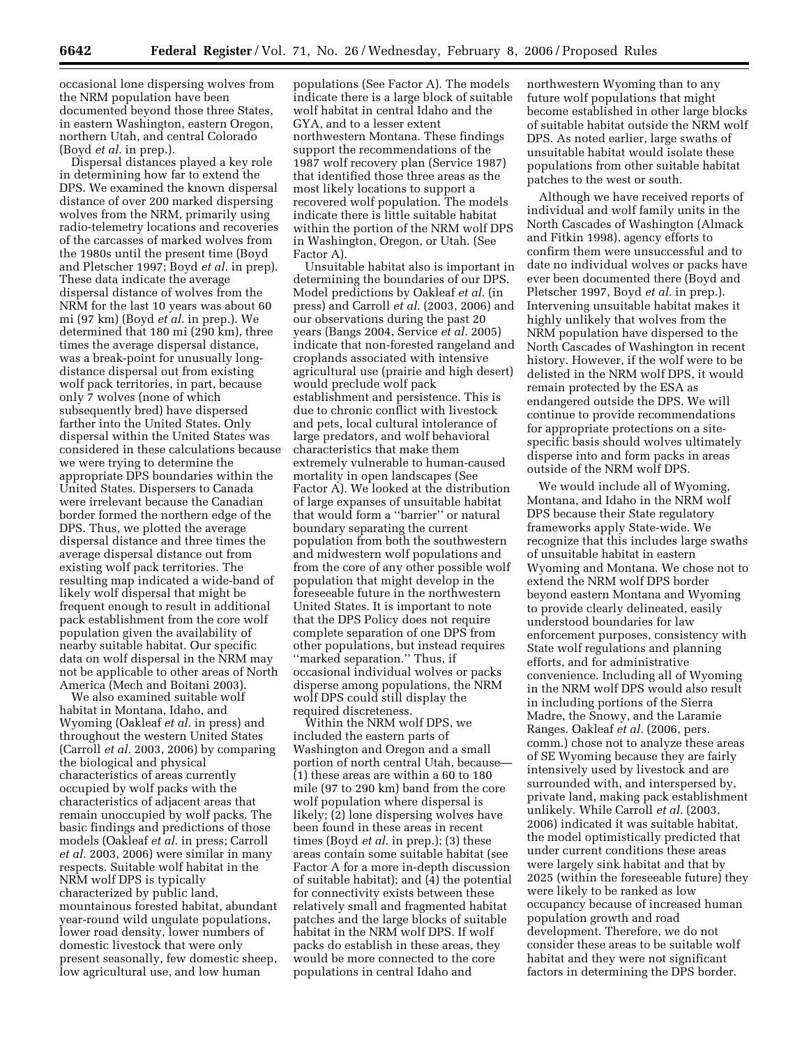occasional lone dispersing wolves from the NRM population have been documented beyond those three States, in eastern Washington, eastern Oregon, northern Utah, and central Colorado (Boyd *et al.* in prep.).

Dispersal distances played a key role in determining how far to extend the DPS. We examined the known dispersal distance of over 200 marked dispersing wolves from the NRM, primarily using radio-telemetry locations and recoveries of the carcasses of marked wolves from the 1980s until the present time (Boyd and Pletscher 1997; Boyd *et al.* in prep). These data indicate the average dispersal distance of wolves from the NRM for the last 10 years was about 60 mi (97 km) (Boyd *et al.* in prep.). We determined that 180 mi (290 km), three times the average dispersal distance, was a break-point for unusually long-distance dispersal out from existing wolf pack territories, in part, because only 7 wolves (none of which subsequently bred) have dispersed farther into the United States. Only dispersal within the United States was considered in these calculations because we were trying to determine the appropriate DPS boundaries within the United States. Dispersers to Canada were irrelevant because the Canadian border formed the northern edge of the DPS. Thus, we plotted the average dispersal distance and three times the average dispersal distance out from existing wolf pack territories. The resulting map indicated a wide-band of likely wolf dispersal that might be frequent enough to result in additional pack establishment from the core wolf population given the availability of nearby suitable habitat. Our specific data on wolf dispersal in the NRM may not be applicable to other areas of North America (Mech and Boitani 2003).

We also examined suitable wolf habitat in Montana, Idaho, and Wyoming (Oakleaf *et al.* in press) and throughout the western United States (Carroll *et al.* 2003, 2006) by comparing the biological and physical characteristics of areas currently occupied by wolf packs with the characteristics of adjacent areas that remain unoccupied by wolf packs. The basic findings and predictions of those models (Oakleaf *et al.* in press; Carroll *et al.* 2003, 2006) were similar in many respects. Suitable wolf habitat in the NRM wolf DPS is typically characterized by public land, mountainous forested habitat, abundant year-round wild ungulate populations, lower road density, lower numbers of domestic livestock that were only present seasonally, few domestic sheep, low agricultural use, and low human populations (See Factor A). The models indicate there is a large block of suitable wolf habitat in central Idaho and the GYA, and to a lesser extent northwestern Montana. These findings support the recommendations of the 1987 wolf recovery plan (Service 1987) that identified those three areas as the most likely locations to support a recovered wolf population. The models indicate there is little suitable habitat within the portion of the NRM wolf DPS in Washington, Oregon, or Utah. (See Factor A).

Unsuitable habitat also is important in determining the boundaries of our DPS. Model predictions by Oakleaf *et al.* (in press) and Carroll *et al.* (2003, 2006) and our observations during the past 20 years (Bangs 2004, Service *et al.* 2005) indicate that non-forested rangeland and croplands associated with intensive agricultural use (prairie and high desert) would preclude wolf pack establishment and persistence. This is due to chronic conflict with livestock and pets, local cultural intolerance of large predators, and wolf behavioral characteristics that make them extremely vulnerable to human-caused mortality in open landscapes (See Factor A). We looked at the distribution of large expanses of unsuitable habitat that would form a ''barrier'' or natural boundary separating the current population from both the southwestern and midwestern wolf populations and from the core of any other possible wolf population that might develop in the foreseeable future in the northwestern United States. It is important to note that the DPS Policy does not require complete separation of one DPS from other populations, but instead requires ''marked separation.'' Thus, if occasional individual wolves or packs disperse among populations, the NRM wolf DPS could still display the required discreteness.

Within the NRM wolf DPS, we included the eastern parts of Washington and Oregon and a small portion of north central Utah, because—(1) these areas are within a 60 to 180 mile (97 to 290 km) band from the core wolf population where dispersal is likely; (2) lone dispersing wolves have been found in these areas in recent times (Boyd *et al.* in prep.); (3) these areas contain some suitable habitat (see Factor A for a more in-depth discussion of suitable habitat); and (4) the potential for connectivity exists between these relatively small and fragmented habitat patches and the large blocks of suitable habitat in the NRM wolf DPS. If wolf packs do establish in these areas, they would be more connected to the core populations in central Idaho and northwestern Wyoming than to any future wolf populations that might become established in other large blocks of suitable habitat outside the NRM wolf DPS. As noted earlier, large swaths of unsuitable habitat would isolate these populations from other suitable habitat patches to the west or south.

Although we have received reports of individual and wolf family units in the North Cascades of Washington (Almack and Fitkin 1998), agency efforts to confirm them were unsuccessful and to date no individual wolves or packs have ever been documented there (Boyd and Pletscher 1997, Boyd *et al.* in prep.). Intervening unsuitable habitat makes it highly unlikely that wolves from the NRM population have dispersed to the North Cascades of Washington in recent history. However, if the wolf were to be delisted in the NRM wolf DPS, it would remain protected by the ESA as endangered outside the DPS. We will continue to provide recommendations for appropriate protections on a site-specific basis should wolves ultimately disperse into and form packs in areas outside of the NRM wolf DPS.

We would include all of Wyoming, Montana, and Idaho in the NRM wolf DPS because their State regulatory frameworks apply State-wide. We recognize that this includes large swaths of unsuitable habitat in eastern Wyoming and Montana. We chose not to extend the NRM wolf DPS border beyond eastern Montana and Wyoming to provide clearly delineated, easily understood boundaries for law enforcement purposes, consistency with State wolf regulations and planning efforts, and for administrative convenience. Including all of Wyoming in the NRM wolf DPS would also result in including portions of the Sierra Madre, the Snowy, and the Laramie Ranges. Oakleaf *et al.* (2006, pers. comm.) chose not to analyze these areas of SE Wyoming because they are fairly intensively used by livestock and are surrounded with, and interspersed by, private land, making pack establishment unlikely. While Carroll *et al.* (2003, 2006) indicated it was suitable habitat, the model optimistically predicted that under current conditions these areas were largely sink habitat and that by 2025 (within the foreseeable future) they were likely to be ranked as low occupancy because of increased human population growth and road development. Therefore, we do not consider these areas to be suitable wolf habitat and they were not significant factors in determining the DPS border.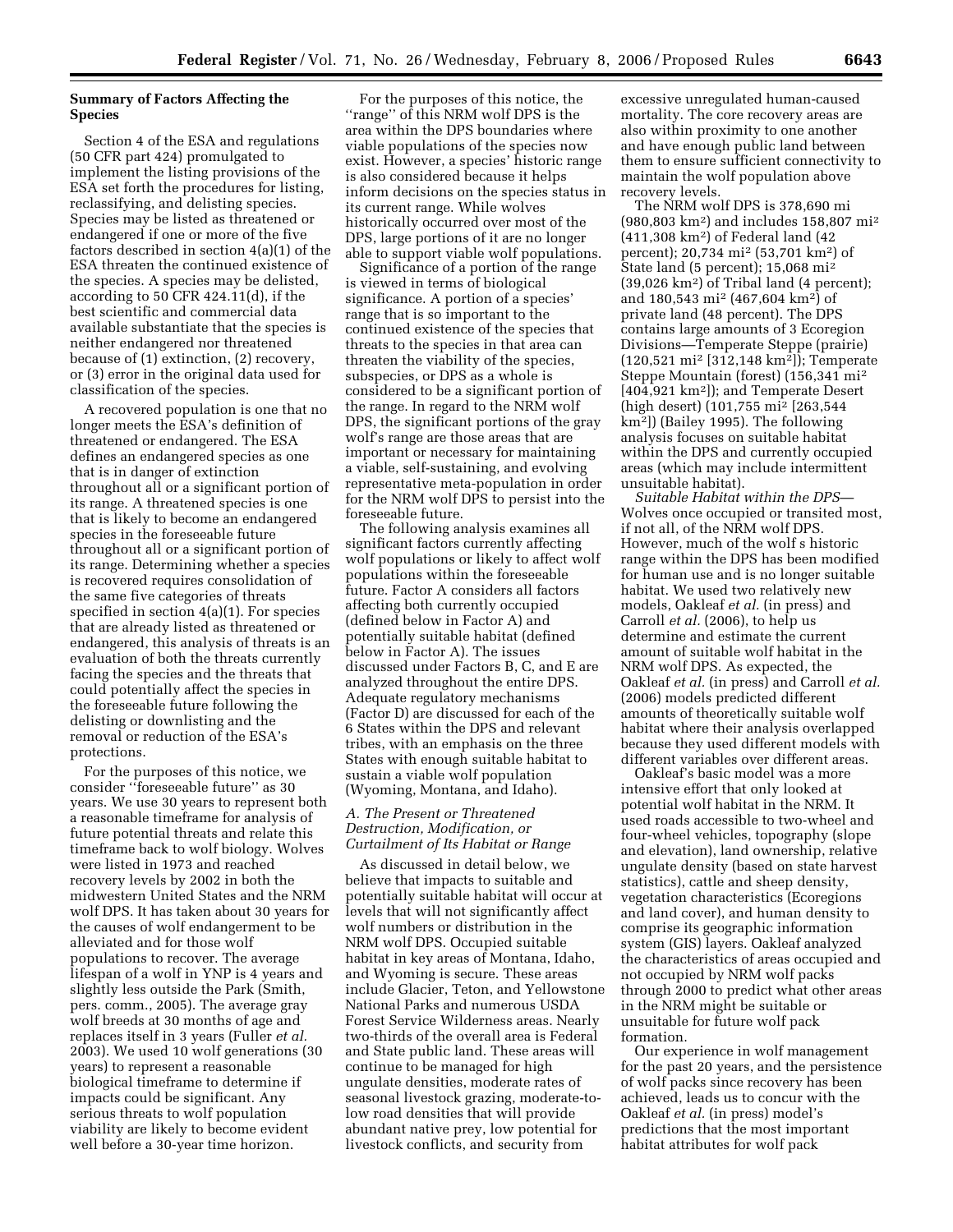**Summary of Factors Affecting the Species**

Section 4 of the ESA and regulations (50 CFR part 424) promulgated to implement the listing provisions of the ESA set forth the procedures for listing, reclassifying, and delisting species. Species may be listed as threatened or endangered if one or more of the five factors described in section 4(a)(1) of the ESA threaten the continued existence of the species. A species may be delisted, according to 50 CFR 424.11(d), if the best scientific and commercial data available substantiate that the species is neither endangered nor threatened because of (1) extinction, (2) recovery, or (3) error in the original data used for classification of the species.

A recovered population is one that no longer meets the ESA's definition of threatened or endangered. The ESA defines an endangered species as one that is in danger of extinction throughout all or a significant portion of its range. A threatened species is one that is likely to become an endangered species in the foreseeable future throughout all or a significant portion of its range. Determining whether a species is recovered requires consolidation of the same five categories of threats specified in section 4(a)(1). For species that are already listed as threatened or endangered, this analysis of threats is an evaluation of both the threats currently facing the species and the threats that could potentially affect the species in the foreseeable future following the delisting or downlisting and the removal or reduction of the ESA's protections.

For the purposes of this notice, we consider ''foreseeable future'' as 30 years. We use 30 years to represent both a reasonable timeframe for analysis of future potential threats and relate this timeframe back to wolf biology. Wolves were listed in 1973 and reached recovery levels by 2002 in both the midwestern United States and the NRM wolf DPS. It has taken about 30 years for the causes of wolf endangerment to be alleviated and for those wolf populations to recover. The average lifespan of a wolf in YNP is 4 years and slightly less outside the Park (Smith, pers. comm., 2005). The average gray wolf breeds at 30 months of age and replaces itself in 3 years (Fuller *et al.* 2003). We used 10 wolf generations (30 years) to represent a reasonable biological timeframe to determine if impacts could be significant. Any serious threats to wolf population viability are likely to become evident well before a 30-year time horizon.

For the purposes of this notice, the ''range'' of this NRM wolf DPS is the area within the DPS boundaries where viable populations of the species now exist. However, a species' historic range is also considered because it helps inform decisions on the species status in its current range. While wolves historically occurred over most of the DPS, large portions of it are no longer able to support viable wolf populations.

Significance of a portion of the range is viewed in terms of biological significance. A portion of a species' range that is so important to the continued existence of the species that threats to the species in that area can threaten the viability of the species, subspecies, or DPS as a whole is considered to be a significant portion of the range. In regard to the NRM wolf DPS, the significant portions of the gray wolf's range are those areas that are important or necessary for maintaining a viable, self-sustaining, and evolving representative meta-population in order for the NRM wolf DPS to persist into the foreseeable future.

The following analysis examines all significant factors currently affecting wolf populations or likely to affect wolf populations within the foreseeable future. Factor A considers all factors affecting both currently occupied (defined below in Factor A) and potentially suitable habitat (defined below in Factor A). The issues discussed under Factors B, C, and E are analyzed throughout the entire DPS. Adequate regulatory mechanisms (Factor D) are discussed for each of the 6 States within the DPS and relevant tribes, with an emphasis on the three States with enough suitable habitat to sustain a viable wolf population (Wyoming, Montana, and Idaho).

### *A. The Present or Threatened Destruction, Modification, or Curtailment of Its Habitat or Range*

As discussed in detail below, we believe that impacts to suitable and potentially suitable habitat will occur at levels that will not significantly affect wolf numbers or distribution in the NRM wolf DPS. Occupied suitable habitat in key areas of Montana, Idaho, and Wyoming is secure. These areas include Glacier, Teton, and Yellowstone National Parks and numerous USDA Forest Service Wilderness areas. Nearly two-thirds of the overall area is Federal and State public land. These areas will continue to be managed for high ungulate densities, moderate rates of seasonal livestock grazing, moderate-to-low road densities that will provide abundant native prey, low potential for livestock conflicts, and security from excessive unregulated human-caused mortality. The core recovery areas are also within proximity to one another and have enough public land between them to ensure sufficient connectivity to maintain the wolf population above recovery levels.

The NRM wolf DPS is 378,690 mi (980,803 km$^2$) and includes 158,807 mi$^2$ (411,308 km$^2$) of Federal land (42 percent); 20,734 mi$^2$ (53,701 km$^2$) of State land (5 percent); 15,068 mi$^2$ (39,026 km$^2$) of Tribal land (4 percent); and 180,543 mi$^2$ (467,604 km$^2$) of private land (48 percent). The DPS contains large amounts of 3 Ecoregion Divisions—Temperate Steppe (prairie) (120,521 mi$^2$ [312,148 km$^2$]); Temperate Steppe Mountain (forest) (156,341 mi$^2$ [404,921 km$^2$]); and Temperate Desert (high desert) (101,755 mi$^2$ [263,544 km$^2$]) (Bailey 1995). The following analysis focuses on suitable habitat within the DPS and currently occupied areas (which may include intermittent unsuitable habitat).

*Suitable Habitat within the DPS*—Wolves once occupied or transited most, if not all, of the NRM wolf DPS. However, much of the wolf s historic range within the DPS has been modified for human use and is no longer suitable habitat. We used two relatively new models, Oakleaf *et al.* (in press) and Carroll *et al.* (2006), to help us determine and estimate the current amount of suitable wolf habitat in the NRM wolf DPS. As expected, the Oakleaf *et al.* (in press) and Carroll *et al.* (2006) models predicted different amounts of theoretically suitable wolf habitat where their analysis overlapped because they used different models with different variables over different areas.

Oakleaf's basic model was a more intensive effort that only looked at potential wolf habitat in the NRM. It used roads accessible to two-wheel and four-wheel vehicles, topography (slope and elevation), land ownership, relative ungulate density (based on state harvest statistics), cattle and sheep density, vegetation characteristics (Ecoregions and land cover), and human density to comprise its geographic information system (GIS) layers. Oakleaf analyzed the characteristics of areas occupied and not occupied by NRM wolf packs through 2000 to predict what other areas in the NRM might be suitable or unsuitable for future wolf pack formation.

Our experience in wolf management for the past 20 years, and the persistence of wolf packs since recovery has been achieved, leads us to concur with the Oakleaf *et al.* (in press) model's predictions that the most important habitat attributes for wolf pack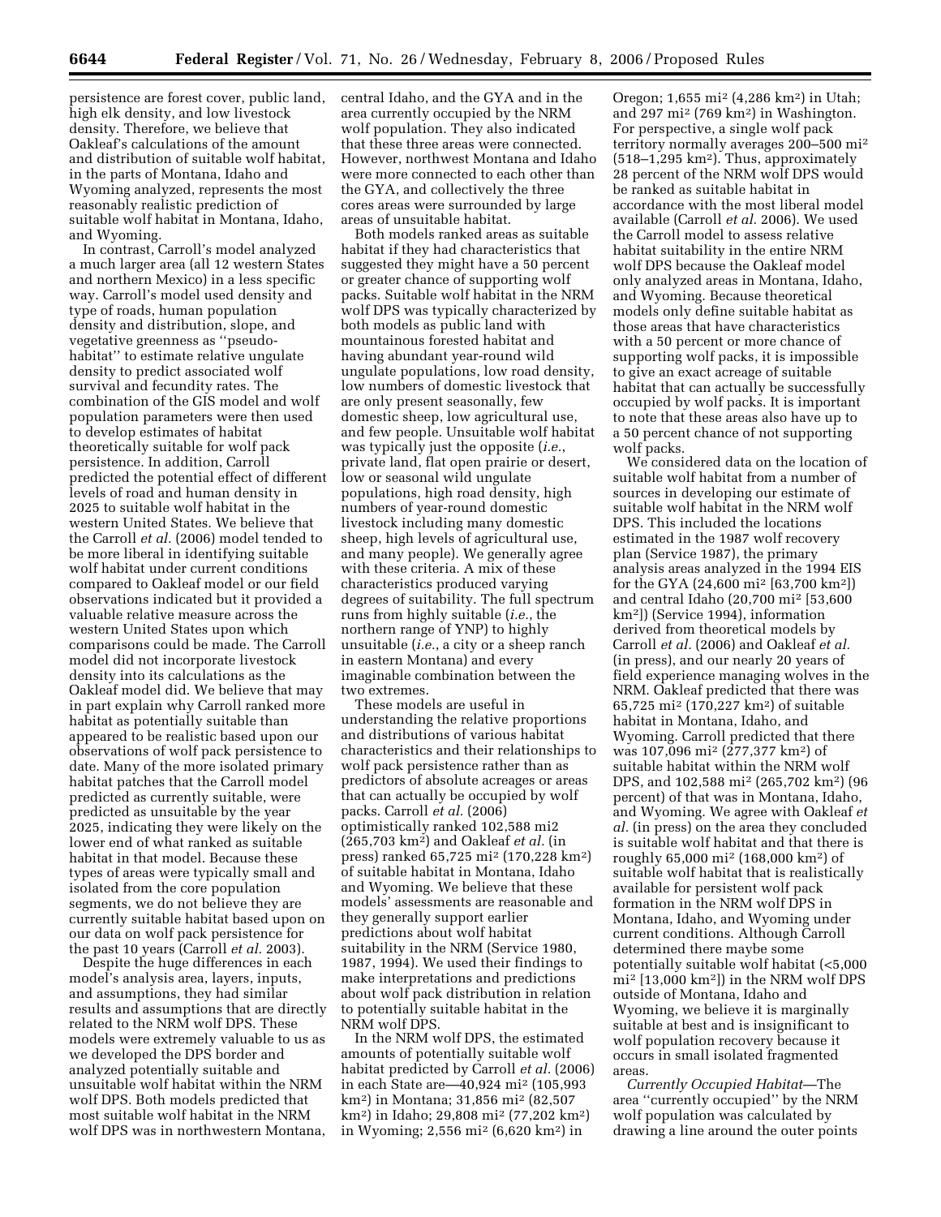persistence are forest cover, public land, high elk density, and low livestock density. Therefore, we believe that Oakleaf's calculations of the amount and distribution of suitable wolf habitat, in the parts of Montana, Idaho and Wyoming analyzed, represents the most reasonably realistic prediction of suitable wolf habitat in Montana, Idaho, and Wyoming.

In contrast, Carroll's model analyzed a much larger area (all 12 western States and northern Mexico) in a less specific way. Carroll's model used density and type of roads, human population density and distribution, slope, and vegetative greenness as ''pseudo-habitat'' to estimate relative ungulate density to predict associated wolf survival and fecundity rates. The combination of the GIS model and wolf population parameters were then used to develop estimates of habitat theoretically suitable for wolf pack persistence. In addition, Carroll predicted the potential effect of different levels of road and human density in 2025 to suitable wolf habitat in the western United States. We believe that the Carroll *et al.* (2006) model tended to be more liberal in identifying suitable wolf habitat under current conditions compared to Oakleaf model or our field observations indicated but it provided a valuable relative measure across the western United States upon which comparisons could be made. The Carroll model did not incorporate livestock density into its calculations as the Oakleaf model did. We believe that may in part explain why Carroll ranked more habitat as potentially suitable than appeared to be realistic based upon our observations of wolf pack persistence to date. Many of the more isolated primary habitat patches that the Carroll model predicted as currently suitable, were predicted as unsuitable by the year 2025, indicating they were likely on the lower end of what ranked as suitable habitat in that model. Because these types of areas were typically small and isolated from the core population segments, we do not believe they are currently suitable habitat based upon on our data on wolf pack persistence for the past 10 years (Carroll *et al.* 2003).

Despite the huge differences in each model's analysis area, layers, inputs, and assumptions, they had similar results and assumptions that are directly related to the NRM wolf DPS. These models were extremely valuable to us as we developed the DPS border and analyzed potentially suitable and unsuitable wolf habitat within the NRM wolf DPS. Both models predicted that most suitable wolf habitat in the NRM wolf DPS was in northwestern Montana, central Idaho, and the GYA and in the area currently occupied by the NRM wolf population. They also indicated that these three areas were connected. However, northwest Montana and Idaho were more connected to each other than the GYA, and collectively the three cores areas were surrounded by large areas of unsuitable habitat.

Both models ranked areas as suitable habitat if they had characteristics that suggested they might have a 50 percent or greater chance of supporting wolf packs. Suitable wolf habitat in the NRM wolf DPS was typically characterized by both models as public land with mountainous forested habitat and having abundant year-round wild ungulate populations, low road density, low numbers of domestic livestock that are only present seasonally, few domestic sheep, low agricultural use, and few people. Unsuitable wolf habitat was typically just the opposite (*i.e.*, private land, flat open prairie or desert, low or seasonal wild ungulate populations, high road density, high numbers of year-round domestic livestock including many domestic sheep, high levels of agricultural use, and many people). We generally agree with these criteria. A mix of these characteristics produced varying degrees of suitability. The full spectrum runs from highly suitable (*i.e.*, the northern range of YNP) to highly unsuitable (*i.e.*, a city or a sheep ranch in eastern Montana) and every imaginable combination between the two extremes.

These models are useful in understanding the relative proportions and distributions of various habitat characteristics and their relationships to wolf pack persistence rather than as predictors of absolute acreages or areas that can actually be occupied by wolf packs. Carroll *et al.* (2006) optimistically ranked 102,588 mi2 (265,703 km$^2$) and Oakleaf *et al.* (in press) ranked 65,725 mi$^2$ (170,228 km$^2$) of suitable habitat in Montana, Idaho and Wyoming. We believe that these models' assessments are reasonable and they generally support earlier predictions about wolf habitat suitability in the NRM (Service 1980, 1987, 1994). We used their findings to make interpretations and predictions about wolf pack distribution in relation to potentially suitable habitat in the NRM wolf DPS.

In the NRM wolf DPS, the estimated amounts of potentially suitable wolf habitat predicted by Carroll *et al.* (2006) in each State are—40,924 mi$^2$ (105,993 km$^2$) in Montana; 31,856 mi$^2$ (82,507 km$^2$) in Idaho; 29,808 mi$^2$ (77,202 km$^2$) in Wyoming; 2,556 mi$^2$ (6,620 km$^2$) in Oregon; 1,655 mi$^2$ (4,286 km$^2$) in Utah; and 297 mi$^2$ (769 km$^2$) in Washington. For perspective, a single wolf pack territory normally averages 200–500 mi$^2$ (518–1,295 km$^2$). Thus, approximately 28 percent of the NRM wolf DPS would be ranked as suitable habitat in accordance with the most liberal model available (Carroll *et al.* 2006). We used the Carroll model to assess relative habitat suitability in the entire NRM wolf DPS because the Oakleaf model only analyzed areas in Montana, Idaho, and Wyoming. Because theoretical models only define suitable habitat as those areas that have characteristics with a 50 percent or more chance of supporting wolf packs, it is impossible to give an exact acreage of suitable habitat that can actually be successfully occupied by wolf packs. It is important to note that these areas also have up to a 50 percent chance of not supporting wolf packs.

We considered data on the location of suitable wolf habitat from a number of sources in developing our estimate of suitable wolf habitat in the NRM wolf DPS. This included the locations estimated in the 1987 wolf recovery plan (Service 1987), the primary analysis areas analyzed in the 1994 EIS for the GYA (24,600 mi$^2$ [63,700 km$^2$]) and central Idaho (20,700 mi$^2$ [53,600 km$^2$]) (Service 1994), information derived from theoretical models by Carroll *et al.* (2006) and Oakleaf *et al.* (in press), and our nearly 20 years of field experience managing wolves in the NRM. Oakleaf predicted that there was 65,725 mi$^2$ (170,227 km$^2$) of suitable habitat in Montana, Idaho, and Wyoming. Carroll predicted that there was 107,096 mi$^2$ (277,377 km$^2$) of suitable habitat within the NRM wolf DPS, and 102,588 mi$^2$ (265,702 km$^2$) (96 percent) of that was in Montana, Idaho, and Wyoming. We agree with Oakleaf *et al.* (in press) on the area they concluded is suitable wolf habitat and that there is roughly 65,000 mi$^2$ (168,000 km$^2$) of suitable wolf habitat that is realistically available for persistent wolf pack formation in the NRM wolf DPS in Montana, Idaho, and Wyoming under current conditions. Although Carroll determined there maybe some potentially suitable wolf habitat (<5,000 mi$^2$ [13,000 km$^2$]) in the NRM wolf DPS outside of Montana, Idaho and Wyoming, we believe it is marginally suitable at best and is insignificant to wolf population recovery because it occurs in small isolated fragmented areas.

*Currently Occupied Habitat*—The area ''currently occupied'' by the NRM wolf population was calculated by drawing a line around the outer points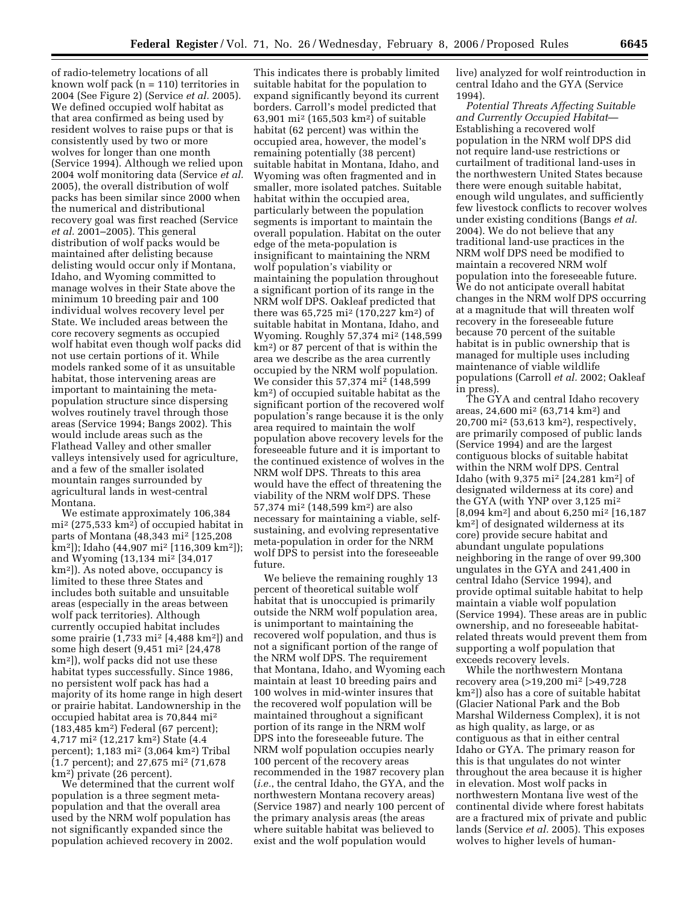of radio-telemetry locations of all known wolf pack (n = 110) territories in 2004 (See Figure 2) (Service *et al.* 2005). We defined occupied wolf habitat as that area confirmed as being used by resident wolves to raise pups or that is consistently used by two or more wolves for longer than one month (Service 1994). Although we relied upon 2004 wolf monitoring data (Service *et al.* 2005), the overall distribution of wolf packs has been similar since 2000 when the numerical and distributional recovery goal was first reached (Service *et al.* 2001–2005). This general distribution of wolf packs would be maintained after delisting because delisting would occur only if Montana, Idaho, and Wyoming committed to manage wolves in their State above the minimum 10 breeding pair and 100 individual wolves recovery level per State. We included areas between the core recovery segments as occupied wolf habitat even though wolf packs did not use certain portions of it. While models ranked some of it as unsuitable habitat, those intervening areas are important to maintaining the meta-population structure since dispersing wolves routinely travel through those areas (Service 1994; Bangs 2002). This would include areas such as the Flathead Valley and other smaller valleys intensively used for agriculture, and a few of the smaller isolated mountain ranges surrounded by agricultural lands in west-central Montana.

We estimate approximately 106,384 mi² (275,533 km²) of occupied habitat in parts of Montana (48,343 mi² [125,208 km²]); Idaho (44,907 mi² [116,309 km²]); and Wyoming (13,134 mi² [34,017 km²]). As noted above, occupancy is limited to these three States and includes both suitable and unsuitable areas (especially in the areas between wolf pack territories). Although currently occupied habitat includes some prairie (1,733 mi² [4,488 km²]) and some high desert (9,451 mi² [24,478 km²]), wolf packs did not use these habitat types successfully. Since 1986, no persistent wolf pack has had a majority of its home range in high desert or prairie habitat. Landownership in the occupied habitat area is 70,844 mi² (183,485 km²) Federal (67 percent); 4,717 mi² (12,217 km²) State (4.4 percent); 1,183 mi² (3,064 km²) Tribal (1.7 percent); and 27,675 mi² (71,678 km²) private (26 percent).

We determined that the current wolf population is a three segment meta-population and that the overall area used by the NRM wolf population has not significantly expanded since the population achieved recovery in 2002. This indicates there is probably limited suitable habitat for the population to expand significantly beyond its current borders. Carroll's model predicted that 63,901 mi² (165,503 km²) of suitable habitat (62 percent) was within the occupied area, however, the model's remaining potentially (38 percent) suitable habitat in Montana, Idaho, and Wyoming was often fragmented and in smaller, more isolated patches. Suitable habitat within the occupied area, particularly between the population segments is important to maintain the overall population. Habitat on the outer edge of the meta-population is insignificant to maintaining the NRM wolf population's viability or maintaining the population throughout a significant portion of its range in the NRM wolf DPS. Oakleaf predicted that there was 65,725 mi² (170,227 km²) of suitable habitat in Montana, Idaho, and Wyoming. Roughly 57,374 mi² (148,599 km²) or 87 percent of that is within the area we describe as the area currently occupied by the NRM wolf population. We consider this 57,374 mi² (148,599 km²) of occupied suitable habitat as the significant portion of the recovered wolf population's range because it is the only area required to maintain the wolf population above recovery levels for the foreseeable future and it is important to the continued existence of wolves in the NRM wolf DPS. Threats to this area would have the effect of threatening the viability of the NRM wolf DPS. These 57,374 mi² (148,599 km²) are also necessary for maintaining a viable, self-sustaining, and evolving representative meta-population in order for the NRM wolf DPS to persist into the foreseeable future.

We believe the remaining roughly 13 percent of theoretical suitable wolf habitat that is unoccupied is primarily outside the NRM wolf population area, is unimportant to maintaining the recovered wolf population, and thus is not a significant portion of the range of the NRM wolf DPS. The requirement that Montana, Idaho, and Wyoming each maintain at least 10 breeding pairs and 100 wolves in mid-winter insures that the recovered wolf population will be maintained throughout a significant portion of its range in the NRM wolf DPS into the foreseeable future. The NRM wolf population occupies nearly 100 percent of the recovery areas recommended in the 1987 recovery plan (*i.e.*, the central Idaho, the GYA, and the northwestern Montana recovery areas) (Service 1987) and nearly 100 percent of the primary analysis areas (the areas where suitable habitat was believed to exist and the wolf population would live) analyzed for wolf reintroduction in central Idaho and the GYA (Service 1994).

*Potential Threats Affecting Suitable and Currently Occupied Habitat*—Establishing a recovered wolf population in the NRM wolf DPS did not require land-use restrictions or curtailment of traditional land-uses in the northwestern United States because there were enough suitable habitat, enough wild ungulates, and sufficiently few livestock conflicts to recover wolves under existing conditions (Bangs *et al.* 2004). We do not believe that any traditional land-use practices in the NRM wolf DPS need be modified to maintain a recovered NRM wolf population into the foreseeable future. We do not anticipate overall habitat changes in the NRM wolf DPS occurring at a magnitude that will threaten wolf recovery in the foreseeable future because 70 percent of the suitable habitat is in public ownership that is managed for multiple uses including maintenance of viable wildlife populations (Carroll *et al.* 2002; Oakleaf in press).

The GYA and central Idaho recovery areas, 24,600 mi² (63,714 km²) and 20,700 mi² (53,613 km²), respectively, are primarily composed of public lands (Service 1994) and are the largest contiguous blocks of suitable habitat within the NRM wolf DPS. Central Idaho (with 9,375 mi² [24,281 km²] of designated wilderness at its core) and the GYA (with YNP over 3,125 mi² [8,094 km²] and about 6,250 mi² [16,187 km²] of designated wilderness at its core) provide secure habitat and abundant ungulate populations neighboring in the range of over 99,300 ungulates in the GYA and 241,400 in central Idaho (Service 1994), and provide optimal suitable habitat to help maintain a viable wolf population (Service 1994). These areas are in public ownership, and no foreseeable habitat-related threats would prevent them from supporting a wolf population that exceeds recovery levels.

While the northwestern Montana recovery area (>19,200 mi² [>49,728 km²]) also has a core of suitable habitat (Glacier National Park and the Bob Marshal Wilderness Complex), it is not as high quality, as large, or as contiguous as that in either central Idaho or GYA. The primary reason for this is that ungulates do not winter throughout the area because it is higher in elevation. Most wolf packs in northwestern Montana live west of the continental divide where forest habitats are a fractured mix of private and public lands (Service *et al.* 2005). This exposes wolves to higher levels of human-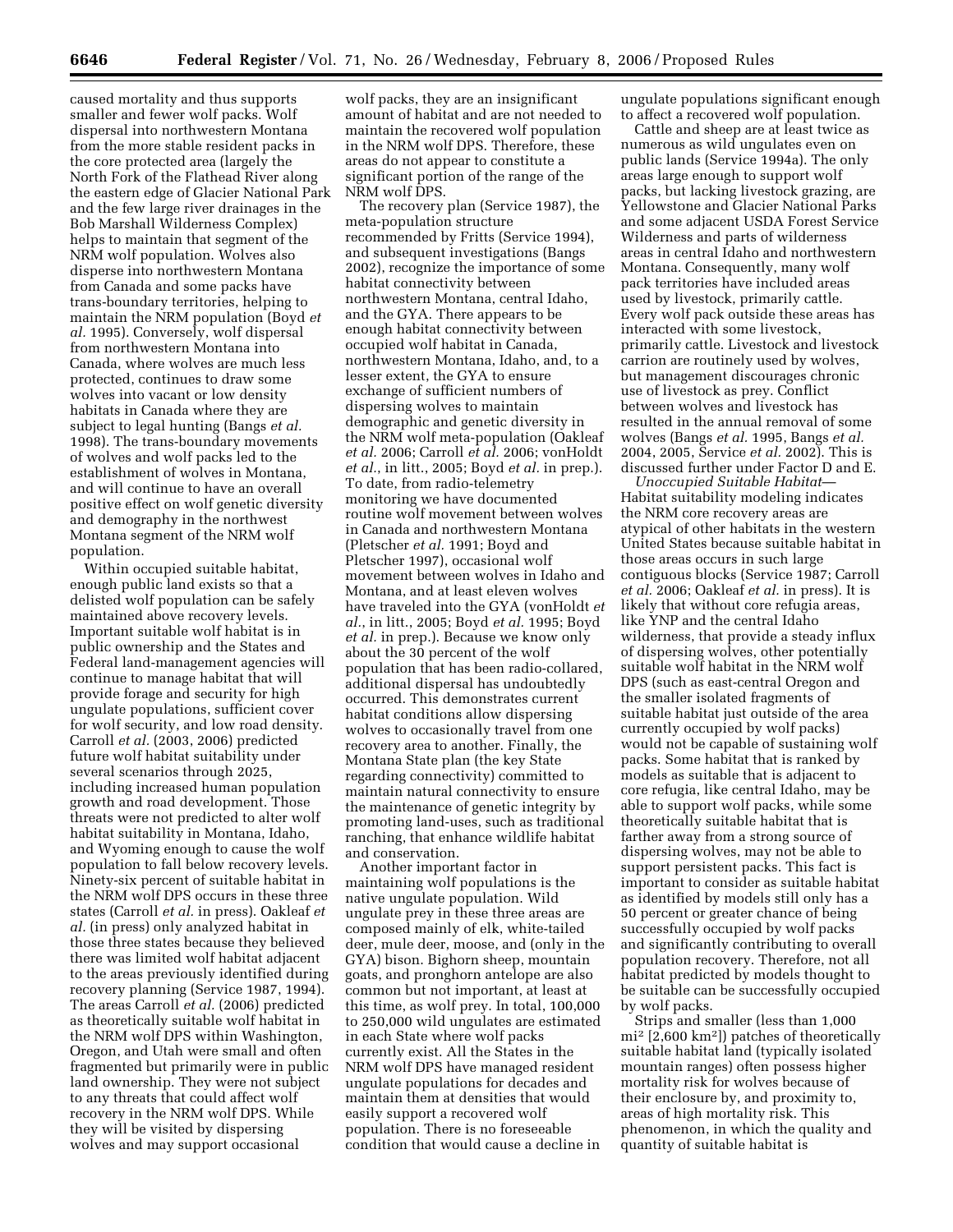caused mortality and thus supports smaller and fewer wolf packs. Wolf dispersal into northwestern Montana from the more stable resident packs in the core protected area (largely the North Fork of the Flathead River along the eastern edge of Glacier National Park and the few large river drainages in the Bob Marshall Wilderness Complex) helps to maintain that segment of the NRM wolf population. Wolves also disperse into northwestern Montana from Canada and some packs have trans-boundary territories, helping to maintain the NRM population (Boyd *et al.* 1995). Conversely, wolf dispersal from northwestern Montana into Canada, where wolves are much less protected, continues to draw some wolves into vacant or low density habitats in Canada where they are subject to legal hunting (Bangs *et al.* 1998). The trans-boundary movements of wolves and wolf packs led to the establishment of wolves in Montana, and will continue to have an overall positive effect on wolf genetic diversity and demography in the northwest Montana segment of the NRM wolf population.

Within occupied suitable habitat, enough public land exists so that a delisted wolf population can be safely maintained above recovery levels. Important suitable wolf habitat is in public ownership and the States and Federal land-management agencies will continue to manage habitat that will provide forage and security for high ungulate populations, sufficient cover for wolf security, and low road density. Carroll *et al.* (2003, 2006) predicted future wolf habitat suitability under several scenarios through 2025, including increased human population growth and road development. Those threats were not predicted to alter wolf habitat suitability in Montana, Idaho, and Wyoming enough to cause the wolf population to fall below recovery levels. Ninety-six percent of suitable habitat in the NRM wolf DPS occurs in these three states (Carroll *et al.* in press). Oakleaf *et al.* (in press) only analyzed habitat in those three states because they believed there was limited wolf habitat adjacent to the areas previously identified during recovery planning (Service 1987, 1994). The areas Carroll *et al.* (2006) predicted as theoretically suitable wolf habitat in the NRM wolf DPS within Washington, Oregon, and Utah were small and often fragmented but primarily were in public land ownership. They were not subject to any threats that could affect wolf recovery in the NRM wolf DPS. While they will be visited by dispersing wolves and may support occasional wolf packs, they are an insignificant amount of habitat and are not needed to maintain the recovered wolf population in the NRM wolf DPS. Therefore, these areas do not appear to constitute a significant portion of the range of the NRM wolf DPS.

The recovery plan (Service 1987), the meta-population structure recommended by Fritts (Service 1994), and subsequent investigations (Bangs 2002), recognize the importance of some habitat connectivity between northwestern Montana, central Idaho, and the GYA. There appears to be enough habitat connectivity between occupied wolf habitat in Canada, northwestern Montana, Idaho, and, to a lesser extent, the GYA to ensure exchange of sufficient numbers of dispersing wolves to maintain demographic and genetic diversity in the NRM wolf meta-population (Oakleaf *et al.* 2006; Carroll *et al.* 2006; vonHoldt *et al.*, in litt., 2005; Boyd *et al.* in prep.). To date, from radio-telemetry monitoring we have documented routine wolf movement between wolves in Canada and northwestern Montana (Pletscher *et al.* 1991; Boyd and Pletscher 1997), occasional wolf movement between wolves in Idaho and Montana, and at least eleven wolves have traveled into the GYA (vonHoldt *et al.*, in litt., 2005; Boyd *et al.* 1995; Boyd *et al.* in prep.). Because we know only about the 30 percent of the wolf population that has been radio-collared, additional dispersal has undoubtedly occurred. This demonstrates current habitat conditions allow dispersing wolves to occasionally travel from one recovery area to another. Finally, the Montana State plan (the key State regarding connectivity) committed to maintain natural connectivity to ensure the maintenance of genetic integrity by promoting land-uses, such as traditional ranching, that enhance wildlife habitat and conservation.

Another important factor in maintaining wolf populations is the native ungulate population. Wild ungulate prey in these three areas are composed mainly of elk, white-tailed deer, mule deer, moose, and (only in the GYA) bison. Bighorn sheep, mountain goats, and pronghorn antelope are also common but not important, at least at this time, as wolf prey. In total, 100,000 to 250,000 wild ungulates are estimated in each State where wolf packs currently exist. All the States in the NRM wolf DPS have managed resident ungulate populations for decades and maintain them at densities that would easily support a recovered wolf population. There is no foreseeable condition that would cause a decline in ungulate populations significant enough to affect a recovered wolf population.

Cattle and sheep are at least twice as numerous as wild ungulates even on public lands (Service 1994a). The only areas large enough to support wolf packs, but lacking livestock grazing, are Yellowstone and Glacier National Parks and some adjacent USDA Forest Service Wilderness and parts of wilderness areas in central Idaho and northwestern Montana. Consequently, many wolf pack territories have included areas used by livestock, primarily cattle. Every wolf pack outside these areas has interacted with some livestock, primarily cattle. Livestock and livestock carrion are routinely used by wolves, but management discourages chronic use of livestock as prey. Conflict between wolves and livestock has resulted in the annual removal of some wolves (Bangs *et al.* 1995, Bangs *et al.* 2004, 2005, Service *et al.* 2002). This is discussed further under Factor D and E.

*Unoccupied Suitable Habitat*—Habitat suitability modeling indicates the NRM core recovery areas are atypical of other habitats in the western United States because suitable habitat in those areas occurs in such large contiguous blocks (Service 1987; Carroll *et al.* 2006; Oakleaf *et al.* in press). It is likely that without core refugia areas, like YNP and the central Idaho wilderness, that provide a steady influx of dispersing wolves, other potentially suitable wolf habitat in the NRM wolf DPS (such as east-central Oregon and the smaller isolated fragments of suitable habitat just outside of the area currently occupied by wolf packs) would not be capable of sustaining wolf packs. Some habitat that is ranked by models as suitable that is adjacent to core refugia, like central Idaho, may be able to support wolf packs, while some theoretically suitable habitat that is farther away from a strong source of dispersing wolves, may not be able to support persistent packs. This fact is important to consider as suitable habitat as identified by models still only has a 50 percent or greater chance of being successfully occupied by wolf packs and significantly contributing to overall population recovery. Therefore, not all habitat predicted by models thought to be suitable can be successfully occupied by wolf packs.

Strips and smaller (less than 1,000 $mi^2$ [2,600 $km^2$]) patches of theoretically suitable habitat land (typically isolated mountain ranges) often possess higher mortality risk for wolves because of their enclosure by, and proximity to, areas of high mortality risk. This phenomenon, in which the quality and quantity of suitable habitat is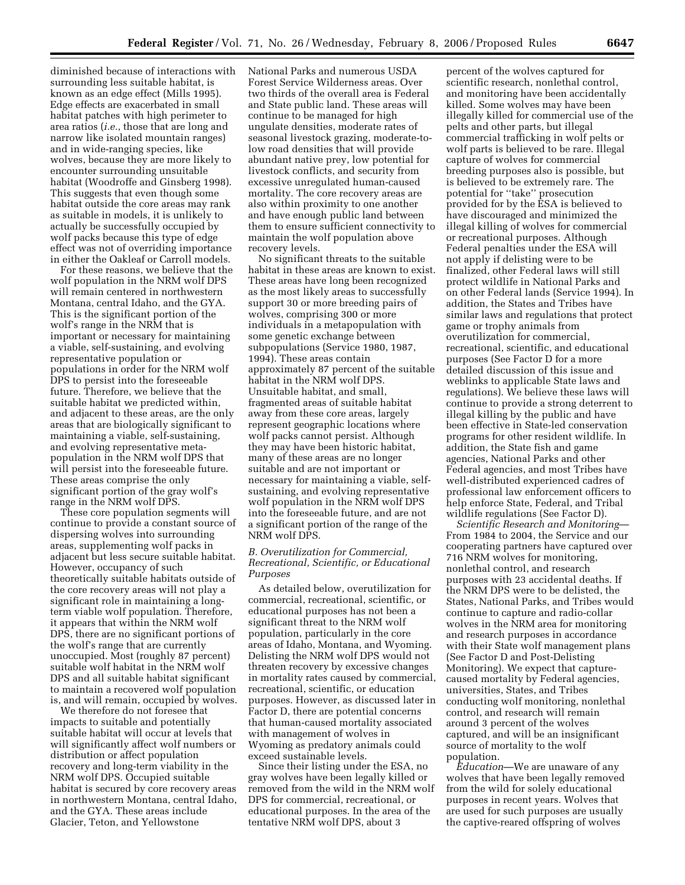diminished because of interactions with surrounding less suitable habitat, is known as an edge effect (Mills 1995). Edge effects are exacerbated in small habitat patches with high perimeter to area ratios (*i.e.*, those that are long and narrow like isolated mountain ranges) and in wide-ranging species, like wolves, because they are more likely to encounter surrounding unsuitable habitat (Woodroffe and Ginsberg 1998). This suggests that even though some habitat outside the core areas may rank as suitable in models, it is unlikely to actually be successfully occupied by wolf packs because this type of edge effect was not of overriding importance in either the Oakleaf or Carroll models.

For these reasons, we believe that the wolf population in the NRM wolf DPS will remain centered in northwestern Montana, central Idaho, and the GYA. This is the significant portion of the wolf's range in the NRM that is important or necessary for maintaining a viable, self-sustaining, and evolving representative population or populations in order for the NRM wolf DPS to persist into the foreseeable future. Therefore, we believe that the suitable habitat we predicted within, and adjacent to these areas, are the only areas that are biologically significant to maintaining a viable, self-sustaining, and evolving representative meta-population in the NRM wolf DPS that will persist into the foreseeable future. These areas comprise the only significant portion of the gray wolf's range in the NRM wolf DPS.

These core population segments will continue to provide a constant source of dispersing wolves into surrounding areas, supplementing wolf packs in adjacent but less secure suitable habitat. However, occupancy of such theoretically suitable habitats outside of the core recovery areas will not play a significant role in maintaining a long-term viable wolf population. Therefore, it appears that within the NRM wolf DPS, there are no significant portions of the wolf's range that are currently unoccupied. Most (roughly 87 percent) suitable wolf habitat in the NRM wolf DPS and all suitable habitat significant to maintain a recovered wolf population is, and will remain, occupied by wolves.

We therefore do not foresee that impacts to suitable and potentially suitable habitat will occur at levels that will significantly affect wolf numbers or distribution or affect population recovery and long-term viability in the NRM wolf DPS. Occupied suitable habitat is secured by core recovery areas in northwestern Montana, central Idaho, and the GYA. These areas include Glacier, Teton, and Yellowstone National Parks and numerous USDA Forest Service Wilderness areas. Over two thirds of the overall area is Federal and State public land. These areas will continue to be managed for high ungulate densities, moderate rates of seasonal livestock grazing, moderate-to-low road densities that will provide abundant native prey, low potential for livestock conflicts, and security from excessive unregulated human-caused mortality. The core recovery areas are also within proximity to one another and have enough public land between them to ensure sufficient connectivity to maintain the wolf population above recovery levels.

No significant threats to the suitable habitat in these areas are known to exist. These areas have long been recognized as the most likely areas to successfully support 30 or more breeding pairs of wolves, comprising 300 or more individuals in a metapopulation with some genetic exchange between subpopulations (Service 1980, 1987, 1994). These areas contain approximately 87 percent of the suitable habitat in the NRM wolf DPS. Unsuitable habitat, and small, fragmented areas of suitable habitat away from these core areas, largely represent geographic locations where wolf packs cannot persist. Although they may have been historic habitat, many of these areas are no longer suitable and are not important or necessary for maintaining a viable, self-sustaining, and evolving representative wolf population in the NRM wolf DPS into the foreseeable future, and are not a significant portion of the range of the NRM wolf DPS.

### *B. Overutilization for Commercial, Recreational, Scientific, or Educational Purposes*

As detailed below, overutilization for commercial, recreational, scientific, or educational purposes has not been a significant threat to the NRM wolf population, particularly in the core areas of Idaho, Montana, and Wyoming. Delisting the NRM wolf DPS would not threaten recovery by excessive changes in mortality rates caused by commercial, recreational, scientific, or education purposes. However, as discussed later in Factor D, there are potential concerns that human-caused mortality associated with management of wolves in Wyoming as predatory animals could exceed sustainable levels.

Since their listing under the ESA, no gray wolves have been legally killed or removed from the wild in the NRM wolf DPS for commercial, recreational, or educational purposes. In the area of the tentative NRM wolf DPS, about 3 percent of the wolves captured for scientific research, nonlethal control, and monitoring have been accidentally killed. Some wolves may have been illegally killed for commercial use of the pelts and other parts, but illegal commercial trafficking in wolf pelts or wolf parts is believed to be rare. Illegal capture of wolves for commercial breeding purposes also is possible, but is believed to be extremely rare. The potential for ''take'' prosecution provided for by the ESA is believed to have discouraged and minimized the illegal killing of wolves for commercial or recreational purposes. Although Federal penalties under the ESA will not apply if delisting were to be finalized, other Federal laws will still protect wildlife in National Parks and on other Federal lands (Service 1994). In addition, the States and Tribes have similar laws and regulations that protect game or trophy animals from overutilization for commercial, recreational, scientific, and educational purposes (See Factor D for a more detailed discussion of this issue and weblinks to applicable State laws and regulations). We believe these laws will continue to provide a strong deterrent to illegal killing by the public and have been effective in State-led conservation programs for other resident wildlife. In addition, the State fish and game agencies, National Parks and other Federal agencies, and most Tribes have well-distributed experienced cadres of professional law enforcement officers to help enforce State, Federal, and Tribal wildlife regulations (See Factor D).

*Scientific Research and Monitoring*—From 1984 to 2004, the Service and our cooperating partners have captured over 716 NRM wolves for monitoring, nonlethal control, and research purposes with 23 accidental deaths. If the NRM DPS were to be delisted, the States, National Parks, and Tribes would continue to capture and radio-collar wolves in the NRM area for monitoring and research purposes in accordance with their State wolf management plans (See Factor D and Post-Delisting Monitoring). We expect that capture-caused mortality by Federal agencies, universities, States, and Tribes conducting wolf monitoring, nonlethal control, and research will remain around 3 percent of the wolves captured, and will be an insignificant source of mortality to the wolf population.

*Education*—We are unaware of any wolves that have been legally removed from the wild for solely educational purposes in recent years. Wolves that are used for such purposes are usually the captive-reared offspring of wolves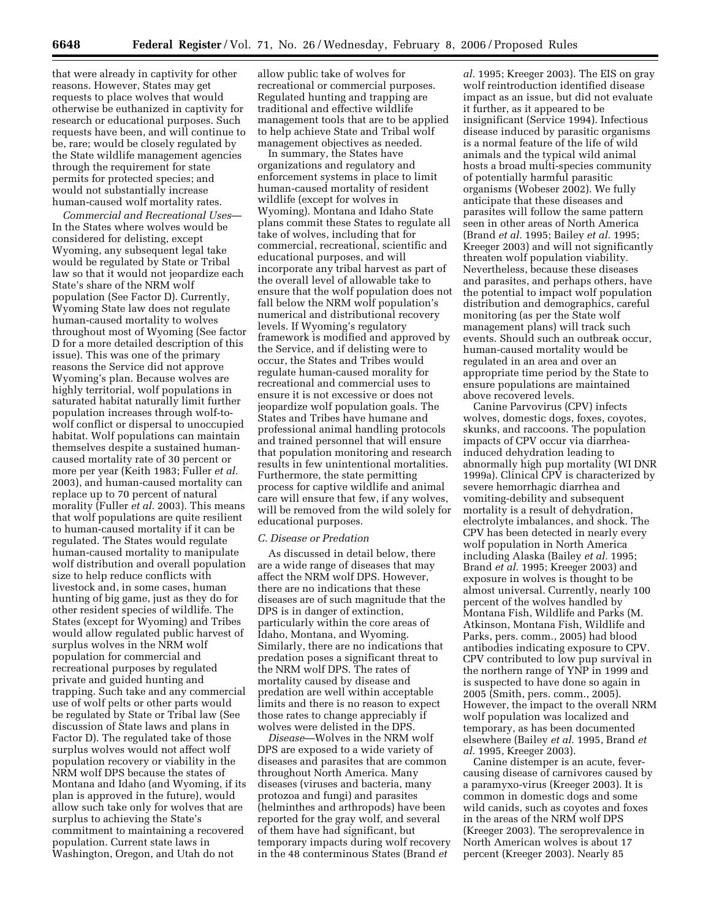that were already in captivity for other reasons. However, States may get requests to place wolves that would otherwise be euthanized in captivity for research or educational purposes. Such requests have been, and will continue to be, rare; would be closely regulated by the State wildlife management agencies through the requirement for state permits for protected species; and would not substantially increase human-caused wolf mortality rates.

*Commercial and Recreational Uses*—In the States where wolves would be considered for delisting, except Wyoming, any subsequent legal take would be regulated by State or Tribal law so that it would not jeopardize each State's share of the NRM wolf population (See Factor D). Currently, Wyoming State law does not regulate human-caused mortality to wolves throughout most of Wyoming (See factor D for a more detailed description of this issue). This was one of the primary reasons the Service did not approve Wyoming's plan. Because wolves are highly territorial, wolf populations in saturated habitat naturally limit further population increases through wolf-to-wolf conflict or dispersal to unoccupied habitat. Wolf populations can maintain themselves despite a sustained human-caused mortality rate of 30 percent or more per year (Keith 1983; Fuller *et al.* 2003), and human-caused mortality can replace up to 70 percent of natural morality (Fuller *et al.* 2003). This means that wolf populations are quite resilient to human-caused mortality if it can be regulated. The States would regulate human-caused mortality to manipulate wolf distribution and overall population size to help reduce conflicts with livestock and, in some cases, human hunting of big game, just as they do for other resident species of wildlife. The States (except for Wyoming) and Tribes would allow regulated public harvest of surplus wolves in the NRM wolf population for commercial and recreational purposes by regulated private and guided hunting and trapping. Such take and any commercial use of wolf pelts or other parts would be regulated by State or Tribal law (See discussion of State laws and plans in Factor D). The regulated take of those surplus wolves would not affect wolf population recovery or viability in the NRM wolf DPS because the states of Montana and Idaho (and Wyoming, if its plan is approved in the future), would allow such take only for wolves that are surplus to achieving the State's commitment to maintaining a recovered population. Current state laws in Washington, Oregon, and Utah do not allow public take of wolves for recreational or commercial purposes. Regulated hunting and trapping are traditional and effective wildlife management tools that are to be applied to help achieve State and Tribal wolf management objectives as needed.

In summary, the States have organizations and regulatory and enforcement systems in place to limit human-caused mortality of resident wildlife (except for wolves in Wyoming). Montana and Idaho State plans commit these States to regulate all take of wolves, including that for commercial, recreational, scientific and educational purposes, and will incorporate any tribal harvest as part of the overall level of allowable take to ensure that the wolf population does not fall below the NRM wolf population's numerical and distributional recovery levels. If Wyoming's regulatory framework is modified and approved by the Service, and if delisting were to occur, the States and Tribes would regulate human-caused morality for recreational and commercial uses to ensure it is not excessive or does not jeopardize wolf population goals. The States and Tribes have humane and professional animal handling protocols and trained personnel that will ensure that population monitoring and research results in few unintentional mortalities. Furthermore, the state permitting process for captive wildlife and animal care will ensure that few, if any wolves, will be removed from the wild solely for educational purposes.

### *C. Disease or Predation*

As discussed in detail below, there are a wide range of diseases that may affect the NRM wolf DPS. However, there are no indications that these diseases are of such magnitude that the DPS is in danger of extinction, particularly within the core areas of Idaho, Montana, and Wyoming. Similarly, there are no indications that predation poses a significant threat to the NRM wolf DPS. The rates of mortality caused by disease and predation are well within acceptable limits and there is no reason to expect those rates to change appreciably if wolves were delisted in the DPS.

*Disease*—Wolves in the NRM wolf DPS are exposed to a wide variety of diseases and parasites that are common throughout North America. Many diseases (viruses and bacteria, many protozoa and fungi) and parasites (helminthes and arthropods) have been reported for the gray wolf, and several of them have had significant, but temporary impacts during wolf recovery in the 48 conterminous States (Brand *et al.* 1995; Kreeger 2003). The EIS on gray wolf reintroduction identified disease impact as an issue, but did not evaluate it further, as it appeared to be insignificant (Service 1994). Infectious disease induced by parasitic organisms is a normal feature of the life of wild animals and the typical wild animal hosts a broad multi-species community of potentially harmful parasitic organisms (Wobeser 2002). We fully anticipate that these diseases and parasites will follow the same pattern seen in other areas of North America (Brand *et al.* 1995; Bailey *et al.* 1995; Kreeger 2003) and will not significantly threaten wolf population viability. Nevertheless, because these diseases and parasites, and perhaps others, have the potential to impact wolf population distribution and demographics, careful monitoring (as per the State wolf management plans) will track such events. Should such an outbreak occur, human-caused mortality would be regulated in an area and over an appropriate time period by the State to ensure populations are maintained above recovered levels.

Canine Parvovirus (CPV) infects wolves, domestic dogs, foxes, coyotes, skunks, and raccoons. The population impacts of CPV occur via diarrhea-induced dehydration leading to abnormally high pup mortality (WI DNR 1999a). Clinical CPV is characterized by severe hemorrhagic diarrhea and vomiting-debility and subsequent mortality is a result of dehydration, electrolyte imbalances, and shock. The CPV has been detected in nearly every wolf population in North America including Alaska (Bailey *et al.* 1995; Brand *et al.* 1995; Kreeger 2003) and exposure in wolves is thought to be almost universal. Currently, nearly 100 percent of the wolves handled by Montana Fish, Wildlife and Parks (M. Atkinson, Montana Fish, Wildlife and Parks, pers. comm., 2005) had blood antibodies indicating exposure to CPV. CPV contributed to low pup survival in the northern range of YNP in 1999 and is suspected to have done so again in 2005 (Smith, pers. comm., 2005). However, the impact to the overall NRM wolf population was localized and temporary, as has been documented elsewhere (Bailey *et al.* 1995, Brand *et al.* 1995, Kreeger 2003).

Canine distemper is an acute, fever-causing disease of carnivores caused by a paramyxo-virus (Kreeger 2003). It is common in domestic dogs and some wild canids, such as coyotes and foxes in the areas of the NRM wolf DPS (Kreeger 2003). The seroprevalence in North American wolves is about 17 percent (Kreeger 2003). Nearly 85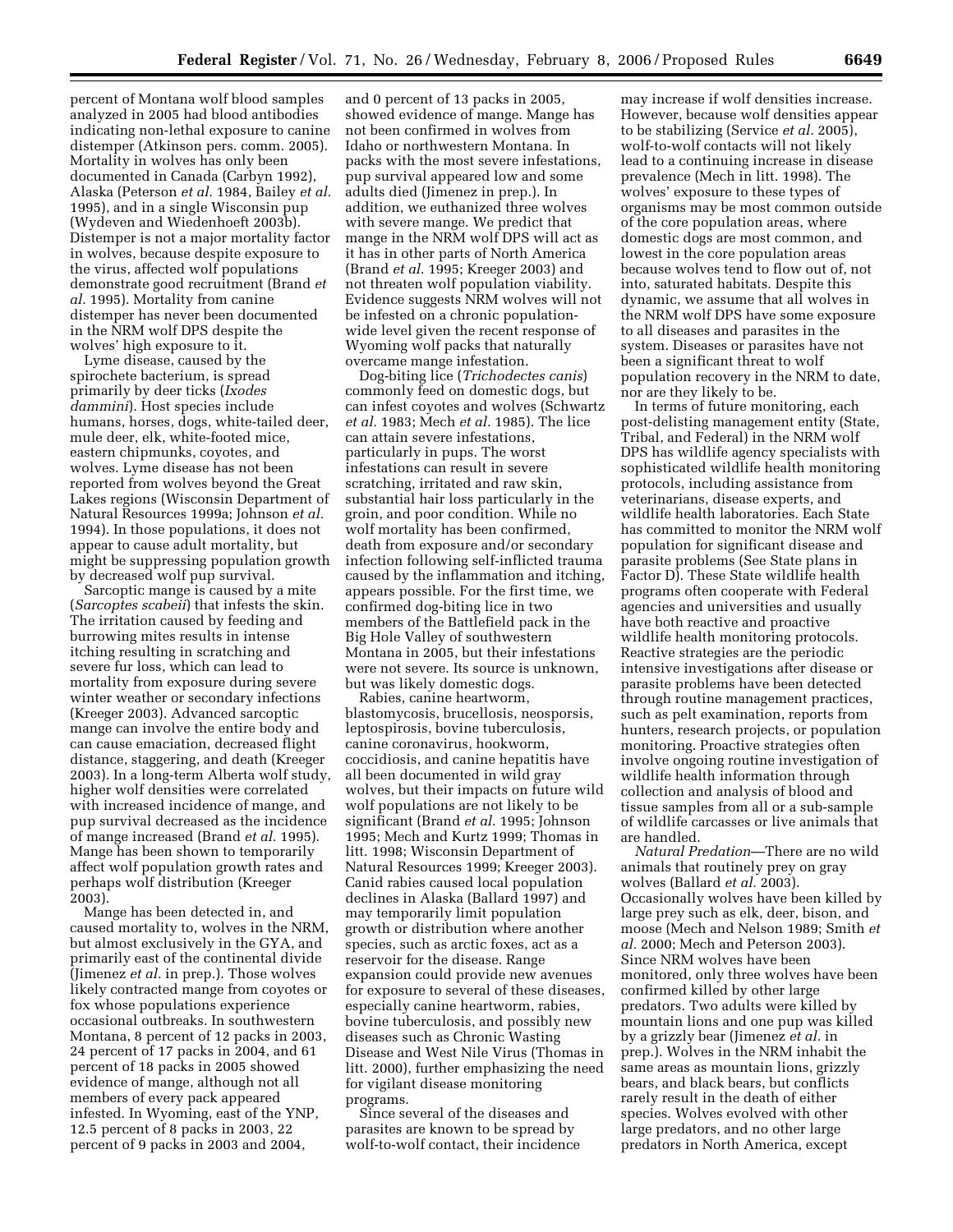percent of Montana wolf blood samples analyzed in 2005 had blood antibodies indicating non-lethal exposure to canine distemper (Atkinson pers. comm. 2005). Mortality in wolves has only been documented in Canada (Carbyn 1992), Alaska (Peterson *et al.* 1984, Bailey *et al.* 1995), and in a single Wisconsin pup (Wydeven and Wiedenhoeft 2003b). Distemper is not a major mortality factor in wolves, because despite exposure to the virus, affected wolf populations demonstrate good recruitment (Brand *et al.* 1995). Mortality from canine distemper has never been documented in the NRM wolf DPS despite the wolves' high exposure to it.

Lyme disease, caused by the spirochete bacterium, is spread primarily by deer ticks (*Ixodes dammini*). Host species include humans, horses, dogs, white-tailed deer, mule deer, elk, white-footed mice, eastern chipmunks, coyotes, and wolves. Lyme disease has not been reported from wolves beyond the Great Lakes regions (Wisconsin Department of Natural Resources 1999a; Johnson *et al.* 1994). In those populations, it does not appear to cause adult mortality, but might be suppressing population growth by decreased wolf pup survival.

Sarcoptic mange is caused by a mite (*Sarcoptes scabeii*) that infests the skin. The irritation caused by feeding and burrowing mites results in intense itching resulting in scratching and severe fur loss, which can lead to mortality from exposure during severe winter weather or secondary infections (Kreeger 2003). Advanced sarcoptic mange can involve the entire body and can cause emaciation, decreased flight distance, staggering, and death (Kreeger 2003). In a long-term Alberta wolf study, higher wolf densities were correlated with increased incidence of mange, and pup survival decreased as the incidence of mange increased (Brand *et al.* 1995). Mange has been shown to temporarily affect wolf population growth rates and perhaps wolf distribution (Kreeger 2003).

Mange has been detected in, and caused mortality to, wolves in the NRM, but almost exclusively in the GYA, and primarily east of the continental divide (Jimenez *et al.* in prep.). Those wolves likely contracted mange from coyotes or fox whose populations experience occasional outbreaks. In southwestern Montana, 8 percent of 12 packs in 2003, 24 percent of 17 packs in 2004, and 61 percent of 18 packs in 2005 showed evidence of mange, although not all members of every pack appeared infested. In Wyoming, east of the YNP, 12.5 percent of 8 packs in 2003, 22 percent of 9 packs in 2003 and 2004, and 0 percent of 13 packs in 2005, showed evidence of mange. Mange has not been confirmed in wolves from Idaho or northwestern Montana. In packs with the most severe infestations, pup survival appeared low and some adults died (Jimenez in prep.). In addition, we euthanized three wolves with severe mange. We predict that mange in the NRM wolf DPS will act as it has in other parts of North America (Brand *et al.* 1995; Kreeger 2003) and not threaten wolf population viability. Evidence suggests NRM wolves will not be infested on a chronic population-wide level given the recent response of Wyoming wolf packs that naturally overcame mange infestation.

Dog-biting lice (*Trichodectes canis*) commonly feed on domestic dogs, but can infest coyotes and wolves (Schwartz *et al.* 1983; Mech *et al.* 1985). The lice can attain severe infestations, particularly in pups. The worst infestations can result in severe scratching, irritated and raw skin, substantial hair loss particularly in the groin, and poor condition. While no wolf mortality has been confirmed, death from exposure and/or secondary infection following self-inflicted trauma caused by the inflammation and itching, appears possible. For the first time, we confirmed dog-biting lice in two members of the Battlefield pack in the Big Hole Valley of southwestern Montana in 2005, but their infestations were not severe. Its source is unknown, but was likely domestic dogs.

Rabies, canine heartworm, blastomycosis, brucellosis, neosporsis, leptospirosis, bovine tuberculosis, canine coronavirus, hookworm, coccidiosis, and canine hepatitis have all been documented in wild gray wolves, but their impacts on future wild wolf populations are not likely to be significant (Brand *et al.* 1995; Johnson 1995; Mech and Kurtz 1999; Thomas in litt. 1998; Wisconsin Department of Natural Resources 1999; Kreeger 2003). Canid rabies caused local population declines in Alaska (Ballard 1997) and may temporarily limit population growth or distribution where another species, such as arctic foxes, act as a reservoir for the disease. Range expansion could provide new avenues for exposure to several of these diseases, especially canine heartworm, rabies, bovine tuberculosis, and possibly new diseases such as Chronic Wasting Disease and West Nile Virus (Thomas in litt. 2000), further emphasizing the need for vigilant disease monitoring programs.

Since several of the diseases and parasites are known to be spread by wolf-to-wolf contact, their incidence may increase if wolf densities increase. However, because wolf densities appear to be stabilizing (Service *et al.* 2005), wolf-to-wolf contacts will not likely lead to a continuing increase in disease prevalence (Mech in litt. 1998). The wolves' exposure to these types of organisms may be most common outside of the core population areas, where domestic dogs are most common, and lowest in the core population areas because wolves tend to flow out of, not into, saturated habitats. Despite this dynamic, we assume that all wolves in the NRM wolf DPS have some exposure to all diseases and parasites in the system. Diseases or parasites have not been a significant threat to wolf population recovery in the NRM to date, nor are they likely to be.

In terms of future monitoring, each post-delisting management entity (State, Tribal, and Federal) in the NRM wolf DPS has wildlife agency specialists with sophisticated wildlife health monitoring protocols, including assistance from veterinarians, disease experts, and wildlife health laboratories. Each State has committed to monitor the NRM wolf population for significant disease and parasite problems (See State plans in Factor D). These State wildlife health programs often cooperate with Federal agencies and universities and usually have both reactive and proactive wildlife health monitoring protocols. Reactive strategies are the periodic intensive investigations after disease or parasite problems have been detected through routine management practices, such as pelt examination, reports from hunters, research projects, or population monitoring. Proactive strategies often involve ongoing routine investigation of wildlife health information through collection and analysis of blood and tissue samples from all or a sub-sample of wildlife carcasses or live animals that are handled.

*Natural Predation*—There are no wild animals that routinely prey on gray wolves (Ballard *et al.* 2003). Occasionally wolves have been killed by large prey such as elk, deer, bison, and moose (Mech and Nelson 1989; Smith *et al.* 2000; Mech and Peterson 2003). Since NRM wolves have been monitored, only three wolves have been confirmed killed by other large predators. Two adults were killed by mountain lions and one pup was killed by a grizzly bear (Jimenez *et al.* in prep.). Wolves in the NRM inhabit the same areas as mountain lions, grizzly bears, and black bears, but conflicts rarely result in the death of either species. Wolves evolved with other large predators, and no other large predators in North America, except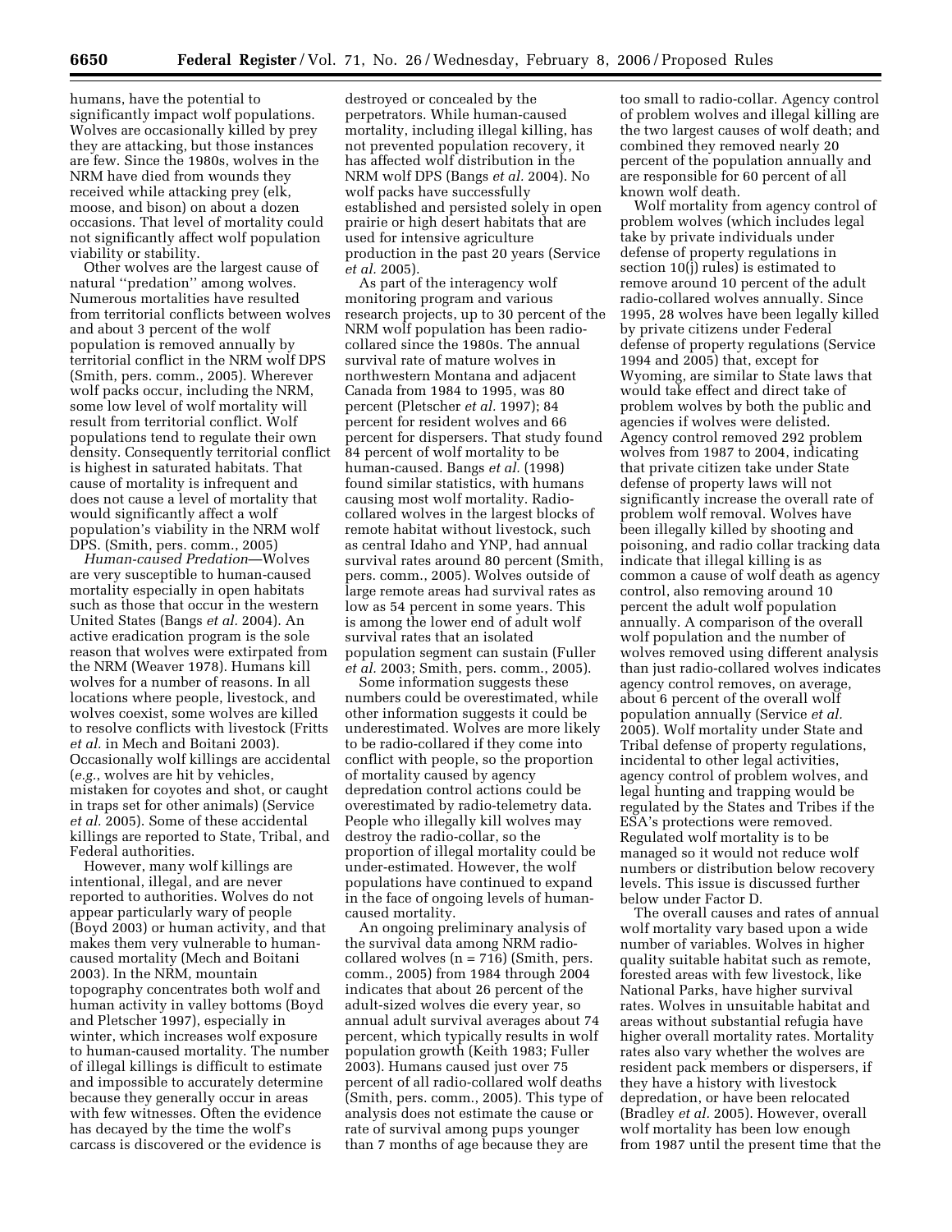humans, have the potential to significantly impact wolf populations. Wolves are occasionally killed by prey they are attacking, but those instances are few. Since the 1980s, wolves in the NRM have died from wounds they received while attacking prey (elk, moose, and bison) on about a dozen occasions. That level of mortality could not significantly affect wolf population viability or stability.

Other wolves are the largest cause of natural ''predation'' among wolves. Numerous mortalities have resulted from territorial conflicts between wolves and about 3 percent of the wolf population is removed annually by territorial conflict in the NRM wolf DPS (Smith, pers. comm., 2005). Wherever wolf packs occur, including the NRM, some low level of wolf mortality will result from territorial conflict. Wolf populations tend to regulate their own density. Consequently territorial conflict is highest in saturated habitats. That cause of mortality is infrequent and does not cause a level of mortality that would significantly affect a wolf population's viability in the NRM wolf DPS. (Smith, pers. comm., 2005)

*Human-caused Predation*—Wolves are very susceptible to human-caused mortality especially in open habitats such as those that occur in the western United States (Bangs *et al.* 2004). An active eradication program is the sole reason that wolves were extirpated from the NRM (Weaver 1978). Humans kill wolves for a number of reasons. In all locations where people, livestock, and wolves coexist, some wolves are killed to resolve conflicts with livestock (Fritts *et al.* in Mech and Boitani 2003). Occasionally wolf killings are accidental (*e.g.*, wolves are hit by vehicles, mistaken for coyotes and shot, or caught in traps set for other animals) (Service *et al.* 2005). Some of these accidental killings are reported to State, Tribal, and Federal authorities.

However, many wolf killings are intentional, illegal, and are never reported to authorities. Wolves do not appear particularly wary of people (Boyd 2003) or human activity, and that makes them very vulnerable to human-caused mortality (Mech and Boitani 2003). In the NRM, mountain topography concentrates both wolf and human activity in valley bottoms (Boyd and Pletscher 1997), especially in winter, which increases wolf exposure to human-caused mortality. The number of illegal killings is difficult to estimate and impossible to accurately determine because they generally occur in areas with few witnesses. Often the evidence has decayed by the time the wolf's carcass is discovered or the evidence is destroyed or concealed by the perpetrators. While human-caused mortality, including illegal killing, has not prevented population recovery, it has affected wolf distribution in the NRM wolf DPS (Bangs *et al.* 2004). No wolf packs have successfully established and persisted solely in open prairie or high desert habitats that are used for intensive agriculture production in the past 20 years (Service *et al.* 2005).

As part of the interagency wolf monitoring program and various research projects, up to 30 percent of the NRM wolf population has been radio-collared since the 1980s. The annual survival rate of mature wolves in northwestern Montana and adjacent Canada from 1984 to 1995, was 80 percent (Pletscher *et al.* 1997); 84 percent for resident wolves and 66 percent for dispersers. That study found 84 percent of wolf mortality to be human-caused. Bangs *et al.* (1998) found similar statistics, with humans causing most wolf mortality. Radio-collared wolves in the largest blocks of remote habitat without livestock, such as central Idaho and YNP, had annual survival rates around 80 percent (Smith, pers. comm., 2005). Wolves outside of large remote areas had survival rates as low as 54 percent in some years. This is among the lower end of adult wolf survival rates that an isolated population segment can sustain (Fuller *et al.* 2003; Smith, pers. comm., 2005).

Some information suggests these numbers could be overestimated, while other information suggests it could be underestimated. Wolves are more likely to be radio-collared if they come into conflict with people, so the proportion of mortality caused by agency depredation control actions could be overestimated by radio-telemetry data. People who illegally kill wolves may destroy the radio-collar, so the proportion of illegal mortality could be under-estimated. However, the wolf populations have continued to expand in the face of ongoing levels of human-caused mortality.

An ongoing preliminary analysis of the survival data among NRM radio-collared wolves (n = 716) (Smith, pers. comm., 2005) from 1984 through 2004 indicates that about 26 percent of the adult-sized wolves die every year, so annual adult survival averages about 74 percent, which typically results in wolf population growth (Keith 1983; Fuller 2003). Humans caused just over 75 percent of all radio-collared wolf deaths (Smith, pers. comm., 2005). This type of analysis does not estimate the cause or rate of survival among pups younger than 7 months of age because they are too small to radio-collar. Agency control of problem wolves and illegal killing are the two largest causes of wolf death; and combined they removed nearly 20 percent of the population annually and are responsible for 60 percent of all known wolf death.

Wolf mortality from agency control of problem wolves (which includes legal take by private individuals under defense of property regulations in section 10(j) rules) is estimated to remove around 10 percent of the adult radio-collared wolves annually. Since 1995, 28 wolves have been legally killed by private citizens under Federal defense of property regulations (Service 1994 and 2005) that, except for Wyoming, are similar to State laws that would take effect and direct take of problem wolves by both the public and agencies if wolves were delisted. Agency control removed 292 problem wolves from 1987 to 2004, indicating that private citizen take under State defense of property laws will not significantly increase the overall rate of problem wolf removal. Wolves have been illegally killed by shooting and poisoning, and radio collar tracking data indicate that illegal killing is as common a cause of wolf death as agency control, also removing around 10 percent the adult wolf population annually. A comparison of the overall wolf population and the number of wolves removed using different analysis than just radio-collared wolves indicates agency control removes, on average, about 6 percent of the overall wolf population annually (Service *et al.* 2005). Wolf mortality under State and Tribal defense of property regulations, incidental to other legal activities, agency control of problem wolves, and legal hunting and trapping would be regulated by the States and Tribes if the ESA's protections were removed. Regulated wolf mortality is to be managed so it would not reduce wolf numbers or distribution below recovery levels. This issue is discussed further below under Factor D.

The overall causes and rates of annual wolf mortality vary based upon a wide number of variables. Wolves in higher quality suitable habitat such as remote, forested areas with few livestock, like National Parks, have higher survival rates. Wolves in unsuitable habitat and areas without substantial refugia have higher overall mortality rates. Mortality rates also vary whether the wolves are resident pack members or dispersers, if they have a history with livestock depredation, or have been relocated (Bradley *et al.* 2005). However, overall wolf mortality has been low enough from 1987 until the present time that the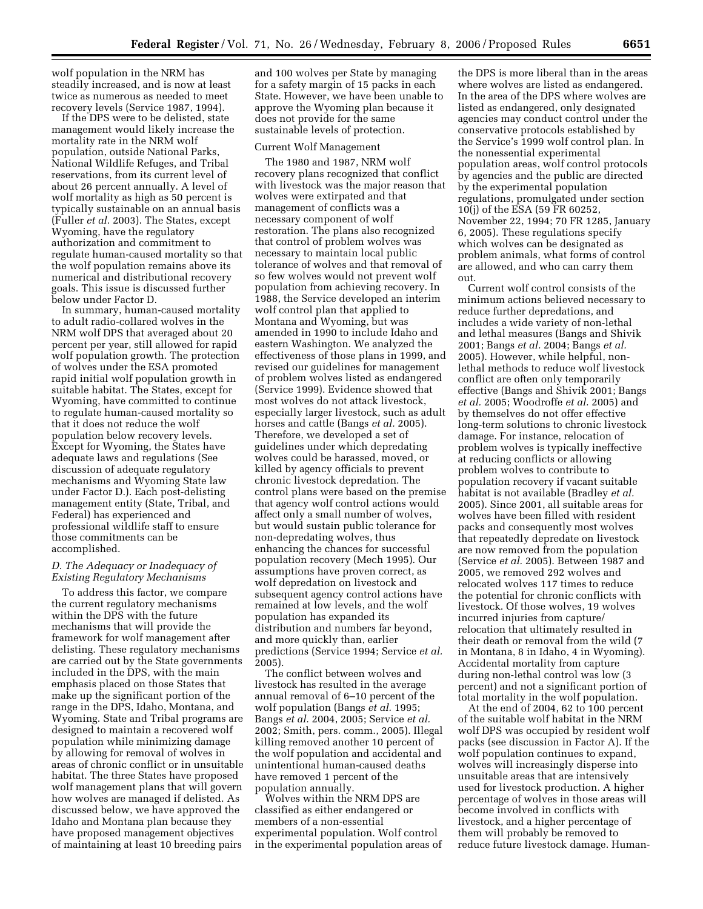wolf population in the NRM has steadily increased, and is now at least twice as numerous as needed to meet recovery levels (Service 1987, 1994).

If the DPS were to be delisted, state management would likely increase the mortality rate in the NRM wolf population, outside National Parks, National Wildlife Refuges, and Tribal reservations, from its current level of about 26 percent annually. A level of wolf mortality as high as 50 percent is typically sustainable on an annual basis (Fuller *et al.* 2003). The States, except Wyoming, have the regulatory authorization and commitment to regulate human-caused mortality so that the wolf population remains above its numerical and distributional recovery goals. This issue is discussed further below under Factor D.

In summary, human-caused mortality to adult radio-collared wolves in the NRM wolf DPS that averaged about 20 percent per year, still allowed for rapid wolf population growth. The protection of wolves under the ESA promoted rapid initial wolf population growth in suitable habitat. The States, except for Wyoming, have committed to continue to regulate human-caused mortality so that it does not reduce the wolf population below recovery levels. Except for Wyoming, the States have adequate laws and regulations (See discussion of adequate regulatory mechanisms and Wyoming State law under Factor D.). Each post-delisting management entity (State, Tribal, and Federal) has experienced and professional wildlife staff to ensure those commitments can be accomplished.

### *D. The Adequacy or Inadequacy of Existing Regulatory Mechanisms*

To address this factor, we compare the current regulatory mechanisms within the DPS with the future mechanisms that will provide the framework for wolf management after delisting. These regulatory mechanisms are carried out by the State governments included in the DPS, with the main emphasis placed on those States that make up the significant portion of the range in the DPS, Idaho, Montana, and Wyoming. State and Tribal programs are designed to maintain a recovered wolf population while minimizing damage by allowing for removal of wolves in areas of chronic conflict or in unsuitable habitat. The three States have proposed wolf management plans that will govern how wolves are managed if delisted. As discussed below, we have approved the Idaho and Montana plan because they have proposed management objectives of maintaining at least 10 breeding pairs and 100 wolves per State by managing for a safety margin of 15 packs in each State. However, we have been unable to approve the Wyoming plan because it does not provide for the same sustainable levels of protection.

#### Current Wolf Management

The 1980 and 1987, NRM wolf recovery plans recognized that conflict with livestock was the major reason that wolves were extirpated and that management of conflicts was a necessary component of wolf restoration. The plans also recognized that control of problem wolves was necessary to maintain local public tolerance of wolves and that removal of so few wolves would not prevent wolf population from achieving recovery. In 1988, the Service developed an interim wolf control plan that applied to Montana and Wyoming, but was amended in 1990 to include Idaho and eastern Washington. We analyzed the effectiveness of those plans in 1999, and revised our guidelines for management of problem wolves listed as endangered (Service 1999). Evidence showed that most wolves do not attack livestock, especially larger livestock, such as adult horses and cattle (Bangs *et al.* 2005). Therefore, we developed a set of guidelines under which depredating wolves could be harassed, moved, or killed by agency officials to prevent chronic livestock depredation. The control plans were based on the premise that agency wolf control actions would affect only a small number of wolves, but would sustain public tolerance for non-depredating wolves, thus enhancing the chances for successful population recovery (Mech 1995). Our assumptions have proven correct, as wolf depredation on livestock and subsequent agency control actions have remained at low levels, and the wolf population has expanded its distribution and numbers far beyond, and more quickly than, earlier predictions (Service 1994; Service *et al.* 2005).

The conflict between wolves and livestock has resulted in the average annual removal of 6–10 percent of the wolf population (Bangs *et al.* 1995; Bangs *et al.* 2004, 2005; Service *et al.* 2002; Smith, pers. comm., 2005). Illegal killing removed another 10 percent of the wolf population and accidental and unintentional human-caused deaths have removed 1 percent of the population annually.

Wolves within the NRM DPS are classified as either endangered or members of a non-essential experimental population. Wolf control in the experimental population areas of the DPS is more liberal than in the areas where wolves are listed as endangered. In the area of the DPS where wolves are listed as endangered, only designated agencies may conduct control under the conservative protocols established by the Service's 1999 wolf control plan. In the nonessential experimental population areas, wolf control protocols by agencies and the public are directed by the experimental population regulations, promulgated under section 10(j) of the ESA (59 FR 60252, November 22, 1994; 70 FR 1285, January 6, 2005). These regulations specify which wolves can be designated as problem animals, what forms of control are allowed, and who can carry them out.

Current wolf control consists of the minimum actions believed necessary to reduce further depredations, and includes a wide variety of non-lethal and lethal measures (Bangs and Shivik 2001; Bangs *et al.* 2004; Bangs *et al.* 2005). However, while helpful, non-lethal methods to reduce wolf livestock conflict are often only temporarily effective (Bangs and Shivik 2001; Bangs *et al.* 2005; Woodroffe *et al.* 2005) and by themselves do not offer effective long-term solutions to chronic livestock damage. For instance, relocation of problem wolves is typically ineffective at reducing conflicts or allowing problem wolves to contribute to population recovery if vacant suitable habitat is not available (Bradley *et al.* 2005). Since 2001, all suitable areas for wolves have been filled with resident packs and consequently most wolves that repeatedly depredate on livestock are now removed from the population (Service *et al.* 2005). Between 1987 and 2005, we removed 292 wolves and relocated wolves 117 times to reduce the potential for chronic conflicts with livestock. Of those wolves, 19 wolves incurred injuries from capture/relocation that ultimately resulted in their death or removal from the wild (7 in Montana, 8 in Idaho, 4 in Wyoming). Accidental mortality from capture during non-lethal control was low (3 percent) and not a significant portion of total mortality in the wolf population.

At the end of 2004, 62 to 100 percent of the suitable wolf habitat in the NRM wolf DPS was occupied by resident wolf packs (see discussion in Factor A). If the wolf population continues to expand, wolves will increasingly disperse into unsuitable areas that are intensively used for livestock production. A higher percentage of wolves in those areas will become involved in conflicts with livestock, and a higher percentage of them will probably be removed to reduce future livestock damage. Human-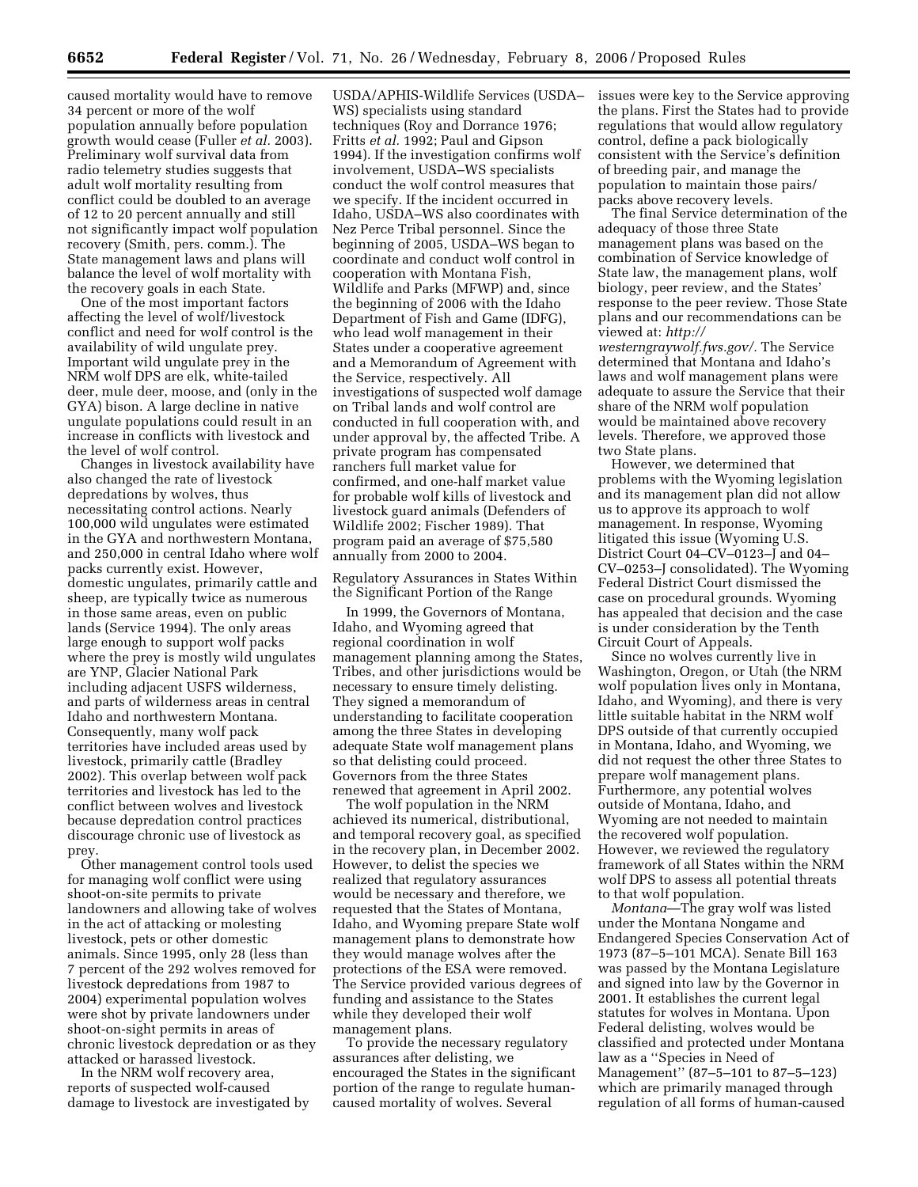caused mortality would have to remove 34 percent or more of the wolf population annually before population growth would cease (Fuller *et al.* 2003). Preliminary wolf survival data from radio telemetry studies suggests that adult wolf mortality resulting from conflict could be doubled to an average of 12 to 20 percent annually and still not significantly impact wolf population recovery (Smith, pers. comm.). The State management laws and plans will balance the level of wolf mortality with the recovery goals in each State.

One of the most important factors affecting the level of wolf/livestock conflict and need for wolf control is the availability of wild ungulate prey. Important wild ungulate prey in the NRM wolf DPS are elk, white-tailed deer, mule deer, moose, and (only in the GYA) bison. A large decline in native ungulate populations could result in an increase in conflicts with livestock and the level of wolf control.

Changes in livestock availability have also changed the rate of livestock depredations by wolves, thus necessitating control actions. Nearly 100,000 wild ungulates were estimated in the GYA and northwestern Montana, and 250,000 in central Idaho where wolf packs currently exist. However, domestic ungulates, primarily cattle and sheep, are typically twice as numerous in those same areas, even on public lands (Service 1994). The only areas large enough to support wolf packs where the prey is mostly wild ungulates are YNP, Glacier National Park including adjacent USFS wilderness, and parts of wilderness areas in central Idaho and northwestern Montana. Consequently, many wolf pack territories have included areas used by livestock, primarily cattle (Bradley 2002). This overlap between wolf pack territories and livestock has led to the conflict between wolves and livestock because depredation control practices discourage chronic use of livestock as prey.

Other management control tools used for managing wolf conflict were using shoot-on-site permits to private landowners and allowing take of wolves in the act of attacking or molesting livestock, pets or other domestic animals. Since 1995, only 28 (less than 7 percent of the 292 wolves removed for livestock depredations from 1987 to 2004) experimental population wolves were shot by private landowners under shoot-on-sight permits in areas of chronic livestock depredation or as they attacked or harassed livestock.

In the NRM wolf recovery area, reports of suspected wolf-caused damage to livestock are investigated by USDA/APHIS-Wildlife Services (USDA–WS) specialists using standard techniques (Roy and Dorrance 1976; Fritts *et al.* 1992; Paul and Gipson 1994). If the investigation confirms wolf involvement, USDA–WS specialists conduct the wolf control measures that we specify. If the incident occurred in Idaho, USDA–WS also coordinates with Nez Perce Tribal personnel. Since the beginning of 2005, USDA–WS began to coordinate and conduct wolf control in cooperation with Montana Fish, Wildlife and Parks (MFWP) and, since the beginning of 2006 with the Idaho Department of Fish and Game (IDFG), who lead wolf management in their States under a cooperative agreement and a Memorandum of Agreement with the Service, respectively. All investigations of suspected wolf damage on Tribal lands and wolf control are conducted in full cooperation with, and under approval by, the affected Tribe. A private program has compensated ranchers full market value for confirmed, and one-half market value for probable wolf kills of livestock and livestock guard animals (Defenders of Wildlife 2002; Fischer 1989). That program paid an average of $75,580 annually from 2000 to 2004.

Regulatory Assurances in States Within the Significant Portion of the Range

In 1999, the Governors of Montana, Idaho, and Wyoming agreed that regional coordination in wolf management planning among the States, Tribes, and other jurisdictions would be necessary to ensure timely delisting. They signed a memorandum of understanding to facilitate cooperation among the three States in developing adequate State wolf management plans so that delisting could proceed. Governors from the three States renewed that agreement in April 2002.

The wolf population in the NRM achieved its numerical, distributional, and temporal recovery goal, as specified in the recovery plan, in December 2002. However, to delist the species we realized that regulatory assurances would be necessary and therefore, we requested that the States of Montana, Idaho, and Wyoming prepare State wolf management plans to demonstrate how they would manage wolves after the protections of the ESA were removed. The Service provided various degrees of funding and assistance to the States while they developed their wolf management plans.

To provide the necessary regulatory assurances after delisting, we encouraged the States in the significant portion of the range to regulate human-caused mortality of wolves. Several issues were key to the Service approving the plans. First the States had to provide regulations that would allow regulatory control, define a pack biologically consistent with the Service's definition of breeding pair, and manage the population to maintain those pairs/packs above recovery levels.

The final Service determination of the adequacy of those three State management plans was based on the combination of Service knowledge of State law, the management plans, wolf biology, peer review, and the States' response to the peer review. Those State plans and our recommendations can be viewed at: *http://westerngraywolf.fws.gov/*. The Service determined that Montana and Idaho's laws and wolf management plans were adequate to assure the Service that their share of the NRM wolf population would be maintained above recovery levels. Therefore, we approved those two State plans.

However, we determined that problems with the Wyoming legislation and its management plan did not allow us to approve its approach to wolf management. In response, Wyoming litigated this issue (Wyoming U.S. District Court 04–CV–0123–J and 04–CV–0253–J consolidated). The Wyoming Federal District Court dismissed the case on procedural grounds. Wyoming has appealed that decision and the case is under consideration by the Tenth Circuit Court of Appeals.

Since no wolves currently live in Washington, Oregon, or Utah (the NRM wolf population lives only in Montana, Idaho, and Wyoming), and there is very little suitable habitat in the NRM wolf DPS outside of that currently occupied in Montana, Idaho, and Wyoming, we did not request the other three States to prepare wolf management plans. Furthermore, any potential wolves outside of Montana, Idaho, and Wyoming are not needed to maintain the recovered wolf population. However, we reviewed the regulatory framework of all States within the NRM wolf DPS to assess all potential threats to that wolf population.

*Montana*—The gray wolf was listed under the Montana Nongame and Endangered Species Conservation Act of 1973 (87–5–101 MCA). Senate Bill 163 was passed by the Montana Legislature and signed into law by the Governor in 2001. It establishes the current legal statutes for wolves in Montana. Upon Federal delisting, wolves would be classified and protected under Montana law as a ''Species in Need of Management'' (87–5–101 to 87–5–123) which are primarily managed through regulation of all forms of human-caused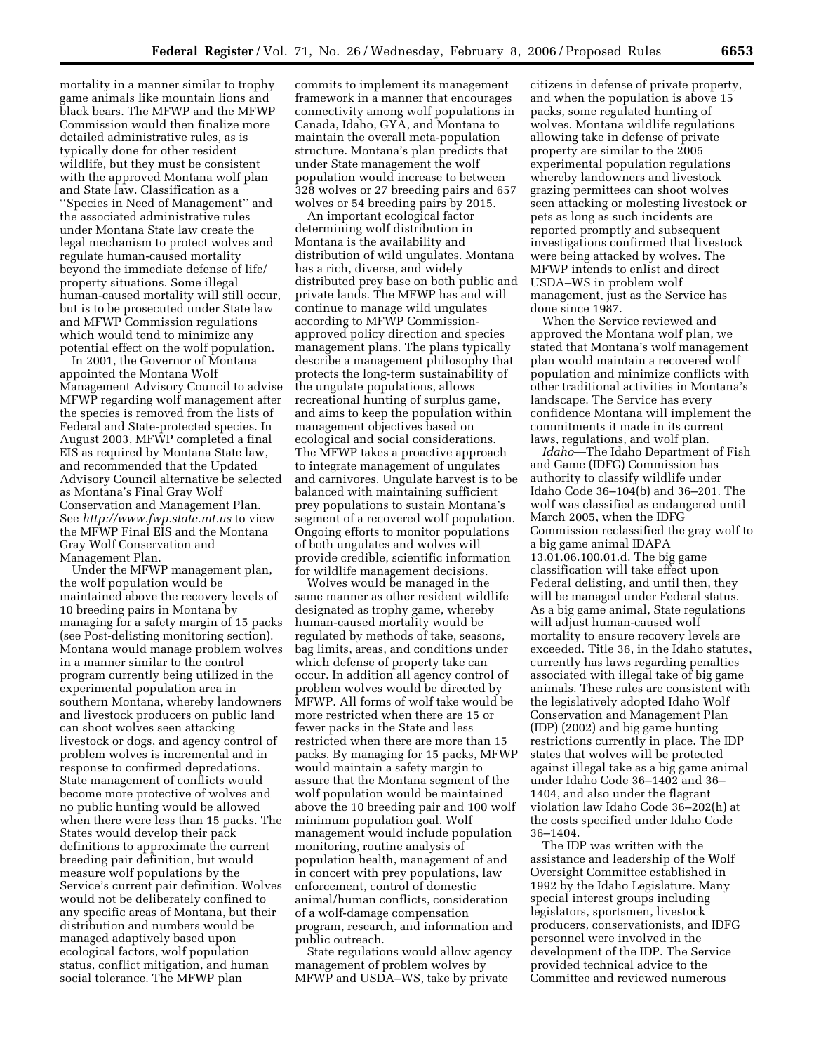mortality in a manner similar to trophy game animals like mountain lions and black bears. The MFWP and the MFWP Commission would then finalize more detailed administrative rules, as is typically done for other resident wildlife, but they must be consistent with the approved Montana wolf plan and State law. Classification as a ''Species in Need of Management'' and the associated administrative rules under Montana State law create the legal mechanism to protect wolves and regulate human-caused mortality beyond the immediate defense of life/property situations. Some illegal human-caused mortality will still occur, but is to be prosecuted under State law and MFWP Commission regulations which would tend to minimize any potential effect on the wolf population.

In 2001, the Governor of Montana appointed the Montana Wolf Management Advisory Council to advise MFWP regarding wolf management after the species is removed from the lists of Federal and State-protected species. In August 2003, MFWP completed a final EIS as required by Montana State law, and recommended that the Updated Advisory Council alternative be selected as Montana's Final Gray Wolf Conservation and Management Plan. See *http://www.fwp.state.mt.us* to view the MFWP Final EIS and the Montana Gray Wolf Conservation and Management Plan.

Under the MFWP management plan, the wolf population would be maintained above the recovery levels of 10 breeding pairs in Montana by managing for a safety margin of 15 packs (see Post-delisting monitoring section). Montana would manage problem wolves in a manner similar to the control program currently being utilized in the experimental population area in southern Montana, whereby landowners and livestock producers on public land can shoot wolves seen attacking livestock or dogs, and agency control of problem wolves is incremental and in response to confirmed depredations. State management of conflicts would become more protective of wolves and no public hunting would be allowed when there were less than 15 packs. The States would develop their pack definitions to approximate the current breeding pair definition, but would measure wolf populations by the Service's current pair definition. Wolves would not be deliberately confined to any specific areas of Montana, but their distribution and numbers would be managed adaptively based upon ecological factors, wolf population status, conflict mitigation, and human social tolerance. The MFWP plan commits to implement its management framework in a manner that encourages connectivity among wolf populations in Canada, Idaho, GYA, and Montana to maintain the overall meta-population structure. Montana's plan predicts that under State management the wolf population would increase to between 328 wolves or 27 breeding pairs and 657 wolves or 54 breeding pairs by 2015.

An important ecological factor determining wolf distribution in Montana is the availability and distribution of wild ungulates. Montana has a rich, diverse, and widely distributed prey base on both public and private lands. The MFWP has and will continue to manage wild ungulates according to MFWP Commission-approved policy direction and species management plans. The plans typically describe a management philosophy that protects the long-term sustainability of the ungulate populations, allows recreational hunting of surplus game, and aims to keep the population within management objectives based on ecological and social considerations. The MFWP takes a proactive approach to integrate management of ungulates and carnivores. Ungulate harvest is to be balanced with maintaining sufficient prey populations to sustain Montana's segment of a recovered wolf population. Ongoing efforts to monitor populations of both ungulates and wolves will provide credible, scientific information for wildlife management decisions.

Wolves would be managed in the same manner as other resident wildlife designated as trophy game, whereby human-caused mortality would be regulated by methods of take, seasons, bag limits, areas, and conditions under which defense of property take can occur. In addition all agency control of problem wolves would be directed by MFWP. All forms of wolf take would be more restricted when there are 15 or fewer packs in the State and less restricted when there are more than 15 packs. By managing for 15 packs, MFWP would maintain a safety margin to assure that the Montana segment of the wolf population would be maintained above the 10 breeding pair and 100 wolf minimum population goal. Wolf management would include population monitoring, routine analysis of population health, management of and in concert with prey populations, law enforcement, control of domestic animal/human conflicts, consideration of a wolf-damage compensation program, research, and information and public outreach.

State regulations would allow agency management of problem wolves by MFWP and USDA–WS, take by private citizens in defense of private property, and when the population is above 15 packs, some regulated hunting of wolves. Montana wildlife regulations allowing take in defense of private property are similar to the 2005 experimental population regulations whereby landowners and livestock grazing permittees can shoot wolves seen attacking or molesting livestock or pets as long as such incidents are reported promptly and subsequent investigations confirmed that livestock were being attacked by wolves. The MFWP intends to enlist and direct USDA–WS in problem wolf management, just as the Service has done since 1987.

When the Service reviewed and approved the Montana wolf plan, we stated that Montana's wolf management plan would maintain a recovered wolf population and minimize conflicts with other traditional activities in Montana's landscape. The Service has every confidence Montana will implement the commitments it made in its current laws, regulations, and wolf plan.

*Idaho*—The Idaho Department of Fish and Game (IDFG) Commission has authority to classify wildlife under Idaho Code 36–104(b) and 36–201. The wolf was classified as endangered until March 2005, when the IDFG Commission reclassified the gray wolf to a big game animal IDAPA 13.01.06.100.01.d. The big game classification will take effect upon Federal delisting, and until then, they will be managed under Federal status. As a big game animal, State regulations will adjust human-caused wolf mortality to ensure recovery levels are exceeded. Title 36, in the Idaho statutes, currently has laws regarding penalties associated with illegal take of big game animals. These rules are consistent with the legislatively adopted Idaho Wolf Conservation and Management Plan (IDP) (2002) and big game hunting restrictions currently in place. The IDP states that wolves will be protected against illegal take as a big game animal under Idaho Code 36–1402 and 36–1404, and also under the flagrant violation law Idaho Code 36–202(h) at the costs specified under Idaho Code 36–1404.

The IDP was written with the assistance and leadership of the Wolf Oversight Committee established in 1992 by the Idaho Legislature. Many special interest groups including legislators, sportsmen, livestock producers, conservationists, and IDFG personnel were involved in the development of the IDP. The Service provided technical advice to the Committee and reviewed numerous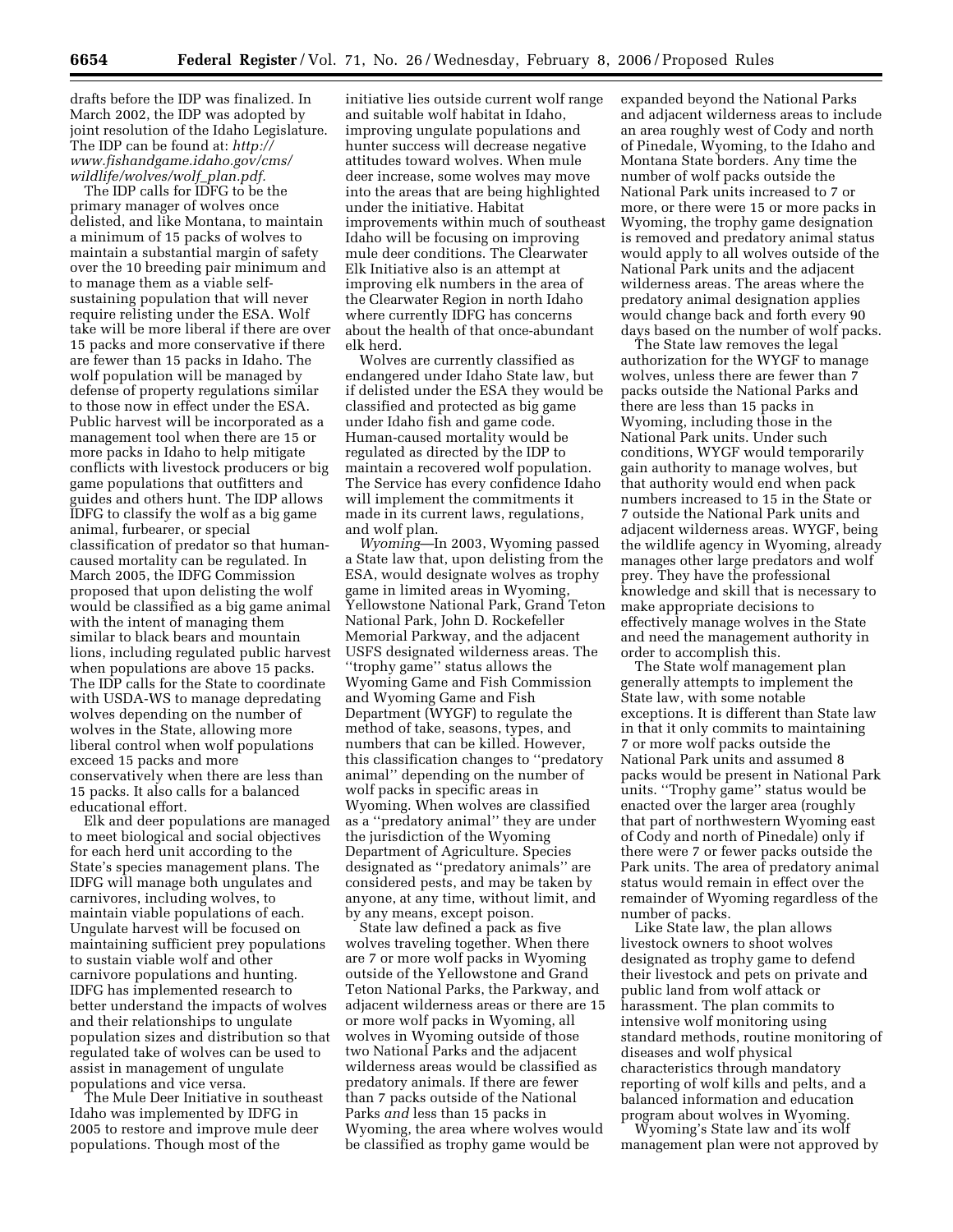drafts before the IDP was finalized. In March 2002, the IDP was adopted by joint resolution of the Idaho Legislature. The IDP can be found at: *http://www.fishandgame.idaho.gov/cms/wildlife/wolves/wolf_plan.pdf.*

The IDP calls for IDFG to be the primary manager of wolves once delisted, and like Montana, to maintain a minimum of 15 packs of wolves to maintain a substantial margin of safety over the 10 breeding pair minimum and to manage them as a viable self-sustaining population that will never require relisting under the ESA. Wolf take will be more liberal if there are over 15 packs and more conservative if there are fewer than 15 packs in Idaho. The wolf population will be managed by defense of property regulations similar to those now in effect under the ESA. Public harvest will be incorporated as a management tool when there are 15 or more packs in Idaho to help mitigate conflicts with livestock producers or big game populations that outfitters and guides and others hunt. The IDP allows IDFG to classify the wolf as a big game animal, furbearer, or special classification of predator so that human-caused mortality can be regulated. In March 2005, the IDFG Commission proposed that upon delisting the wolf would be classified as a big game animal with the intent of managing them similar to black bears and mountain lions, including regulated public harvest when populations are above 15 packs. The IDP calls for the State to coordinate with USDA-WS to manage depredating wolves depending on the number of wolves in the State, allowing more liberal control when wolf populations exceed 15 packs and more conservatively when there are less than 15 packs. It also calls for a balanced educational effort.

Elk and deer populations are managed to meet biological and social objectives for each herd unit according to the State's species management plans. The IDFG will manage both ungulates and carnivores, including wolves, to maintain viable populations of each. Ungulate harvest will be focused on maintaining sufficient prey populations to sustain viable wolf and other carnivore populations and hunting. IDFG has implemented research to better understand the impacts of wolves and their relationships to ungulate population sizes and distribution so that regulated take of wolves can be used to assist in management of ungulate populations and vice versa.

The Mule Deer Initiative in southeast Idaho was implemented by IDFG in 2005 to restore and improve mule deer populations. Though most of the initiative lies outside current wolf range and suitable wolf habitat in Idaho, improving ungulate populations and hunter success will decrease negative attitudes toward wolves. When mule deer increase, some wolves may move into the areas that are being highlighted under the initiative. Habitat improvements within much of southeast Idaho will be focusing on improving mule deer conditions. The Clearwater Elk Initiative also is an attempt at improving elk numbers in the area of the Clearwater Region in north Idaho where currently IDFG has concerns about the health of that once-abundant elk herd.

Wolves are currently classified as endangered under Idaho State law, but if delisted under the ESA they would be classified and protected as big game under Idaho fish and game code. Human-caused mortality would be regulated as directed by the IDP to maintain a recovered wolf population. The Service has every confidence Idaho will implement the commitments it made in its current laws, regulations, and wolf plan.

*Wyoming*—In 2003, Wyoming passed a State law that, upon delisting from the ESA, would designate wolves as trophy game in limited areas in Wyoming, Yellowstone National Park, Grand Teton National Park, John D. Rockefeller Memorial Parkway, and the adjacent USFS designated wilderness areas. The ''trophy game'' status allows the Wyoming Game and Fish Commission and Wyoming Game and Fish Department (WYGF) to regulate the method of take, seasons, types, and numbers that can be killed. However, this classification changes to ''predatory animal'' depending on the number of wolf packs in specific areas in Wyoming. When wolves are classified as a ''predatory animal'' they are under the jurisdiction of the Wyoming Department of Agriculture. Species designated as ''predatory animals'' are considered pests, and may be taken by anyone, at any time, without limit, and by any means, except poison.

State law defined a pack as five wolves traveling together. When there are 7 or more wolf packs in Wyoming outside of the Yellowstone and Grand Teton National Parks, the Parkway, and adjacent wilderness areas or there are 15 or more wolf packs in Wyoming, all wolves in Wyoming outside of those two National Parks and the adjacent wilderness areas would be classified as predatory animals. If there are fewer than 7 packs outside of the National Parks *and* less than 15 packs in Wyoming, the area where wolves would be classified as trophy game would be expanded beyond the National Parks and adjacent wilderness areas to include an area roughly west of Cody and north of Pinedale, Wyoming, to the Idaho and Montana State borders. Any time the number of wolf packs outside the National Park units increased to 7 or more, or there were 15 or more packs in Wyoming, the trophy game designation is removed and predatory animal status would apply to all wolves outside of the National Park units and the adjacent wilderness areas. The areas where the predatory animal designation applies would change back and forth every 90 days based on the number of wolf packs.

The State law removes the legal authorization for the WYGF to manage wolves, unless there are fewer than 7 packs outside the National Parks and there are less than 15 packs in Wyoming, including those in the National Park units. Under such conditions, WYGF would temporarily gain authority to manage wolves, but that authority would end when pack numbers increased to 15 in the State or 7 outside the National Park units and adjacent wilderness areas. WYGF, being the wildlife agency in Wyoming, already manages other large predators and wolf prey. They have the professional knowledge and skill that is necessary to make appropriate decisions to effectively manage wolves in the State and need the management authority in order to accomplish this.

The State wolf management plan generally attempts to implement the State law, with some notable exceptions. It is different than State law in that it only commits to maintaining 7 or more wolf packs outside the National Park units and assumed 8 packs would be present in National Park units. ''Trophy game'' status would be enacted over the larger area (roughly that part of northwestern Wyoming east of Cody and north of Pinedale) only if there were 7 or fewer packs outside the Park units. The area of predatory animal status would remain in effect over the remainder of Wyoming regardless of the number of packs.

Like State law, the plan allows livestock owners to shoot wolves designated as trophy game to defend their livestock and pets on private and public land from wolf attack or harassment. The plan commits to intensive wolf monitoring using standard methods, routine monitoring of diseases and wolf physical characteristics through mandatory reporting of wolf kills and pelts, and a balanced information and education program about wolves in Wyoming.

Wyoming's State law and its wolf management plan were not approved by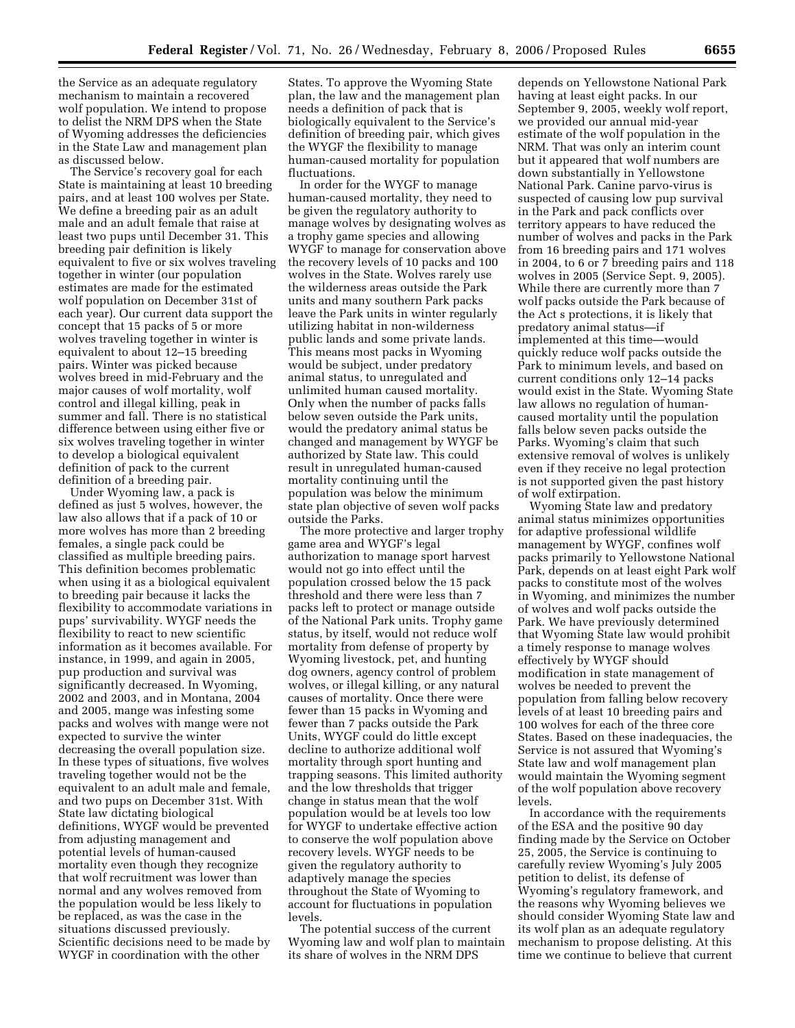the Service as an adequate regulatory mechanism to maintain a recovered wolf population. We intend to propose to delist the NRM DPS when the State of Wyoming addresses the deficiencies in the State Law and management plan as discussed below.

The Service's recovery goal for each State is maintaining at least 10 breeding pairs, and at least 100 wolves per State. We define a breeding pair as an adult male and an adult female that raise at least two pups until December 31. This breeding pair definition is likely equivalent to five or six wolves traveling together in winter (our population estimates are made for the estimated wolf population on December 31st of each year). Our current data support the concept that 15 packs of 5 or more wolves traveling together in winter is equivalent to about 12–15 breeding pairs. Winter was picked because wolves breed in mid-February and the major causes of wolf mortality, wolf control and illegal killing, peak in summer and fall. There is no statistical difference between using either five or six wolves traveling together in winter to develop a biological equivalent definition of pack to the current definition of a breeding pair.

Under Wyoming law, a pack is defined as just 5 wolves, however, the law also allows that if a pack of 10 or more wolves has more than 2 breeding females, a single pack could be classified as multiple breeding pairs. This definition becomes problematic when using it as a biological equivalent to breeding pair because it lacks the flexibility to accommodate variations in pups' survivability. WYGF needs the flexibility to react to new scientific information as it becomes available. For instance, in 1999, and again in 2005, pup production and survival was significantly decreased. In Wyoming, 2002 and 2003, and in Montana, 2004 and 2005, mange was infesting some packs and wolves with mange were not expected to survive the winter decreasing the overall population size. In these types of situations, five wolves traveling together would not be the equivalent to an adult male and female, and two pups on December 31st. With State law dictating biological definitions, WYGF would be prevented from adjusting management and potential levels of human-caused mortality even though they recognize that wolf recruitment was lower than normal and any wolves removed from the population would be less likely to be replaced, as was the case in the situations discussed previously. Scientific decisions need to be made by WYGF in coordination with the other States. To approve the Wyoming State plan, the law and the management plan needs a definition of pack that is biologically equivalent to the Service's definition of breeding pair, which gives the WYGF the flexibility to manage human-caused mortality for population fluctuations.

In order for the WYGF to manage human-caused mortality, they need to be given the regulatory authority to manage wolves by designating wolves as a trophy game species and allowing WYGF to manage for conservation above the recovery levels of 10 packs and 100 wolves in the State. Wolves rarely use the wilderness areas outside the Park units and many southern Park packs leave the Park units in winter regularly utilizing habitat in non-wilderness public lands and some private lands. This means most packs in Wyoming would be subject, under predatory animal status, to unregulated and unlimited human caused mortality. Only when the number of packs falls below seven outside the Park units, would the predatory animal status be changed and management by WYGF be authorized by State law. This could result in unregulated human-caused mortality continuing until the population was below the minimum state plan objective of seven wolf packs outside the Parks.

The more protective and larger trophy game area and WYGF's legal authorization to manage sport harvest would not go into effect until the population crossed below the 15 pack threshold and there were less than 7 packs left to protect or manage outside of the National Park units. Trophy game status, by itself, would not reduce wolf mortality from defense of property by Wyoming livestock, pet, and hunting dog owners, agency control of problem wolves, or illegal killing, or any natural causes of mortality. Once there were fewer than 15 packs in Wyoming and fewer than 7 packs outside the Park Units, WYGF could do little except decline to authorize additional wolf mortality through sport hunting and trapping seasons. This limited authority and the low thresholds that trigger change in status mean that the wolf population would be at levels too low for WYGF to undertake effective action to conserve the wolf population above recovery levels. WYGF needs to be given the regulatory authority to adaptively manage the species throughout the State of Wyoming to account for fluctuations in population levels.

The potential success of the current Wyoming law and wolf plan to maintain its share of wolves in the NRM DPS depends on Yellowstone National Park having at least eight packs. In our September 9, 2005, weekly wolf report, we provided our annual mid-year estimate of the wolf population in the NRM. That was only an interim count but it appeared that wolf numbers are down substantially in Yellowstone National Park. Canine parvo-virus is suspected of causing low pup survival in the Park and pack conflicts over territory appears to have reduced the number of wolves and packs in the Park from 16 breeding pairs and 171 wolves in 2004, to 6 or 7 breeding pairs and 118 wolves in 2005 (Service Sept. 9, 2005). While there are currently more than 7 wolf packs outside the Park because of the Act s protections, it is likely that predatory animal status—if implemented at this time—would quickly reduce wolf packs outside the Park to minimum levels, and based on current conditions only 12–14 packs would exist in the State. Wyoming State law allows no regulation of human-caused mortality until the population falls below seven packs outside the Parks. Wyoming's claim that such extensive removal of wolves is unlikely even if they receive no legal protection is not supported given the past history of wolf extirpation.

Wyoming State law and predatory animal status minimizes opportunities for adaptive professional wildlife management by WYGF, confines wolf packs primarily to Yellowstone National Park, depends on at least eight Park wolf packs to constitute most of the wolves in Wyoming, and minimizes the number of wolves and wolf packs outside the Park. We have previously determined that Wyoming State law would prohibit a timely response to manage wolves effectively by WYGF should modification in state management of wolves be needed to prevent the population from falling below recovery levels of at least 10 breeding pairs and 100 wolves for each of the three core States. Based on these inadequacies, the Service is not assured that Wyoming's State law and wolf management plan would maintain the Wyoming segment of the wolf population above recovery levels.

In accordance with the requirements of the ESA and the positive 90 day finding made by the Service on October 25, 2005, the Service is continuing to carefully review Wyoming's July 2005 petition to delist, its defense of Wyoming's regulatory framework, and the reasons why Wyoming believes we should consider Wyoming State law and its wolf plan as an adequate regulatory mechanism to propose delisting. At this time we continue to believe that current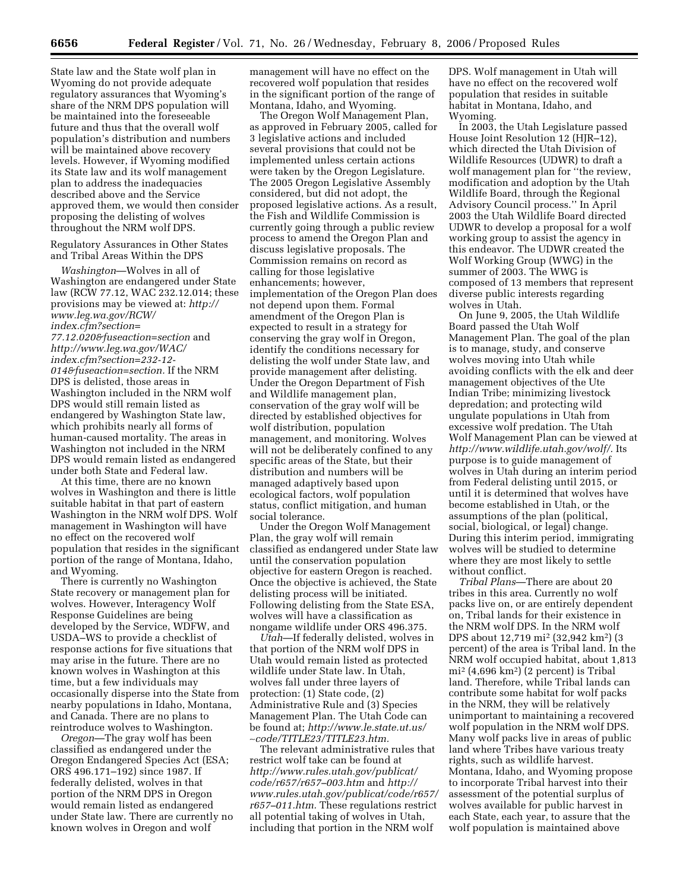State law and the State wolf plan in Wyoming do not provide adequate regulatory assurances that Wyoming's share of the NRM DPS population will be maintained into the foreseeable future and thus that the overall wolf population's distribution and numbers will be maintained above recovery levels. However, if Wyoming modified its State law and its wolf management plan to address the inadequacies described above and the Service approved them, we would then consider proposing the delisting of wolves throughout the NRM wolf DPS.

Regulatory Assurances in Other States and Tribal Areas Within the DPS

*Washington*—Wolves in all of Washington are endangered under State law (RCW 77.12, WAC 232.12.014; these provisions may be viewed at: *http://www.leg.wa.gov/RCW/index.cfm?section=77.12.020&fuseaction=section* and *http://www.leg.wa.gov/WAC/index.cfm?section=232-12-014&fuseaction=section*. If the NRM DPS is delisted, those areas in Washington included in the NRM wolf DPS would still remain listed as endangered by Washington State law, which prohibits nearly all forms of human-caused mortality. The areas in Washington not included in the NRM DPS would remain listed as endangered under both State and Federal law.

At this time, there are no known wolves in Washington and there is little suitable habitat in that part of eastern Washington in the NRM wolf DPS. Wolf management in Washington will have no effect on the recovered wolf population that resides in the significant portion of the range of Montana, Idaho, and Wyoming.

There is currently no Washington State recovery or management plan for wolves. However, Interagency Wolf Response Guidelines are being developed by the Service, WDFW, and USDA–WS to provide a checklist of response actions for five situations that may arise in the future. There are no known wolves in Washington at this time, but a few individuals may occasionally disperse into the State from nearby populations in Idaho, Montana, and Canada. There are no plans to reintroduce wolves to Washington.

*Oregon*—The gray wolf has been classified as endangered under the Oregon Endangered Species Act (ESA; ORS 496.171–192) since 1987. If federally delisted, wolves in that portion of the NRM DPS in Oregon would remain listed as endangered under State law. There are currently no known wolves in Oregon and wolf management will have no effect on the recovered wolf population that resides in the significant portion of the range of Montana, Idaho, and Wyoming.

The Oregon Wolf Management Plan, as approved in February 2005, called for 3 legislative actions and included several provisions that could not be implemented unless certain actions were taken by the Oregon Legislature. The 2005 Oregon Legislative Assembly considered, but did not adopt, the proposed legislative actions. As a result, the Fish and Wildlife Commission is currently going through a public review process to amend the Oregon Plan and discuss legislative proposals. The Commission remains on record as calling for those legislative enhancements; however, implementation of the Oregon Plan does not depend upon them. Formal amendment of the Oregon Plan is expected to result in a strategy for conserving the gray wolf in Oregon, identify the conditions necessary for delisting the wolf under State law, and provide management after delisting. Under the Oregon Department of Fish and Wildlife management plan, conservation of the gray wolf will be directed by established objectives for wolf distribution, population management, and monitoring. Wolves will not be deliberately confined to any specific areas of the State, but their distribution and numbers will be managed adaptively based upon ecological factors, wolf population status, conflict mitigation, and human social tolerance.

Under the Oregon Wolf Management Plan, the gray wolf will remain classified as endangered under State law until the conservation population objective for eastern Oregon is reached. Once the objective is achieved, the State delisting process will be initiated. Following delisting from the State ESA, wolves will have a classification as nongame wildlife under ORS 496.375.

*Utah*—If federally delisted, wolves in that portion of the NRM wolf DPS in Utah would remain listed as protected wildlife under State law. In Utah, wolves fall under three layers of protection: (1) State code, (2) Administrative Rule and (3) Species Management Plan. The Utah Code can be found at; *http://www.le.state.ut.us/~code/TITLE23/TITLE23.htm*.

The relevant administrative rules that restrict wolf take can be found at *http://www.rules.utah.gov/publicat/code/r657/r657–003.htm* and *http://www.rules.utah.gov/publicat/code/r657/r657–011.htm*. These regulations restrict all potential taking of wolves in Utah, including that portion in the NRM wolf DPS. Wolf management in Utah will have no effect on the recovered wolf population that resides in suitable habitat in Montana, Idaho, and Wyoming.

In 2003, the Utah Legislature passed House Joint Resolution 12 (HJR–12), which directed the Utah Division of Wildlife Resources (UDWR) to draft a wolf management plan for "the review, modification and adoption by the Utah Wildlife Board, through the Regional Advisory Council process." In April 2003 the Utah Wildlife Board directed UDWR to develop a proposal for a wolf working group to assist the agency in this endeavor. The UDWR created the Wolf Working Group (WWG) in the summer of 2003. The WWG is composed of 13 members that represent diverse public interests regarding wolves in Utah.

On June 9, 2005, the Utah Wildlife Board passed the Utah Wolf Management Plan. The goal of the plan is to manage, study, and conserve wolves moving into Utah while avoiding conflicts with the elk and deer management objectives of the Ute Indian Tribe; minimizing livestock depredation; and protecting wild ungulate populations in Utah from excessive wolf predation. The Utah Wolf Management Plan can be viewed at *http://www.wildlife.utah.gov/wolf/*. Its purpose is to guide management of wolves in Utah during an interim period from Federal delisting until 2015, or until it is determined that wolves have become established in Utah, or the assumptions of the plan (political, social, biological, or legal) change. During this interim period, immigrating wolves will be studied to determine where they are most likely to settle without conflict.

*Tribal Plans*—There are about 20 tribes in this area. Currently no wolf packs live on, or are entirely dependent on, Tribal lands for their existence in the NRM wolf DPS. In the NRM wolf DPS about 12,719 mi$^2$ (32,942 km$^2$) (3 percent) of the area is Tribal land. In the NRM wolf occupied habitat, about 1,813 mi$^2$ (4,696 km$^2$) (2 percent) is Tribal land. Therefore, while Tribal lands can contribute some habitat for wolf packs in the NRM, they will be relatively unimportant to maintaining a recovered wolf population in the NRM wolf DPS. Many wolf packs live in areas of public land where Tribes have various treaty rights, such as wildlife harvest. Montana, Idaho, and Wyoming propose to incorporate Tribal harvest into their assessment of the potential surplus of wolves available for public harvest in each State, each year, to assure that the wolf population is maintained above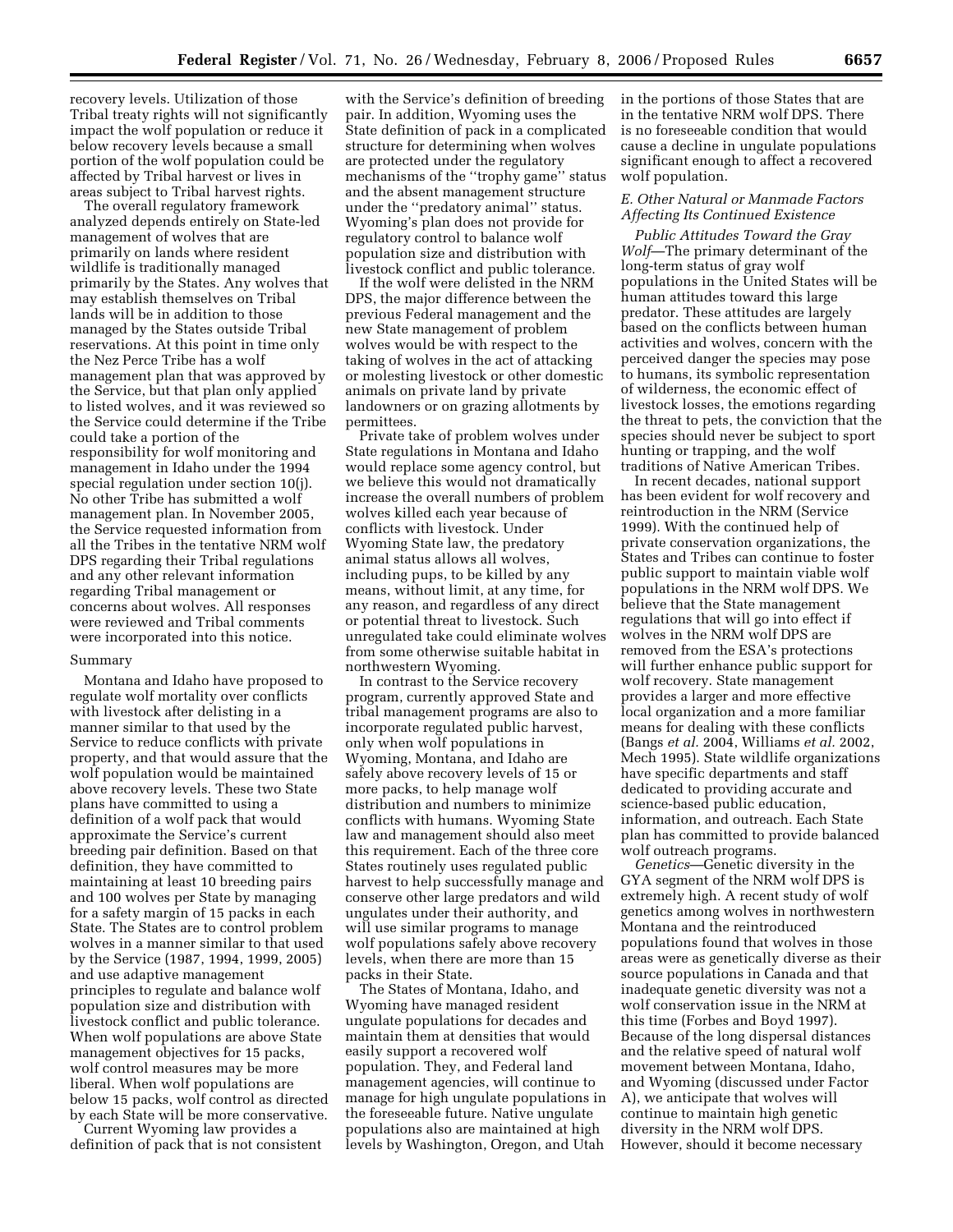recovery levels. Utilization of those Tribal treaty rights will not significantly impact the wolf population or reduce it below recovery levels because a small portion of the wolf population could be affected by Tribal harvest or lives in areas subject to Tribal harvest rights.

The overall regulatory framework analyzed depends entirely on State-led management of wolves that are primarily on lands where resident wildlife is traditionally managed primarily by the States. Any wolves that may establish themselves on Tribal lands will be in addition to those managed by the States outside Tribal reservations. At this point in time only the Nez Perce Tribe has a wolf management plan that was approved by the Service, but that plan only applied to listed wolves, and it was reviewed so the Service could determine if the Tribe could take a portion of the responsibility for wolf monitoring and management in Idaho under the 1994 special regulation under section 10(j). No other Tribe has submitted a wolf management plan. In November 2005, the Service requested information from all the Tribes in the tentative NRM wolf DPS regarding their Tribal regulations and any other relevant information regarding Tribal management or concerns about wolves. All responses were reviewed and Tribal comments were incorporated into this notice.

Summary

Montana and Idaho have proposed to regulate wolf mortality over conflicts with livestock after delisting in a manner similar to that used by the Service to reduce conflicts with private property, and that would assure that the wolf population would be maintained above recovery levels. These two State plans have committed to using a definition of a wolf pack that would approximate the Service's current breeding pair definition. Based on that definition, they have committed to maintaining at least 10 breeding pairs and 100 wolves per State by managing for a safety margin of 15 packs in each State. The States are to control problem wolves in a manner similar to that used by the Service (1987, 1994, 1999, 2005) and use adaptive management principles to regulate and balance wolf population size and distribution with livestock conflict and public tolerance. When wolf populations are above State management objectives for 15 packs, wolf control measures may be more liberal. When wolf populations are below 15 packs, wolf control as directed by each State will be more conservative.

Current Wyoming law provides a definition of pack that is not consistent with the Service's definition of breeding pair. In addition, Wyoming uses the State definition of pack in a complicated structure for determining when wolves are protected under the regulatory mechanisms of the "trophy game" status and the absent management structure under the "predatory animal" status. Wyoming's plan does not provide for regulatory control to balance wolf population size and distribution with livestock conflict and public tolerance.

If the wolf were delisted in the NRM DPS, the major difference between the previous Federal management and the new State management of problem wolves would be with respect to the taking of wolves in the act of attacking or molesting livestock or other domestic animals on private land by private landowners or on grazing allotments by permittees.

Private take of problem wolves under State regulations in Montana and Idaho would replace some agency control, but we believe this would not dramatically increase the overall numbers of problem wolves killed each year because of conflicts with livestock. Under Wyoming State law, the predatory animal status allows all wolves, including pups, to be killed by any means, without limit, at any time, for any reason, and regardless of any direct or potential threat to livestock. Such unregulated take could eliminate wolves from some otherwise suitable habitat in northwestern Wyoming.

In contrast to the Service recovery program, currently approved State and tribal management programs are also to incorporate regulated public harvest, only when wolf populations in Wyoming, Montana, and Idaho are safely above recovery levels of 15 or more packs, to help manage wolf distribution and numbers to minimize conflicts with humans. Wyoming State law and management should also meet this requirement. Each of the three core States routinely uses regulated public harvest to help successfully manage and conserve other large predators and wild ungulates under their authority, and will use similar programs to manage wolf populations safely above recovery levels, when there are more than 15 packs in their State.

The States of Montana, Idaho, and Wyoming have managed resident ungulate populations for decades and maintain them at densities that would easily support a recovered wolf population. They, and Federal land management agencies, will continue to manage for high ungulate populations in the foreseeable future. Native ungulate populations also are maintained at high levels by Washington, Oregon, and Utah in the portions of those States that are in the tentative NRM wolf DPS. There is no foreseeable condition that would cause a decline in ungulate populations significant enough to affect a recovered wolf population.

### *E. Other Natural or Manmade Factors Affecting Its Continued Existence*

*Public Attitudes Toward the Gray Wolf*—The primary determinant of the long-term status of gray wolf populations in the United States will be human attitudes toward this large predator. These attitudes are largely based on the conflicts between human activities and wolves, concern with the perceived danger the species may pose to humans, its symbolic representation of wilderness, the economic effect of livestock losses, the emotions regarding the threat to pets, the conviction that the species should never be subject to sport hunting or trapping, and the wolf traditions of Native American Tribes.

In recent decades, national support has been evident for wolf recovery and reintroduction in the NRM (Service 1999). With the continued help of private conservation organizations, the States and Tribes can continue to foster public support to maintain viable wolf populations in the NRM wolf DPS. We believe that the State management regulations that will go into effect if wolves in the NRM wolf DPS are removed from the ESA's protections will further enhance public support for wolf recovery. State management provides a larger and more effective local organization and a more familiar means for dealing with these conflicts (Bangs *et al.* 2004, Williams *et al.* 2002, Mech 1995). State wildlife organizations have specific departments and staff dedicated to providing accurate and science-based public education, information, and outreach. Each State plan has committed to provide balanced wolf outreach programs.

*Genetics*—Genetic diversity in the GYA segment of the NRM wolf DPS is extremely high. A recent study of wolf genetics among wolves in northwestern Montana and the reintroduced populations found that wolves in those areas were as genetically diverse as their source populations in Canada and that inadequate genetic diversity was not a wolf conservation issue in the NRM at this time (Forbes and Boyd 1997). Because of the long dispersal distances and the relative speed of natural wolf movement between Montana, Idaho, and Wyoming (discussed under Factor A), we anticipate that wolves will continue to maintain high genetic diversity in the NRM wolf DPS. However, should it become necessary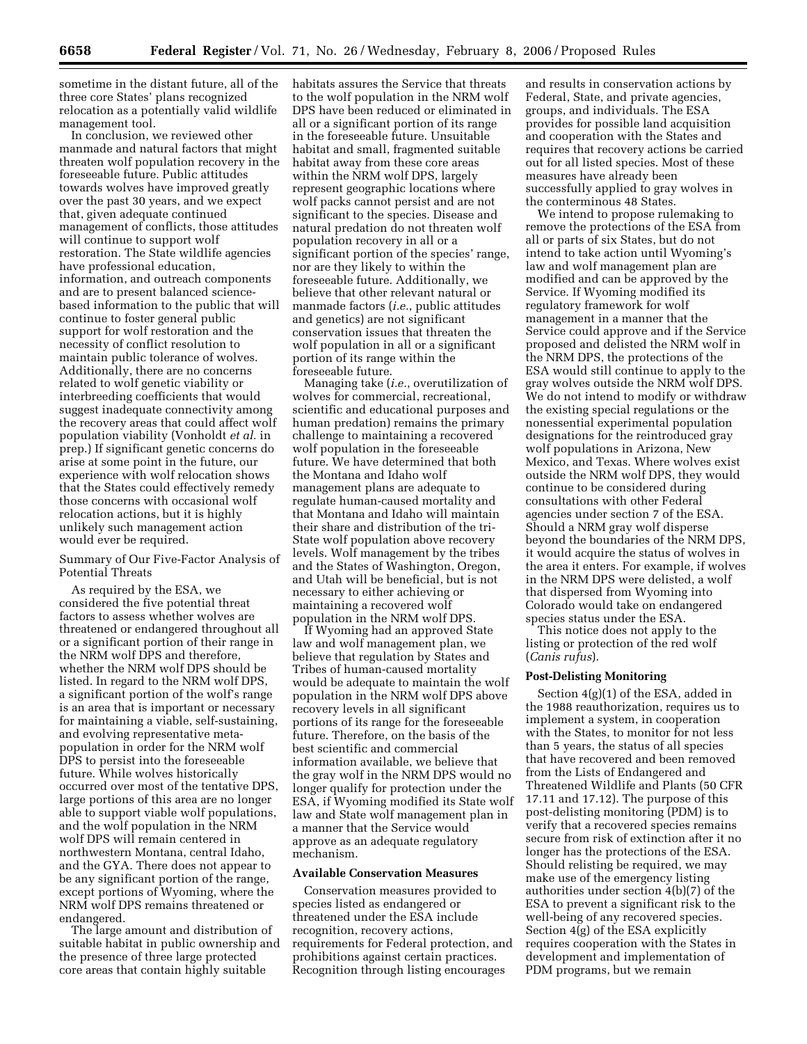sometime in the distant future, all of the three core States' plans recognized relocation as a potentially valid wildlife management tool.

In conclusion, we reviewed other manmade and natural factors that might threaten wolf population recovery in the foreseeable future. Public attitudes towards wolves have improved greatly over the past 30 years, and we expect that, given adequate continued management of conflicts, those attitudes will continue to support wolf restoration. The State wildlife agencies have professional education, information, and outreach components and are to present balanced science-based information to the public that will continue to foster general public support for wolf restoration and the necessity of conflict resolution to maintain public tolerance of wolves. Additionally, there are no concerns related to wolf genetic viability or interbreeding coefficients that would suggest inadequate connectivity among the recovery areas that could affect wolf population viability (Vonholdt *et al.* in prep.) If significant genetic concerns do arise at some point in the future, our experience with wolf relocation shows that the States could effectively remedy those concerns with occasional wolf relocation actions, but it is highly unlikely such management action would ever be required.

Summary of Our Five-Factor Analysis of Potential Threats

As required by the ESA, we considered the five potential threat factors to assess whether wolves are threatened or endangered throughout all or a significant portion of their range in the NRM wolf DPS and therefore, whether the NRM wolf DPS should be listed. In regard to the NRM wolf DPS, a significant portion of the wolf's range is an area that is important or necessary for maintaining a viable, self-sustaining, and evolving representative meta-population in order for the NRM wolf DPS to persist into the foreseeable future. While wolves historically occurred over most of the tentative DPS, large portions of this area are no longer able to support viable wolf populations, and the wolf population in the NRM wolf DPS will remain centered in northwestern Montana, central Idaho, and the GYA. There does not appear to be any significant portion of the range, except portions of Wyoming, where the NRM wolf DPS remains threatened or endangered.

The large amount and distribution of suitable habitat in public ownership and the presence of three large protected core areas that contain highly suitable habitats assures the Service that threats to the wolf population in the NRM wolf DPS have been reduced or eliminated in all or a significant portion of its range in the foreseeable future. Unsuitable habitat and small, fragmented suitable habitat away from these core areas within the NRM wolf DPS, largely represent geographic locations where wolf packs cannot persist and are not significant to the species. Disease and natural predation do not threaten wolf population recovery in all or a significant portion of the species' range, nor are they likely to within the foreseeable future. Additionally, we believe that other relevant natural or manmade factors (*i.e.*, public attitudes and genetics) are not significant conservation issues that threaten the wolf population in all or a significant portion of its range within the foreseeable future.

Managing take (*i.e.*, overutilization of wolves for commercial, recreational, scientific and educational purposes and human predation) remains the primary challenge to maintaining a recovered wolf population in the foreseeable future. We have determined that both the Montana and Idaho wolf management plans are adequate to regulate human-caused mortality and that Montana and Idaho will maintain their share and distribution of the tri-State wolf population above recovery levels. Wolf management by the tribes and the States of Washington, Oregon, and Utah will be beneficial, but is not necessary to either achieving or maintaining a recovered wolf population in the NRM wolf DPS.

If Wyoming had an approved State law and wolf management plan, we believe that regulation by States and Tribes of human-caused mortality would be adequate to maintain the wolf population in the NRM wolf DPS above recovery levels in all significant portions of its range for the foreseeable future. Therefore, on the basis of the best scientific and commercial information available, we believe that the gray wolf in the NRM DPS would no longer qualify for protection under the ESA, if Wyoming modified its State wolf law and State wolf management plan in a manner that the Service would approve as an adequate regulatory mechanism.

**Available Conservation Measures**

Conservation measures provided to species listed as endangered or threatened under the ESA include recognition, recovery actions, requirements for Federal protection, and prohibitions against certain practices. Recognition through listing encourages and results in conservation actions by Federal, State, and private agencies, groups, and individuals. The ESA provides for possible land acquisition and cooperation with the States and requires that recovery actions be carried out for all listed species. Most of these measures have already been successfully applied to gray wolves in the conterminous 48 States.

We intend to propose rulemaking to remove the protections of the ESA from all or parts of six States, but do not intend to take action until Wyoming's law and wolf management plan are modified and can be approved by the Service. If Wyoming modified its regulatory framework for wolf management in a manner that the Service could approve and if the Service proposed and delisted the NRM wolf in the NRM DPS, the protections of the ESA would still continue to apply to the gray wolves outside the NRM wolf DPS. We do not intend to modify or withdraw the existing special regulations or the nonessential experimental population designations for the reintroduced gray wolf populations in Arizona, New Mexico, and Texas. Where wolves exist outside the NRM wolf DPS, they would continue to be considered during consultations with other Federal agencies under section 7 of the ESA. Should a NRM gray wolf disperse beyond the boundaries of the NRM DPS, it would acquire the status of wolves in the area it enters. For example, if wolves in the NRM DPS were delisted, a wolf that dispersed from Wyoming into Colorado would take on endangered species status under the ESA.

This notice does not apply to the listing or protection of the red wolf (*Canis rufus*).

**Post-Delisting Monitoring**

Section 4(g)(1) of the ESA, added in the 1988 reauthorization, requires us to implement a system, in cooperation with the States, to monitor for not less than 5 years, the status of all species that have recovered and been removed from the Lists of Endangered and Threatened Wildlife and Plants (50 CFR 17.11 and 17.12). The purpose of this post-delisting monitoring (PDM) is to verify that a recovered species remains secure from risk of extinction after it no longer has the protections of the ESA. Should relisting be required, we may make use of the emergency listing authorities under section 4(b)(7) of the ESA to prevent a significant risk to the well-being of any recovered species. Section 4(g) of the ESA explicitly requires cooperation with the States in development and implementation of PDM programs, but we remain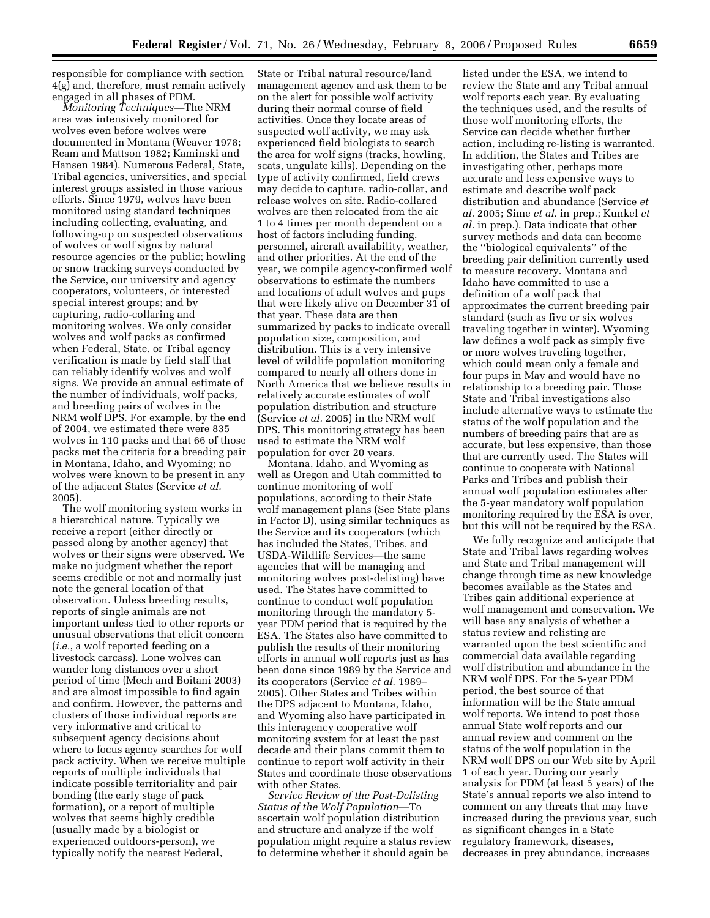responsible for compliance with section 4(g) and, therefore, must remain actively engaged in all phases of PDM.

*Monitoring Techniques*—The NRM area was intensively monitored for wolves even before wolves were documented in Montana (Weaver 1978; Ream and Mattson 1982; Kaminski and Hansen 1984). Numerous Federal, State, Tribal agencies, universities, and special interest groups assisted in those various efforts. Since 1979, wolves have been monitored using standard techniques including collecting, evaluating, and following-up on suspected observations of wolves or wolf signs by natural resource agencies or the public; howling or snow tracking surveys conducted by the Service, our university and agency cooperators, volunteers, or interested special interest groups; and by capturing, radio-collaring and monitoring wolves. We only consider wolves and wolf packs as confirmed when Federal, State, or Tribal agency verification is made by field staff that can reliably identify wolves and wolf signs. We provide an annual estimate of the number of individuals, wolf packs, and breeding pairs of wolves in the NRM wolf DPS. For example, by the end of 2004, we estimated there were 835 wolves in 110 packs and that 66 of those packs met the criteria for a breeding pair in Montana, Idaho, and Wyoming; no wolves were known to be present in any of the adjacent States (Service *et al.* 2005).

The wolf monitoring system works in a hierarchical nature. Typically we receive a report (either directly or passed along by another agency) that wolves or their signs were observed. We make no judgment whether the report seems credible or not and normally just note the general location of that observation. Unless breeding results, reports of single animals are not important unless tied to other reports or unusual observations that elicit concern (*i.e.*, a wolf reported feeding on a livestock carcass). Lone wolves can wander long distances over a short period of time (Mech and Boitani 2003) and are almost impossible to find again and confirm. However, the patterns and clusters of those individual reports are very informative and critical to subsequent agency decisions about where to focus agency searches for wolf pack activity. When we receive multiple reports of multiple individuals that indicate possible territoriality and pair bonding (the early stage of pack formation), or a report of multiple wolves that seems highly credible (usually made by a biologist or experienced outdoors-person), we typically notify the nearest Federal, State or Tribal natural resource/land management agency and ask them to be on the alert for possible wolf activity during their normal course of field activities. Once they locate areas of suspected wolf activity, we may ask experienced field biologists to search the area for wolf signs (tracks, howling, scats, ungulate kills). Depending on the type of activity confirmed, field crews may decide to capture, radio-collar, and release wolves on site. Radio-collared wolves are then relocated from the air 1 to 4 times per month dependent on a host of factors including funding, personnel, aircraft availability, weather, and other priorities. At the end of the year, we compile agency-confirmed wolf observations to estimate the numbers and locations of adult wolves and pups that were likely alive on December 31 of that year. These data are then summarized by packs to indicate overall population size, composition, and distribution. This is a very intensive level of wildlife population monitoring compared to nearly all others done in North America that we believe results in relatively accurate estimates of wolf population distribution and structure (Service *et al.* 2005) in the NRM wolf DPS. This monitoring strategy has been used to estimate the NRM wolf population for over 20 years.

Montana, Idaho, and Wyoming as well as Oregon and Utah committed to continue monitoring of wolf populations, according to their State wolf management plans (See State plans in Factor D), using similar techniques as the Service and its cooperators (which has included the States, Tribes, and USDA-Wildlife Services—the same agencies that will be managing and monitoring wolves post-delisting) have used. The States have committed to continue to conduct wolf population monitoring through the mandatory 5-year PDM period that is required by the ESA. The States also have committed to publish the results of their monitoring efforts in annual wolf reports just as has been done since 1989 by the Service and its cooperators (Service *et al.* 1989–2005). Other States and Tribes within the DPS adjacent to Montana, Idaho, and Wyoming also have participated in this interagency cooperative wolf monitoring system for at least the past decade and their plans commit them to continue to report wolf activity in their States and coordinate those observations with other States.

*Service Review of the Post-Delisting Status of the Wolf Population*—To ascertain wolf population distribution and structure and analyze if the wolf population might require a status review to determine whether it should again be listed under the ESA, we intend to review the State and any Tribal annual wolf reports each year. By evaluating the techniques used, and the results of those wolf monitoring efforts, the Service can decide whether further action, including re-listing is warranted. In addition, the States and Tribes are investigating other, perhaps more accurate and less expensive ways to estimate and describe wolf pack distribution and abundance (Service *et al.* 2005; Sime *et al.* in prep.; Kunkel *et al.* in prep.). Data indicate that other survey methods and data can become the ''biological equivalents'' of the breeding pair definition currently used to measure recovery. Montana and Idaho have committed to use a definition of a wolf pack that approximates the current breeding pair standard (such as five or six wolves traveling together in winter). Wyoming law defines a wolf pack as simply five or more wolves traveling together, which could mean only a female and four pups in May and would have no relationship to a breeding pair. Those State and Tribal investigations also include alternative ways to estimate the status of the wolf population and the numbers of breeding pairs that are as accurate, but less expensive, than those that are currently used. The States will continue to cooperate with National Parks and Tribes and publish their annual wolf population estimates after the 5-year mandatory wolf population monitoring required by the ESA is over, but this will not be required by the ESA.

We fully recognize and anticipate that State and Tribal laws regarding wolves and State and Tribal management will change through time as new knowledge becomes available as the States and Tribes gain additional experience at wolf management and conservation. We will base any analysis of whether a status review and relisting are warranted upon the best scientific and commercial data available regarding wolf distribution and abundance in the NRM wolf DPS. For the 5-year PDM period, the best source of that information will be the State annual wolf reports. We intend to post those annual State wolf reports and our annual review and comment on the status of the wolf population in the NRM wolf DPS on our Web site by April 1 of each year. During our yearly analysis for PDM (at least 5 years) of the State's annual reports we also intend to comment on any threats that may have increased during the previous year, such as significant changes in a State regulatory framework, diseases, decreases in prey abundance, increases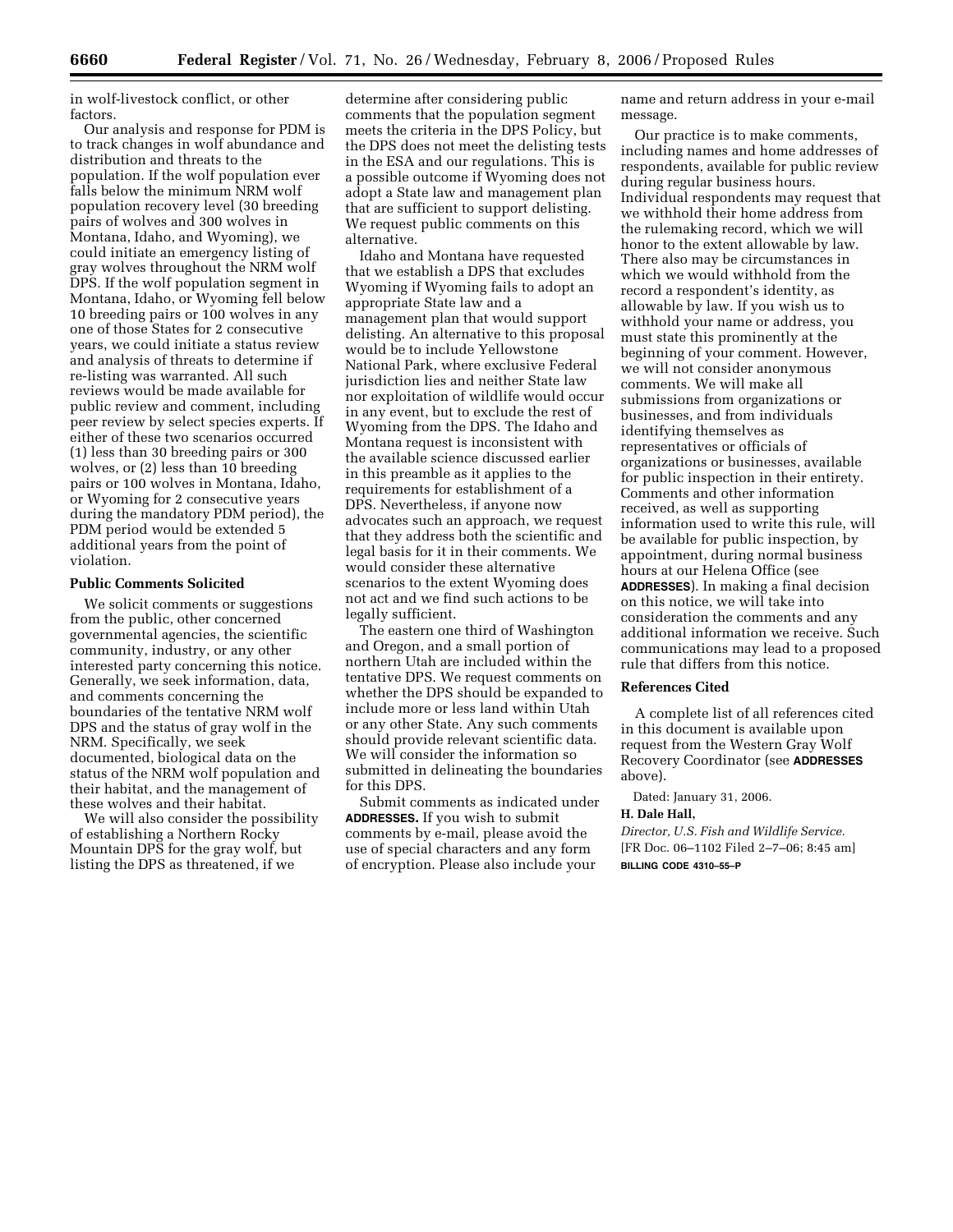in wolf-livestock conflict, or other factors.

Our analysis and response for PDM is to track changes in wolf abundance and distribution and threats to the population. If the wolf population ever falls below the minimum NRM wolf population recovery level (30 breeding pairs of wolves and 300 wolves in Montana, Idaho, and Wyoming), we could initiate an emergency listing of gray wolves throughout the NRM wolf DPS. If the wolf population segment in Montana, Idaho, or Wyoming fell below 10 breeding pairs or 100 wolves in any one of those States for 2 consecutive years, we could initiate a status review and analysis of threats to determine if re-listing was warranted. All such reviews would be made available for public review and comment, including peer review by select species experts. If either of these two scenarios occurred (1) less than 30 breeding pairs or 300 wolves, or (2) less than 10 breeding pairs or 100 wolves in Montana, Idaho, or Wyoming for 2 consecutive years during the mandatory PDM period), the PDM period would be extended 5 additional years from the point of violation.

### Public Comments Solicited

We solicit comments or suggestions from the public, other concerned governmental agencies, the scientific community, industry, or any other interested party concerning this notice. Generally, we seek information, data, and comments concerning the boundaries of the tentative NRM wolf DPS and the status of gray wolf in the NRM. Specifically, we seek documented, biological data on the status of the NRM wolf population and their habitat, and the management of these wolves and their habitat.

We will also consider the possibility of establishing a Northern Rocky Mountain DPS for the gray wolf, but listing the DPS as threatened, if we determine after considering public comments that the population segment meets the criteria in the DPS Policy, but the DPS does not meet the delisting tests in the ESA and our regulations. This is a possible outcome if Wyoming does not adopt a State law and management plan that are sufficient to support delisting. We request public comments on this alternative.

Idaho and Montana have requested that we establish a DPS that excludes Wyoming if Wyoming fails to adopt an appropriate State law and a management plan that would support delisting. An alternative to this proposal would be to include Yellowstone National Park, where exclusive Federal jurisdiction lies and neither State law nor exploitation of wildlife would occur in any event, but to exclude the rest of Wyoming from the DPS. The Idaho and Montana request is inconsistent with the available science discussed earlier in this preamble as it applies to the requirements for establishment of a DPS. Nevertheless, if anyone now advocates such an approach, we request that they address both the scientific and legal basis for it in their comments. We would consider these alternative scenarios to the extent Wyoming does not act and we find such actions to be legally sufficient.

The eastern one third of Washington and Oregon, and a small portion of northern Utah are included within the tentative DPS. We request comments on whether the DPS should be expanded to include more or less land within Utah or any other State. Any such comments should provide relevant scientific data. We will consider the information so submitted in delineating the boundaries for this DPS.

Submit comments as indicated under **ADDRESSES.** If you wish to submit comments by e-mail, please avoid the use of special characters and any form of encryption. Please also include your name and return address in your e-mail message.

Our practice is to make comments, including names and home addresses of respondents, available for public review during regular business hours. Individual respondents may request that we withhold their home address from the rulemaking record, which we will honor to the extent allowable by law. There also may be circumstances in which we would withhold from the record a respondent's identity, as allowable by law. If you wish us to withhold your name or address, you must state this prominently at the beginning of your comment. However, we will not consider anonymous comments. We will make all submissions from organizations or businesses, and from individuals identifying themselves as representatives or officials of organizations or businesses, available for public inspection in their entirety. Comments and other information received, as well as supporting information used to write this rule, will be available for public inspection, by appointment, during normal business hours at our Helena Office (see **ADDRESSES**). In making a final decision on this notice, we will take into consideration the comments and any additional information we receive. Such communications may lead to a proposed rule that differs from this notice.

### References Cited

A complete list of all references cited in this document is available upon request from the Western Gray Wolf Recovery Coordinator (see **ADDRESSES** above).

Dated: January 31, 2006.

**H. Dale Hall,**

*Director, U.S. Fish and Wildlife Service.*

[FR Doc. 06–1102 Filed 2–7–06; 8:45 am]

**BILLING CODE 4310–55–P**